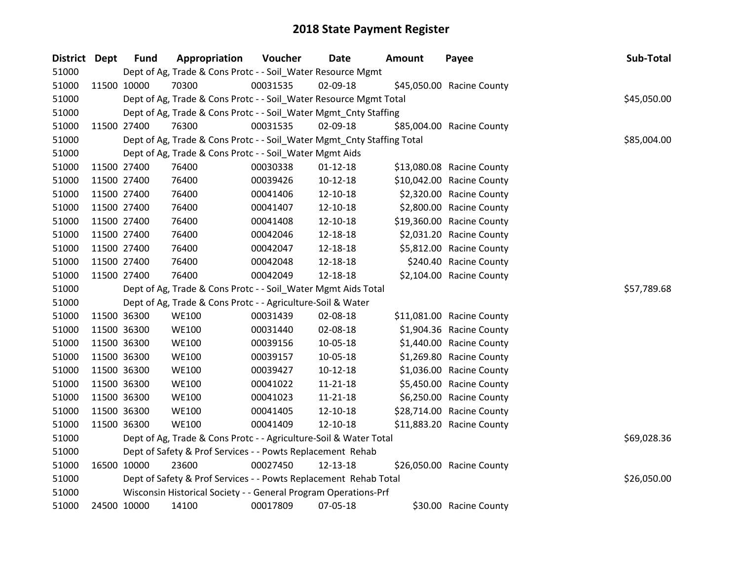# 2018 State Payment Register

| District | Dept | Fund | Appropriation | Voucher | Date | Amount | Payee | Sub-Total |
|---|---|---|---|---|---|---|---|---|
| 51000 | Dept of Ag, Trade & Cons Protc - - Soil_Water Resource Mgmt | | | | | | | |
| 51000 | 11500 | 10000 | 70300 | 00031535 | 02-09-18 | $45,050.00 | Racine County | |
| 51000 | Dept of Ag, Trade & Cons Protc - - Soil_Water Resource Mgmt Total | | | | | | | $45,050.00 |
| 51000 | Dept of Ag, Trade & Cons Protc - - Soil_Water Mgmt_Cnty Staffing | | | | | | | |
| 51000 | 11500 | 27400 | 76300 | 00031535 | 02-09-18 | $85,004.00 | Racine County | |
| 51000 | Dept of Ag, Trade & Cons Protc - - Soil_Water Mgmt_Cnty Staffing Total | | | | | | | $85,004.00 |
| 51000 | Dept of Ag, Trade & Cons Protc - - Soil_Water Mgmt Aids | | | | | | | |
| 51000 | 11500 | 27400 | 76400 | 00030338 | 01-12-18 | $13,080.08 | Racine County | |
| 51000 | 11500 | 27400 | 76400 | 00039426 | 10-12-18 | $10,042.00 | Racine County | |
| 51000 | 11500 | 27400 | 76400 | 00041406 | 12-10-18 | $2,320.00 | Racine County | |
| 51000 | 11500 | 27400 | 76400 | 00041407 | 12-10-18 | $2,800.00 | Racine County | |
| 51000 | 11500 | 27400 | 76400 | 00041408 | 12-10-18 | $19,360.00 | Racine County | |
| 51000 | 11500 | 27400 | 76400 | 00042046 | 12-18-18 | $2,031.20 | Racine County | |
| 51000 | 11500 | 27400 | 76400 | 00042047 | 12-18-18 | $5,812.00 | Racine County | |
| 51000 | 11500 | 27400 | 76400 | 00042048 | 12-18-18 | $240.40 | Racine County | |
| 51000 | 11500 | 27400 | 76400 | 00042049 | 12-18-18 | $2,104.00 | Racine County | |
| 51000 | Dept of Ag, Trade & Cons Protc - - Soil_Water Mgmt Aids Total | | | | | | | $57,789.68 |
| 51000 | Dept of Ag, Trade & Cons Protc - - Agriculture-Soil & Water | | | | | | | |
| 51000 | 11500 | 36300 | WE100 | 00031439 | 02-08-18 | $11,081.00 | Racine County | |
| 51000 | 11500 | 36300 | WE100 | 00031440 | 02-08-18 | $1,904.36 | Racine County | |
| 51000 | 11500 | 36300 | WE100 | 00039156 | 10-05-18 | $1,440.00 | Racine County | |
| 51000 | 11500 | 36300 | WE100 | 00039157 | 10-05-18 | $1,269.80 | Racine County | |
| 51000 | 11500 | 36300 | WE100 | 00039427 | 10-12-18 | $1,036.00 | Racine County | |
| 51000 | 11500 | 36300 | WE100 | 00041022 | 11-21-18 | $5,450.00 | Racine County | |
| 51000 | 11500 | 36300 | WE100 | 00041023 | 11-21-18 | $6,250.00 | Racine County | |
| 51000 | 11500 | 36300 | WE100 | 00041405 | 12-10-18 | $28,714.00 | Racine County | |
| 51000 | 11500 | 36300 | WE100 | 00041409 | 12-10-18 | $11,883.20 | Racine County | |
| 51000 | Dept of Ag, Trade & Cons Protc - - Agriculture-Soil & Water Total | | | | | | | $69,028.36 |
| 51000 | Dept of Safety & Prof Services - - Powts Replacement Rehab | | | | | | | |
| 51000 | 16500 | 10000 | 23600 | 00027450 | 12-13-18 | $26,050.00 | Racine County | |
| 51000 | Dept of Safety & Prof Services - - Powts Replacement Rehab Total | | | | | | | $26,050.00 |
| 51000 | Wisconsin Historical Society - - General Program Operations-Prf | | | | | | | |
| 51000 | 24500 | 10000 | 14100 | 00017809 | 07-05-18 | $30.00 | Racine County | |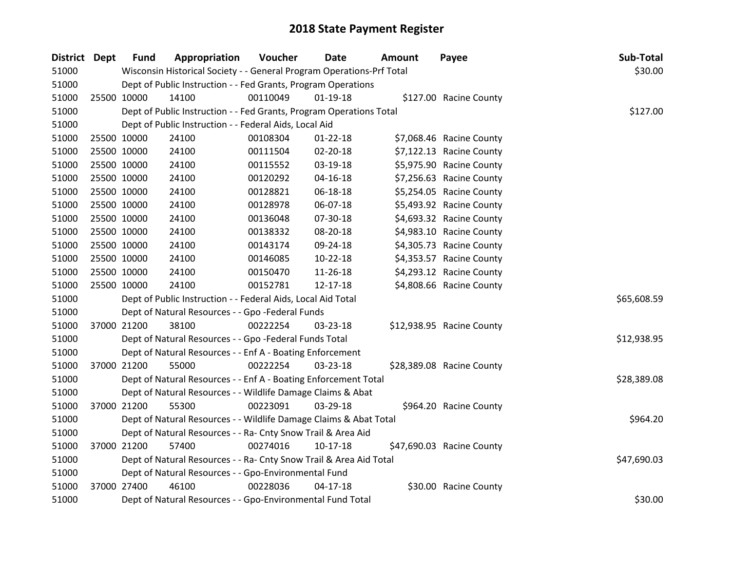# 2018 State Payment Register

| District | Dept | Fund | Appropriation | Voucher | Date | Amount | Payee | Sub-Total |
|---|---|---|---|---|---|---|---|---|
| 51000 | | Wisconsin Historical Society - - General Program Operations-Prf Total | | | | | | $30.00 |
| 51000 | | Dept of Public Instruction - - Fed Grants, Program Operations | | | | | | |
| 51000 | 25500 | 10000 | 14100 | 00110049 | 01-19-18 | $127.00 | Racine County | |
| 51000 | | Dept of Public Instruction - - Fed Grants, Program Operations Total | | | | | | $127.00 |
| 51000 | | Dept of Public Instruction - - Federal Aids, Local Aid | | | | | | |
| 51000 | 25500 | 10000 | 24100 | 00108304 | 01-22-18 | $7,068.46 | Racine County | |
| 51000 | 25500 | 10000 | 24100 | 00111504 | 02-20-18 | $7,122.13 | Racine County | |
| 51000 | 25500 | 10000 | 24100 | 00115552 | 03-19-18 | $5,975.90 | Racine County | |
| 51000 | 25500 | 10000 | 24100 | 00120292 | 04-16-18 | $7,256.63 | Racine County | |
| 51000 | 25500 | 10000 | 24100 | 00128821 | 06-18-18 | $5,254.05 | Racine County | |
| 51000 | 25500 | 10000 | 24100 | 00128978 | 06-07-18 | $5,493.92 | Racine County | |
| 51000 | 25500 | 10000 | 24100 | 00136048 | 07-30-18 | $4,693.32 | Racine County | |
| 51000 | 25500 | 10000 | 24100 | 00138332 | 08-20-18 | $4,983.10 | Racine County | |
| 51000 | 25500 | 10000 | 24100 | 00143174 | 09-24-18 | $4,305.73 | Racine County | |
| 51000 | 25500 | 10000 | 24100 | 00146085 | 10-22-18 | $4,353.57 | Racine County | |
| 51000 | 25500 | 10000 | 24100 | 00150470 | 11-26-18 | $4,293.12 | Racine County | |
| 51000 | 25500 | 10000 | 24100 | 00152781 | 12-17-18 | $4,808.66 | Racine County | |
| 51000 | | Dept of Public Instruction - - Federal Aids, Local Aid Total | | | | | | $65,608.59 |
| 51000 | | Dept of Natural Resources - - Gpo -Federal Funds | | | | | | |
| 51000 | 37000 | 21200 | 38100 | 00222254 | 03-23-18 | $12,938.95 | Racine County | |
| 51000 | | Dept of Natural Resources - - Gpo -Federal Funds Total | | | | | | $12,938.95 |
| 51000 | | Dept of Natural Resources - - Enf A - Boating Enforcement | | | | | | |
| 51000 | 37000 | 21200 | 55000 | 00222254 | 03-23-18 | $28,389.08 | Racine County | |
| 51000 | | Dept of Natural Resources - - Enf A - Boating Enforcement Total | | | | | | $28,389.08 |
| 51000 | | Dept of Natural Resources - - Wildlife Damage Claims & Abat | | | | | | |
| 51000 | 37000 | 21200 | 55300 | 00223091 | 03-29-18 | $964.20 | Racine County | |
| 51000 | | Dept of Natural Resources - - Wildlife Damage Claims & Abat Total | | | | | | $964.20 |
| 51000 | | Dept of Natural Resources - - Ra- Cnty Snow Trail & Area Aid | | | | | | |
| 51000 | 37000 | 21200 | 57400 | 00274016 | 10-17-18 | $47,690.03 | Racine County | |
| 51000 | | Dept of Natural Resources - - Ra- Cnty Snow Trail & Area Aid Total | | | | | | $47,690.03 |
| 51000 | | Dept of Natural Resources - - Gpo-Environmental Fund | | | | | | |
| 51000 | 37000 | 27400 | 46100 | 00228036 | 04-17-18 | $30.00 | Racine County | |
| 51000 | | Dept of Natural Resources - - Gpo-Environmental Fund Total | | | | | | $30.00 |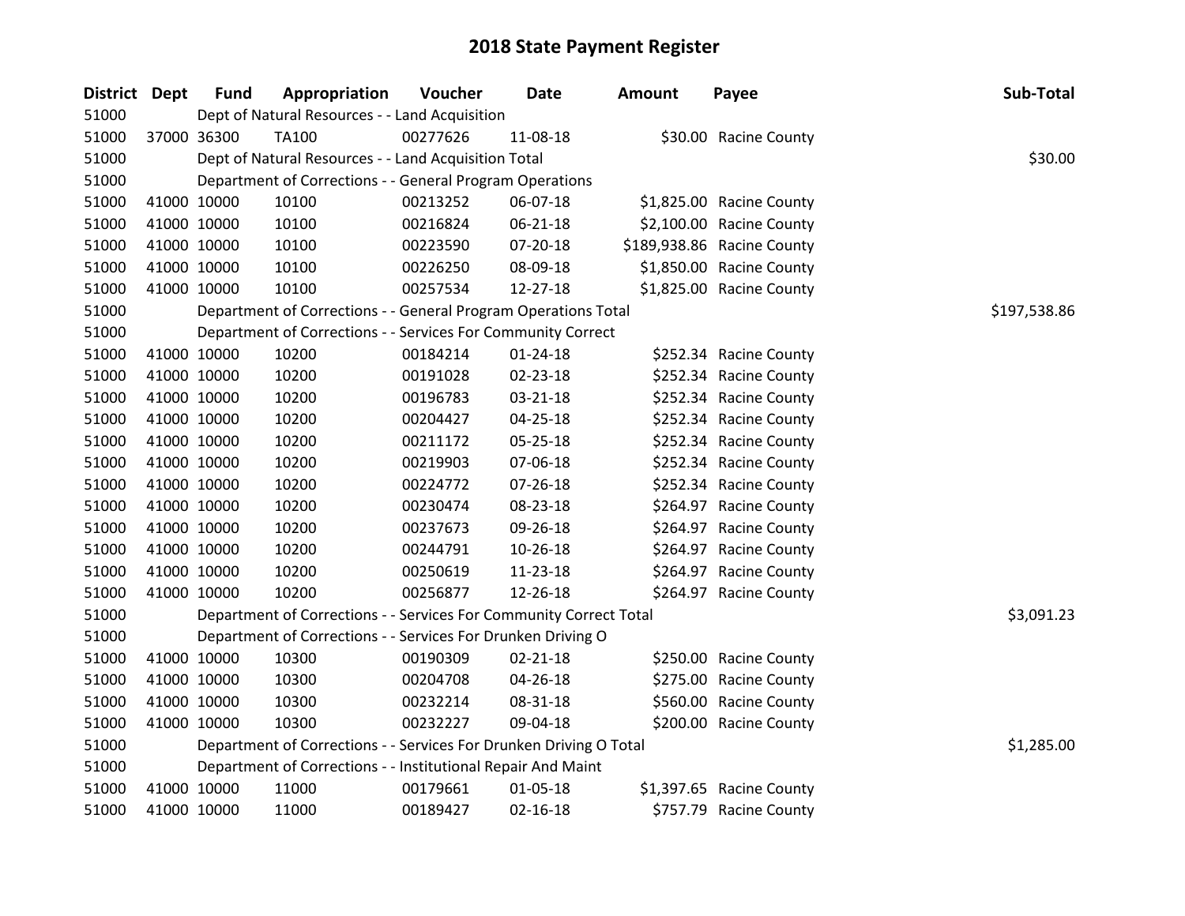# 2018 State Payment Register

| District | Dept | Fund | Appropriation | Voucher | Date | Amount | Payee | Sub-Total |
|---|---|---|---|---|---|---|---|---|
| 51000 | | Dept of Natural Resources - - Land Acquisition | | | | | | |
| 51000 | 37000 | 36300 | TA100 | 00277626 | 11-08-18 | $30.00 | Racine County | |
| 51000 | | Dept of Natural Resources - - Land Acquisition Total | | | | | | $30.00 |
| 51000 | | Department of Corrections - - General Program Operations | | | | | | |
| 51000 | 41000 | 10000 | 10100 | 00213252 | 06-07-18 | $1,825.00 | Racine County | |
| 51000 | 41000 | 10000 | 10100 | 00216824 | 06-21-18 | $2,100.00 | Racine County | |
| 51000 | 41000 | 10000 | 10100 | 00223590 | 07-20-18 | $189,938.86 | Racine County | |
| 51000 | 41000 | 10000 | 10100 | 00226250 | 08-09-18 | $1,850.00 | Racine County | |
| 51000 | 41000 | 10000 | 10100 | 00257534 | 12-27-18 | $1,825.00 | Racine County | |
| 51000 | | Department of Corrections - - General Program Operations Total | | | | | | $197,538.86 |
| 51000 | | Department of Corrections - - Services For Community Correct | | | | | | |
| 51000 | 41000 | 10000 | 10200 | 00184214 | 01-24-18 | $252.34 | Racine County | |
| 51000 | 41000 | 10000 | 10200 | 00191028 | 02-23-18 | $252.34 | Racine County | |
| 51000 | 41000 | 10000 | 10200 | 00196783 | 03-21-18 | $252.34 | Racine County | |
| 51000 | 41000 | 10000 | 10200 | 00204427 | 04-25-18 | $252.34 | Racine County | |
| 51000 | 41000 | 10000 | 10200 | 00211172 | 05-25-18 | $252.34 | Racine County | |
| 51000 | 41000 | 10000 | 10200 | 00219903 | 07-06-18 | $252.34 | Racine County | |
| 51000 | 41000 | 10000 | 10200 | 00224772 | 07-26-18 | $252.34 | Racine County | |
| 51000 | 41000 | 10000 | 10200 | 00230474 | 08-23-18 | $264.97 | Racine County | |
| 51000 | 41000 | 10000 | 10200 | 00237673 | 09-26-18 | $264.97 | Racine County | |
| 51000 | 41000 | 10000 | 10200 | 00244791 | 10-26-18 | $264.97 | Racine County | |
| 51000 | 41000 | 10000 | 10200 | 00250619 | 11-23-18 | $264.97 | Racine County | |
| 51000 | 41000 | 10000 | 10200 | 00256877 | 12-26-18 | $264.97 | Racine County | |
| 51000 | | Department of Corrections - - Services For Community Correct Total | | | | | | $3,091.23 |
| 51000 | | Department of Corrections - - Services For Drunken Driving O | | | | | | |
| 51000 | 41000 | 10000 | 10300 | 00190309 | 02-21-18 | $250.00 | Racine County | |
| 51000 | 41000 | 10000 | 10300 | 00204708 | 04-26-18 | $275.00 | Racine County | |
| 51000 | 41000 | 10000 | 10300 | 00232214 | 08-31-18 | $560.00 | Racine County | |
| 51000 | 41000 | 10000 | 10300 | 00232227 | 09-04-18 | $200.00 | Racine County | |
| 51000 | | Department of Corrections - - Services For Drunken Driving O Total | | | | | | $1,285.00 |
| 51000 | | Department of Corrections - - Institutional Repair And Maint | | | | | | |
| 51000 | 41000 | 10000 | 11000 | 00179661 | 01-05-18 | $1,397.65 | Racine County | |
| 51000 | 41000 | 10000 | 11000 | 00189427 | 02-16-18 | $757.79 | Racine County | |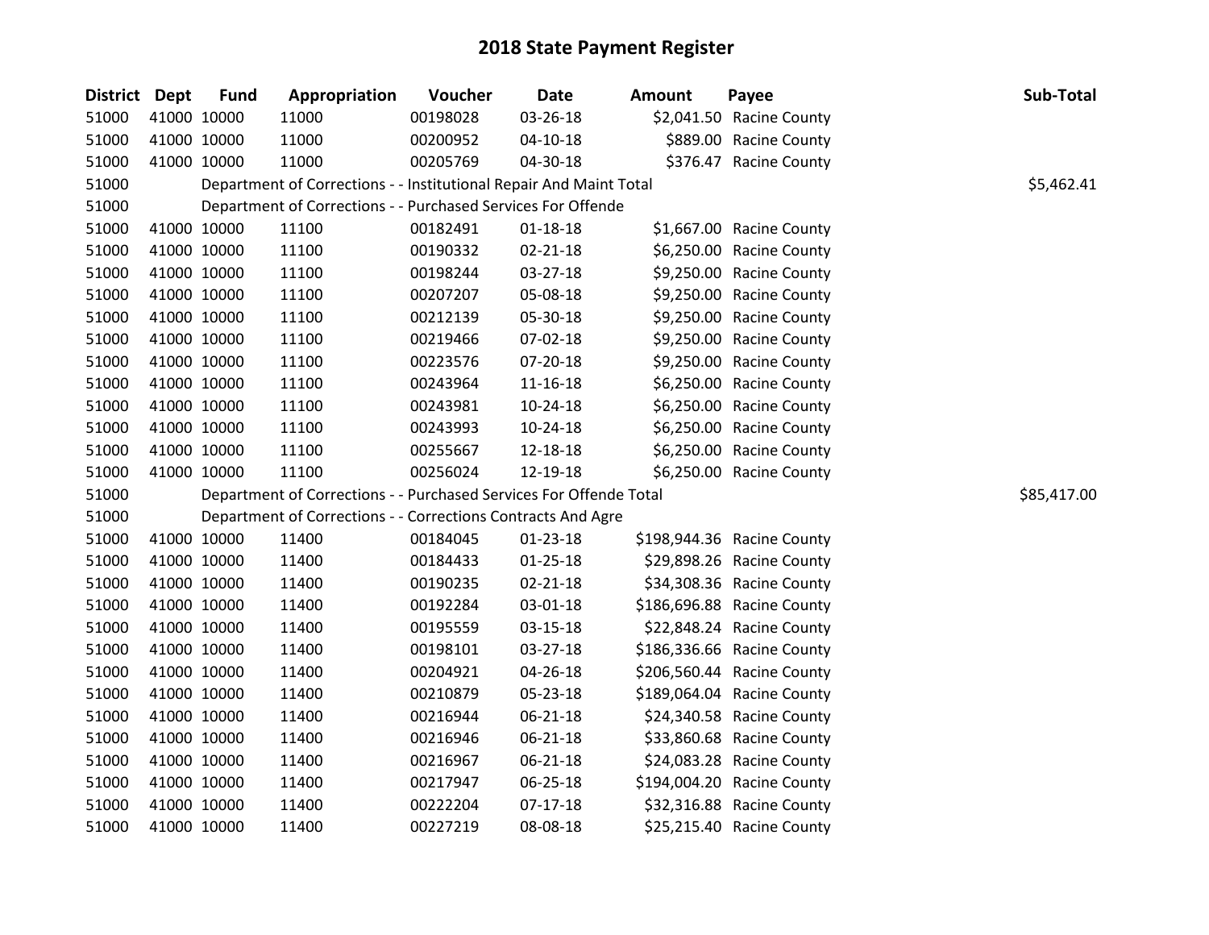# 2018 State Payment Register

| District | Dept | Fund | Appropriation | Voucher | Date | Amount | Payee | Sub-Total |
|---|---|---|---|---|---|---|---|---|
| 51000 | 41000 | 10000 | 11000 | 00198028 | 03-26-18 | $2,041.50 | Racine County | |
| 51000 | 41000 | 10000 | 11000 | 00200952 | 04-10-18 | $889.00 | Racine County | |
| 51000 | 41000 | 10000 | 11000 | 00205769 | 04-30-18 | $376.47 | Racine County | |
| 51000 | | Department of Corrections - - Institutional Repair And Maint Total | | | | | | $5,462.41 |
| 51000 | | Department of Corrections - - Purchased Services For Offende | | | | | | |
| 51000 | 41000 | 10000 | 11100 | 00182491 | 01-18-18 | $1,667.00 | Racine County | |
| 51000 | 41000 | 10000 | 11100 | 00190332 | 02-21-18 | $6,250.00 | Racine County | |
| 51000 | 41000 | 10000 | 11100 | 00198244 | 03-27-18 | $9,250.00 | Racine County | |
| 51000 | 41000 | 10000 | 11100 | 00207207 | 05-08-18 | $9,250.00 | Racine County | |
| 51000 | 41000 | 10000 | 11100 | 00212139 | 05-30-18 | $9,250.00 | Racine County | |
| 51000 | 41000 | 10000 | 11100 | 00219466 | 07-02-18 | $9,250.00 | Racine County | |
| 51000 | 41000 | 10000 | 11100 | 00223576 | 07-20-18 | $9,250.00 | Racine County | |
| 51000 | 41000 | 10000 | 11100 | 00243964 | 11-16-18 | $6,250.00 | Racine County | |
| 51000 | 41000 | 10000 | 11100 | 00243981 | 10-24-18 | $6,250.00 | Racine County | |
| 51000 | 41000 | 10000 | 11100 | 00243993 | 10-24-18 | $6,250.00 | Racine County | |
| 51000 | 41000 | 10000 | 11100 | 00255667 | 12-18-18 | $6,250.00 | Racine County | |
| 51000 | 41000 | 10000 | 11100 | 00256024 | 12-19-18 | $6,250.00 | Racine County | |
| 51000 | | Department of Corrections - - Purchased Services For Offende Total | | | | | | $85,417.00 |
| 51000 | | Department of Corrections - - Corrections Contracts And Agre | | | | | | |
| 51000 | 41000 | 10000 | 11400 | 00184045 | 01-23-18 | $198,944.36 | Racine County | |
| 51000 | 41000 | 10000 | 11400 | 00184433 | 01-25-18 | $29,898.26 | Racine County | |
| 51000 | 41000 | 10000 | 11400 | 00190235 | 02-21-18 | $34,308.36 | Racine County | |
| 51000 | 41000 | 10000 | 11400 | 00192284 | 03-01-18 | $186,696.88 | Racine County | |
| 51000 | 41000 | 10000 | 11400 | 00195559 | 03-15-18 | $22,848.24 | Racine County | |
| 51000 | 41000 | 10000 | 11400 | 00198101 | 03-27-18 | $186,336.66 | Racine County | |
| 51000 | 41000 | 10000 | 11400 | 00204921 | 04-26-18 | $206,560.44 | Racine County | |
| 51000 | 41000 | 10000 | 11400 | 00210879 | 05-23-18 | $189,064.04 | Racine County | |
| 51000 | 41000 | 10000 | 11400 | 00216944 | 06-21-18 | $24,340.58 | Racine County | |
| 51000 | 41000 | 10000 | 11400 | 00216946 | 06-21-18 | $33,860.68 | Racine County | |
| 51000 | 41000 | 10000 | 11400 | 00216967 | 06-21-18 | $24,083.28 | Racine County | |
| 51000 | 41000 | 10000 | 11400 | 00217947 | 06-25-18 | $194,004.20 | Racine County | |
| 51000 | 41000 | 10000 | 11400 | 00222204 | 07-17-18 | $32,316.88 | Racine County | |
| 51000 | 41000 | 10000 | 11400 | 00227219 | 08-08-18 | $25,215.40 | Racine County | |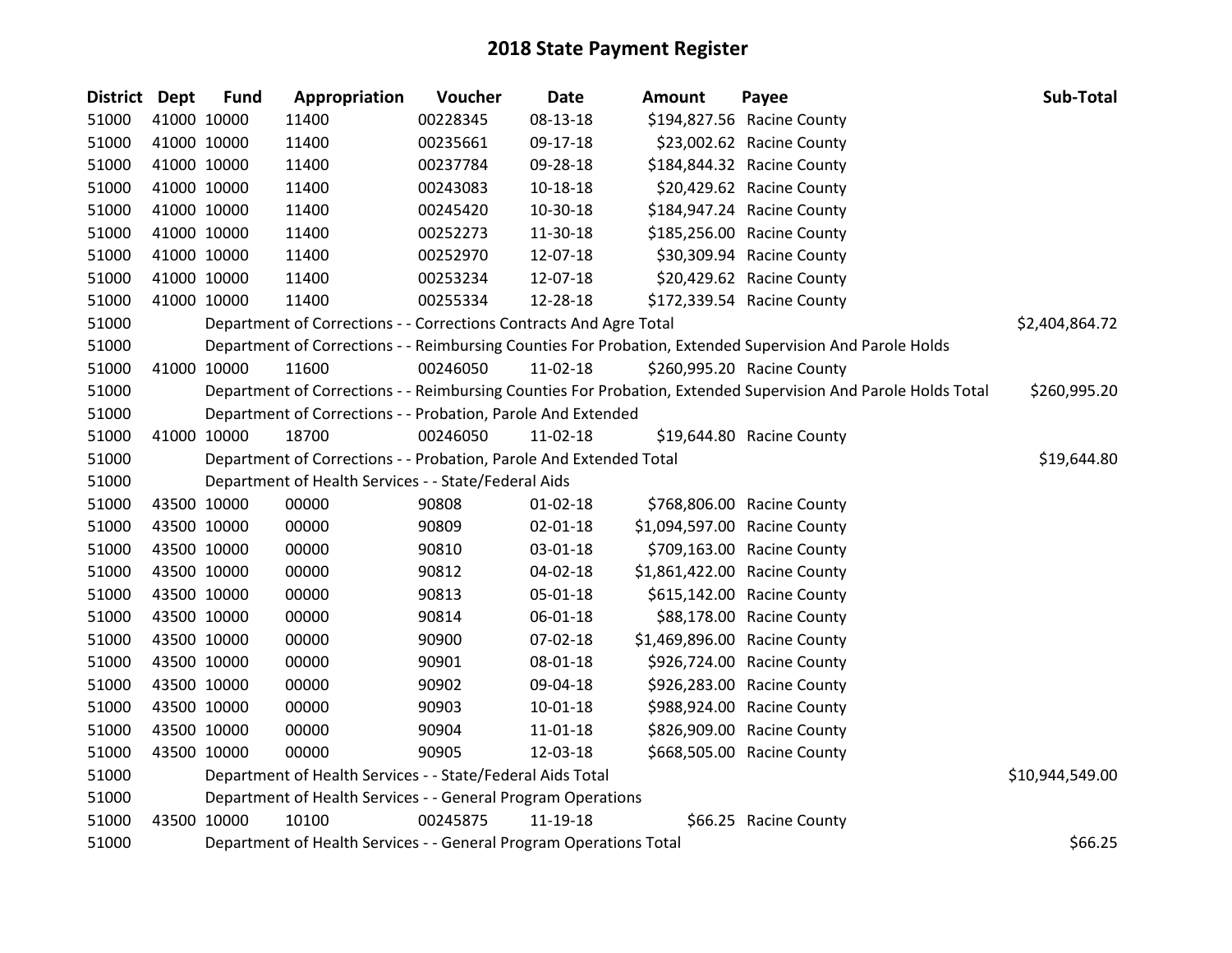# 2018 State Payment Register

| District | Dept | Fund | Appropriation | Voucher | Date | Amount | Payee | Sub-Total |
|---|---|---|---|---|---|---|---|---|
| 51000 | 41000 | 10000 | 11400 | 00228345 | 08-13-18 | $194,827.56 | Racine County | |
| 51000 | 41000 | 10000 | 11400 | 00235661 | 09-17-18 | $23,002.62 | Racine County | |
| 51000 | 41000 | 10000 | 11400 | 00237784 | 09-28-18 | $184,844.32 | Racine County | |
| 51000 | 41000 | 10000 | 11400 | 00243083 | 10-18-18 | $20,429.62 | Racine County | |
| 51000 | 41000 | 10000 | 11400 | 00245420 | 10-30-18 | $184,947.24 | Racine County | |
| 51000 | 41000 | 10000 | 11400 | 00252273 | 11-30-18 | $185,256.00 | Racine County | |
| 51000 | 41000 | 10000 | 11400 | 00252970 | 12-07-18 | $30,309.94 | Racine County | |
| 51000 | 41000 | 10000 | 11400 | 00253234 | 12-07-18 | $20,429.62 | Racine County | |
| 51000 | 41000 | 10000 | 11400 | 00255334 | 12-28-18 | $172,339.54 | Racine County | |
| 51000 | | | Department of Corrections - - Corrections Contracts And Agre Total | | | | | $2,404,864.72 |
| 51000 | | | Department of Corrections - - Reimbursing Counties For Probation, Extended Supervision And Parole Holds | | | | | |
| 51000 | 41000 | 10000 | 11600 | 00246050 | 11-02-18 | $260,995.20 | Racine County | |
| 51000 | | | Department of Corrections - - Reimbursing Counties For Probation, Extended Supervision And Parole Holds Total | | | | | $260,995.20 |
| 51000 | | | Department of Corrections - - Probation, Parole And Extended | | | | | |
| 51000 | 41000 | 10000 | 18700 | 00246050 | 11-02-18 | $19,644.80 | Racine County | |
| 51000 | | | Department of Corrections - - Probation, Parole And Extended Total | | | | | $19,644.80 |
| 51000 | | | Department of Health Services - - State/Federal Aids | | | | | |
| 51000 | 43500 | 10000 | 00000 | 90808 | 01-02-18 | $768,806.00 | Racine County | |
| 51000 | 43500 | 10000 | 00000 | 90809 | 02-01-18 | $1,094,597.00 | Racine County | |
| 51000 | 43500 | 10000 | 00000 | 90810 | 03-01-18 | $709,163.00 | Racine County | |
| 51000 | 43500 | 10000 | 00000 | 90812 | 04-02-18 | $1,861,422.00 | Racine County | |
| 51000 | 43500 | 10000 | 00000 | 90813 | 05-01-18 | $615,142.00 | Racine County | |
| 51000 | 43500 | 10000 | 00000 | 90814 | 06-01-18 | $88,178.00 | Racine County | |
| 51000 | 43500 | 10000 | 00000 | 90900 | 07-02-18 | $1,469,896.00 | Racine County | |
| 51000 | 43500 | 10000 | 00000 | 90901 | 08-01-18 | $926,724.00 | Racine County | |
| 51000 | 43500 | 10000 | 00000 | 90902 | 09-04-18 | $926,283.00 | Racine County | |
| 51000 | 43500 | 10000 | 00000 | 90903 | 10-01-18 | $988,924.00 | Racine County | |
| 51000 | 43500 | 10000 | 00000 | 90904 | 11-01-18 | $826,909.00 | Racine County | |
| 51000 | 43500 | 10000 | 00000 | 90905 | 12-03-18 | $668,505.00 | Racine County | |
| 51000 | | | Department of Health Services - - State/Federal Aids Total | | | | | $10,944,549.00 |
| 51000 | | | Department of Health Services - - General Program Operations | | | | | |
| 51000 | 43500 | 10000 | 10100 | 00245875 | 11-19-18 | $66.25 | Racine County | |
| 51000 | | | Department of Health Services - - General Program Operations Total | | | | | $66.25 |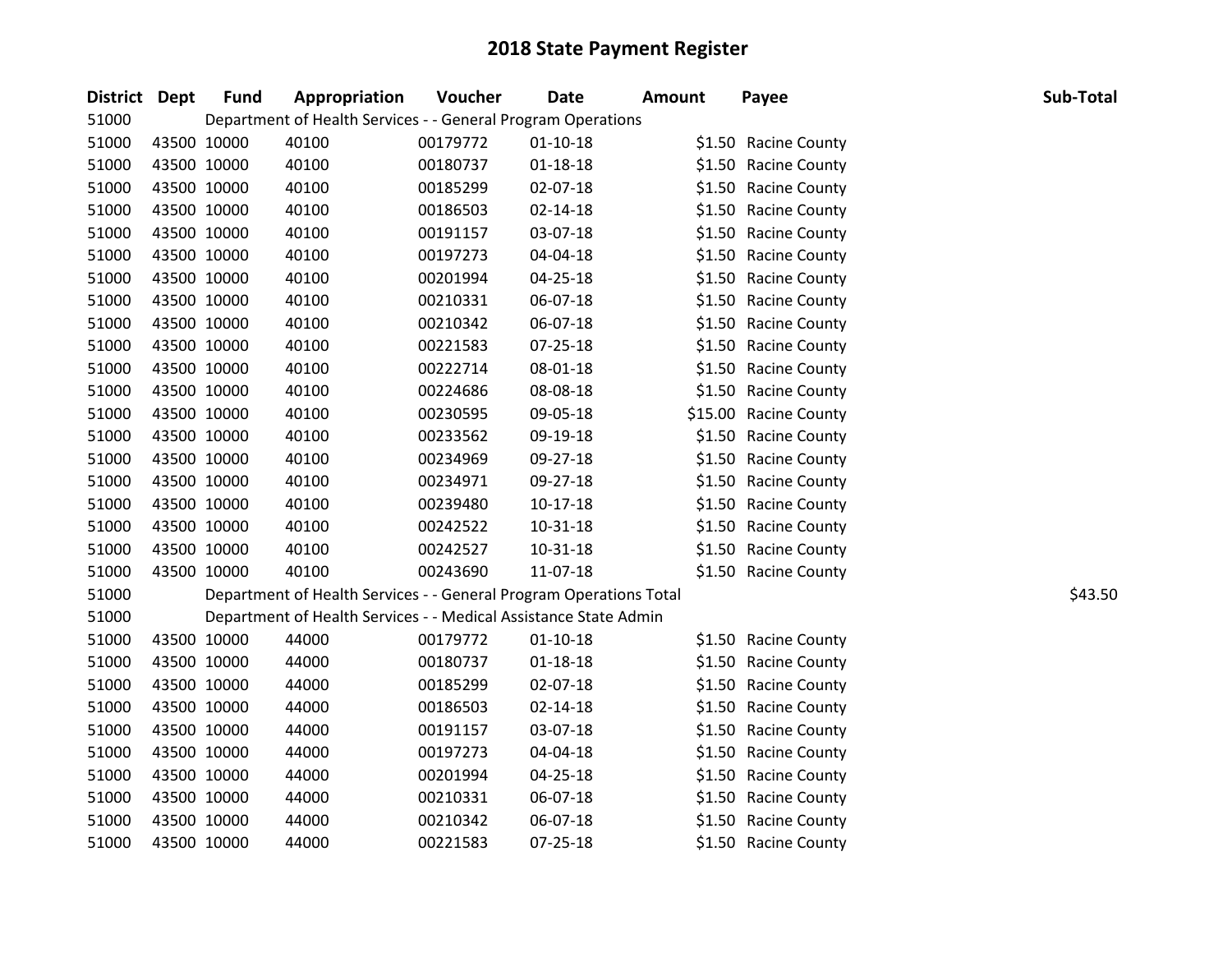# 2018 State Payment Register

| District | Dept | Fund | Appropriation | Voucher | Date | Amount | Payee | Sub-Total |
|---|---|---|---|---|---|---|---|---|
| 51000 | | Department of Health Services - - General Program Operations | | | | | | |
| 51000 | 43500 | 10000 | 40100 | 00179772 | 01-10-18 | $1.50 | Racine County | |
| 51000 | 43500 | 10000 | 40100 | 00180737 | 01-18-18 | $1.50 | Racine County | |
| 51000 | 43500 | 10000 | 40100 | 00185299 | 02-07-18 | $1.50 | Racine County | |
| 51000 | 43500 | 10000 | 40100 | 00186503 | 02-14-18 | $1.50 | Racine County | |
| 51000 | 43500 | 10000 | 40100 | 00191157 | 03-07-18 | $1.50 | Racine County | |
| 51000 | 43500 | 10000 | 40100 | 00197273 | 04-04-18 | $1.50 | Racine County | |
| 51000 | 43500 | 10000 | 40100 | 00201994 | 04-25-18 | $1.50 | Racine County | |
| 51000 | 43500 | 10000 | 40100 | 00210331 | 06-07-18 | $1.50 | Racine County | |
| 51000 | 43500 | 10000 | 40100 | 00210342 | 06-07-18 | $1.50 | Racine County | |
| 51000 | 43500 | 10000 | 40100 | 00221583 | 07-25-18 | $1.50 | Racine County | |
| 51000 | 43500 | 10000 | 40100 | 00222714 | 08-01-18 | $1.50 | Racine County | |
| 51000 | 43500 | 10000 | 40100 | 00224686 | 08-08-18 | $1.50 | Racine County | |
| 51000 | 43500 | 10000 | 40100 | 00230595 | 09-05-18 | $15.00 | Racine County | |
| 51000 | 43500 | 10000 | 40100 | 00233562 | 09-19-18 | $1.50 | Racine County | |
| 51000 | 43500 | 10000 | 40100 | 00234969 | 09-27-18 | $1.50 | Racine County | |
| 51000 | 43500 | 10000 | 40100 | 00234971 | 09-27-18 | $1.50 | Racine County | |
| 51000 | 43500 | 10000 | 40100 | 00239480 | 10-17-18 | $1.50 | Racine County | |
| 51000 | 43500 | 10000 | 40100 | 00242522 | 10-31-18 | $1.50 | Racine County | |
| 51000 | 43500 | 10000 | 40100 | 00242527 | 10-31-18 | $1.50 | Racine County | |
| 51000 | 43500 | 10000 | 40100 | 00243690 | 11-07-18 | $1.50 | Racine County | |
| 51000 | | Department of Health Services - - General Program Operations Total | | | | | | $43.50 |
| 51000 | | Department of Health Services - - Medical Assistance State Admin | | | | | | |
| 51000 | 43500 | 10000 | 44000 | 00179772 | 01-10-18 | $1.50 | Racine County | |
| 51000 | 43500 | 10000 | 44000 | 00180737 | 01-18-18 | $1.50 | Racine County | |
| 51000 | 43500 | 10000 | 44000 | 00185299 | 02-07-18 | $1.50 | Racine County | |
| 51000 | 43500 | 10000 | 44000 | 00186503 | 02-14-18 | $1.50 | Racine County | |
| 51000 | 43500 | 10000 | 44000 | 00191157 | 03-07-18 | $1.50 | Racine County | |
| 51000 | 43500 | 10000 | 44000 | 00197273 | 04-04-18 | $1.50 | Racine County | |
| 51000 | 43500 | 10000 | 44000 | 00201994 | 04-25-18 | $1.50 | Racine County | |
| 51000 | 43500 | 10000 | 44000 | 00210331 | 06-07-18 | $1.50 | Racine County | |
| 51000 | 43500 | 10000 | 44000 | 00210342 | 06-07-18 | $1.50 | Racine County | |
| 51000 | 43500 | 10000 | 44000 | 00221583 | 07-25-18 | $1.50 | Racine County | |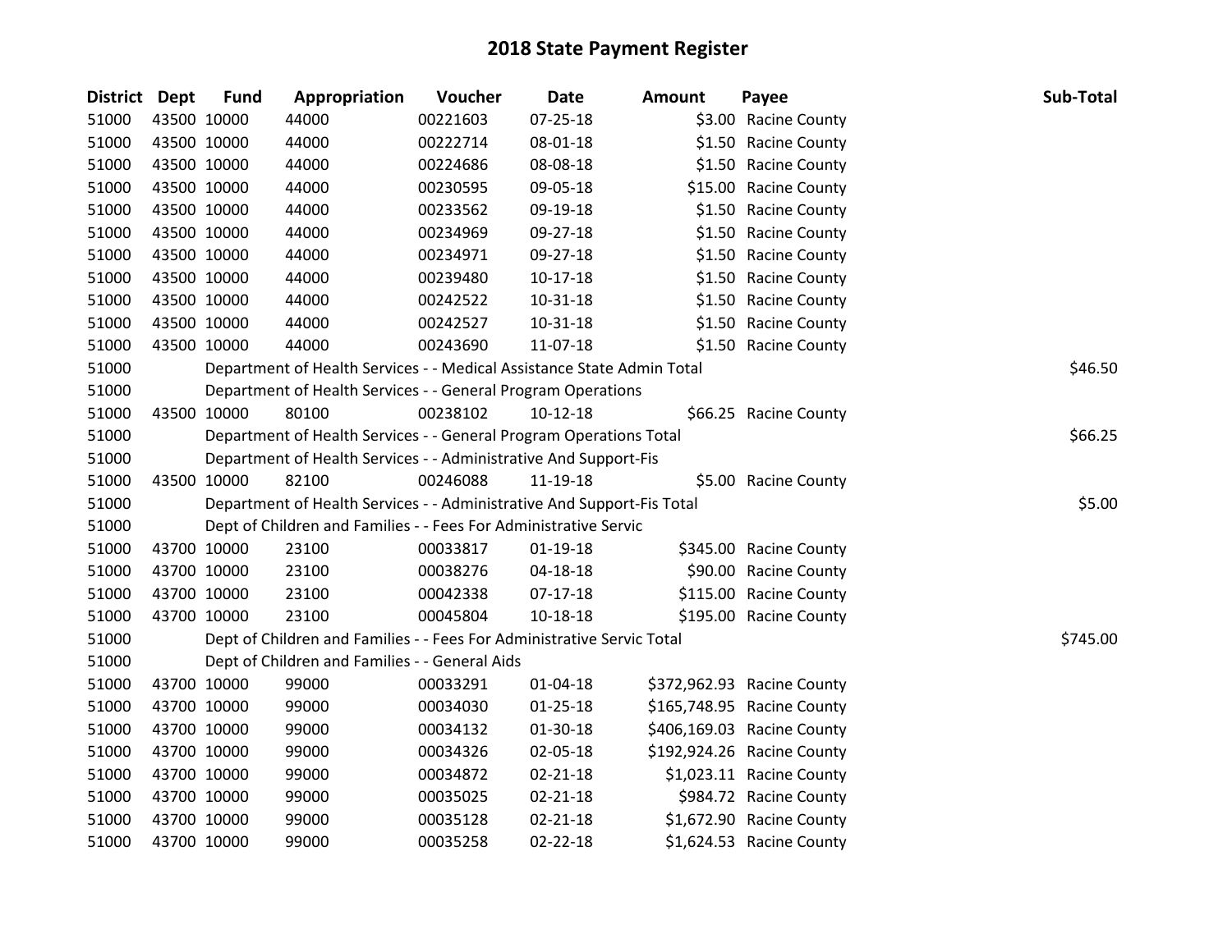# 2018 State Payment Register

| District | Dept | Fund | Appropriation | Voucher | Date | Amount | Payee | Sub-Total |
|---|---|---|---|---|---|---|---|---|
| 51000 | 43500 | 10000 | 44000 | 00221603 | 07-25-18 | $3.00 | Racine County | |
| 51000 | 43500 | 10000 | 44000 | 00222714 | 08-01-18 | $1.50 | Racine County | |
| 51000 | 43500 | 10000 | 44000 | 00224686 | 08-08-18 | $1.50 | Racine County | |
| 51000 | 43500 | 10000 | 44000 | 00230595 | 09-05-18 | $15.00 | Racine County | |
| 51000 | 43500 | 10000 | 44000 | 00233562 | 09-19-18 | $1.50 | Racine County | |
| 51000 | 43500 | 10000 | 44000 | 00234969 | 09-27-18 | $1.50 | Racine County | |
| 51000 | 43500 | 10000 | 44000 | 00234971 | 09-27-18 | $1.50 | Racine County | |
| 51000 | 43500 | 10000 | 44000 | 00239480 | 10-17-18 | $1.50 | Racine County | |
| 51000 | 43500 | 10000 | 44000 | 00242522 | 10-31-18 | $1.50 | Racine County | |
| 51000 | 43500 | 10000 | 44000 | 00242527 | 10-31-18 | $1.50 | Racine County | |
| 51000 | 43500 | 10000 | 44000 | 00243690 | 11-07-18 | $1.50 | Racine County | |
| 51000 | | | Department of Health Services - - Medical Assistance State Admin Total | | | | | $46.50 |
| 51000 | | | Department of Health Services - - General Program Operations | | | | | |
| 51000 | 43500 | 10000 | 80100 | 00238102 | 10-12-18 | $66.25 | Racine County | |
| 51000 | | | Department of Health Services - - General Program Operations Total | | | | | $66.25 |
| 51000 | | | Department of Health Services - - Administrative And Support-Fis | | | | | |
| 51000 | 43500 | 10000 | 82100 | 00246088 | 11-19-18 | $5.00 | Racine County | |
| 51000 | | | Department of Health Services - - Administrative And Support-Fis Total | | | | | $5.00 |
| 51000 | | | Dept of Children and Families - - Fees For Administrative Servic | | | | | |
| 51000 | 43700 | 10000 | 23100 | 00033817 | 01-19-18 | $345.00 | Racine County | |
| 51000 | 43700 | 10000 | 23100 | 00038276 | 04-18-18 | $90.00 | Racine County | |
| 51000 | 43700 | 10000 | 23100 | 00042338 | 07-17-18 | $115.00 | Racine County | |
| 51000 | 43700 | 10000 | 23100 | 00045804 | 10-18-18 | $195.00 | Racine County | |
| 51000 | | | Dept of Children and Families - - Fees For Administrative Servic Total | | | | | $745.00 |
| 51000 | | | Dept of Children and Families - - General Aids | | | | | |
| 51000 | 43700 | 10000 | 99000 | 00033291 | 01-04-18 | $372,962.93 | Racine County | |
| 51000 | 43700 | 10000 | 99000 | 00034030 | 01-25-18 | $165,748.95 | Racine County | |
| 51000 | 43700 | 10000 | 99000 | 00034132 | 01-30-18 | $406,169.03 | Racine County | |
| 51000 | 43700 | 10000 | 99000 | 00034326 | 02-05-18 | $192,924.26 | Racine County | |
| 51000 | 43700 | 10000 | 99000 | 00034872 | 02-21-18 | $1,023.11 | Racine County | |
| 51000 | 43700 | 10000 | 99000 | 00035025 | 02-21-18 | $984.72 | Racine County | |
| 51000 | 43700 | 10000 | 99000 | 00035128 | 02-21-18 | $1,672.90 | Racine County | |
| 51000 | 43700 | 10000 | 99000 | 00035258 | 02-22-18 | $1,624.53 | Racine County | |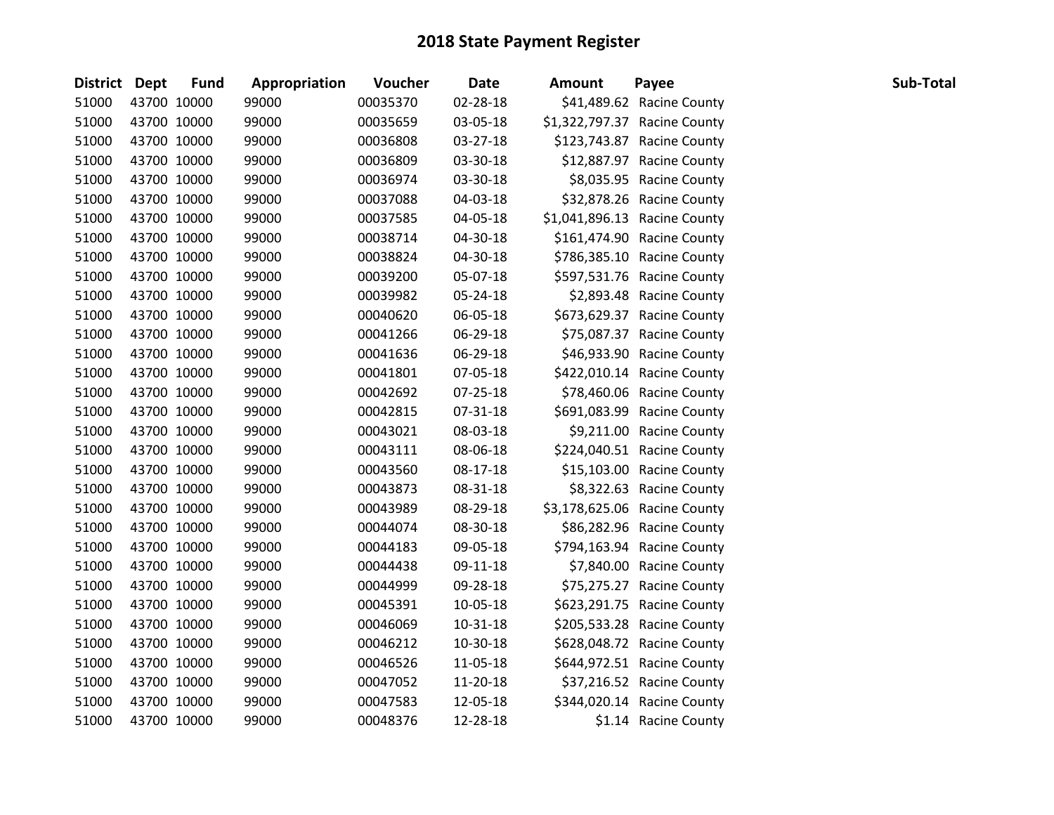# 2018 State Payment Register

| District | Dept | Fund | Appropriation | Voucher | Date | Amount | Payee | Sub-Total |
|---|---|---|---|---|---|---|---|---|
| 51000 | 43700 | 10000 | 99000 | 00035370 | 02-28-18 | $41,489.62 | Racine County | |
| 51000 | 43700 | 10000 | 99000 | 00035659 | 03-05-18 | $1,322,797.37 | Racine County | |
| 51000 | 43700 | 10000 | 99000 | 00036808 | 03-27-18 | $123,743.87 | Racine County | |
| 51000 | 43700 | 10000 | 99000 | 00036809 | 03-30-18 | $12,887.97 | Racine County | |
| 51000 | 43700 | 10000 | 99000 | 00036974 | 03-30-18 | $8,035.95 | Racine County | |
| 51000 | 43700 | 10000 | 99000 | 00037088 | 04-03-18 | $32,878.26 | Racine County | |
| 51000 | 43700 | 10000 | 99000 | 00037585 | 04-05-18 | $1,041,896.13 | Racine County | |
| 51000 | 43700 | 10000 | 99000 | 00038714 | 04-30-18 | $161,474.90 | Racine County | |
| 51000 | 43700 | 10000 | 99000 | 00038824 | 04-30-18 | $786,385.10 | Racine County | |
| 51000 | 43700 | 10000 | 99000 | 00039200 | 05-07-18 | $597,531.76 | Racine County | |
| 51000 | 43700 | 10000 | 99000 | 00039982 | 05-24-18 | $2,893.48 | Racine County | |
| 51000 | 43700 | 10000 | 99000 | 00040620 | 06-05-18 | $673,629.37 | Racine County | |
| 51000 | 43700 | 10000 | 99000 | 00041266 | 06-29-18 | $75,087.37 | Racine County | |
| 51000 | 43700 | 10000 | 99000 | 00041636 | 06-29-18 | $46,933.90 | Racine County | |
| 51000 | 43700 | 10000 | 99000 | 00041801 | 07-05-18 | $422,010.14 | Racine County | |
| 51000 | 43700 | 10000 | 99000 | 00042692 | 07-25-18 | $78,460.06 | Racine County | |
| 51000 | 43700 | 10000 | 99000 | 00042815 | 07-31-18 | $691,083.99 | Racine County | |
| 51000 | 43700 | 10000 | 99000 | 00043021 | 08-03-18 | $9,211.00 | Racine County | |
| 51000 | 43700 | 10000 | 99000 | 00043111 | 08-06-18 | $224,040.51 | Racine County | |
| 51000 | 43700 | 10000 | 99000 | 00043560 | 08-17-18 | $15,103.00 | Racine County | |
| 51000 | 43700 | 10000 | 99000 | 00043873 | 08-31-18 | $8,322.63 | Racine County | |
| 51000 | 43700 | 10000 | 99000 | 00043989 | 08-29-18 | $3,178,625.06 | Racine County | |
| 51000 | 43700 | 10000 | 99000 | 00044074 | 08-30-18 | $86,282.96 | Racine County | |
| 51000 | 43700 | 10000 | 99000 | 00044183 | 09-05-18 | $794,163.94 | Racine County | |
| 51000 | 43700 | 10000 | 99000 | 00044438 | 09-11-18 | $7,840.00 | Racine County | |
| 51000 | 43700 | 10000 | 99000 | 00044999 | 09-28-18 | $75,275.27 | Racine County | |
| 51000 | 43700 | 10000 | 99000 | 00045391 | 10-05-18 | $623,291.75 | Racine County | |
| 51000 | 43700 | 10000 | 99000 | 00046069 | 10-31-18 | $205,533.28 | Racine County | |
| 51000 | 43700 | 10000 | 99000 | 00046212 | 10-30-18 | $628,048.72 | Racine County | |
| 51000 | 43700 | 10000 | 99000 | 00046526 | 11-05-18 | $644,972.51 | Racine County | |
| 51000 | 43700 | 10000 | 99000 | 00047052 | 11-20-18 | $37,216.52 | Racine County | |
| 51000 | 43700 | 10000 | 99000 | 00047583 | 12-05-18 | $344,020.14 | Racine County | |
| 51000 | 43700 | 10000 | 99000 | 00048376 | 12-28-18 | $1.14 | Racine County | |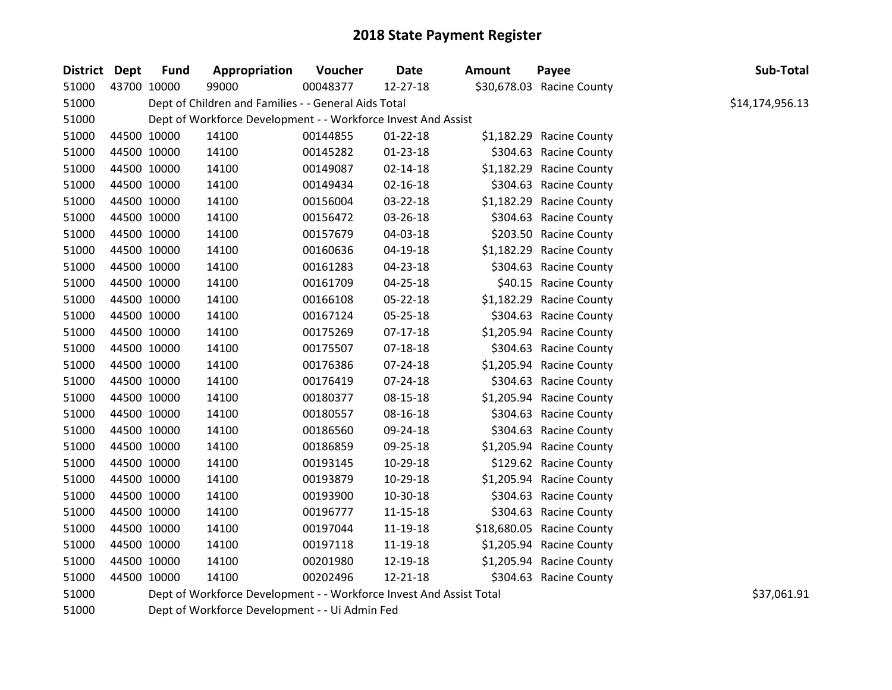# 2018 State Payment Register

| District | Dept | Fund | Appropriation | Voucher | Date | Amount | Payee | Sub-Total |
|---|---|---|---|---|---|---|---|---|
| 51000 | 43700 | 10000 | 99000 | 00048377 | 12-27-18 | $30,678.03 | Racine County | |
| 51000 | | Dept of Children and Families - - General Aids Total | | | | | | $14,174,956.13 |
| 51000 | | Dept of Workforce Development - - Workforce Invest And Assist | | | | | | |
| 51000 | 44500 | 10000 | 14100 | 00144855 | 01-22-18 | $1,182.29 | Racine County | |
| 51000 | 44500 | 10000 | 14100 | 00145282 | 01-23-18 | $304.63 | Racine County | |
| 51000 | 44500 | 10000 | 14100 | 00149087 | 02-14-18 | $1,182.29 | Racine County | |
| 51000 | 44500 | 10000 | 14100 | 00149434 | 02-16-18 | $304.63 | Racine County | |
| 51000 | 44500 | 10000 | 14100 | 00156004 | 03-22-18 | $1,182.29 | Racine County | |
| 51000 | 44500 | 10000 | 14100 | 00156472 | 03-26-18 | $304.63 | Racine County | |
| 51000 | 44500 | 10000 | 14100 | 00157679 | 04-03-18 | $203.50 | Racine County | |
| 51000 | 44500 | 10000 | 14100 | 00160636 | 04-19-18 | $1,182.29 | Racine County | |
| 51000 | 44500 | 10000 | 14100 | 00161283 | 04-23-18 | $304.63 | Racine County | |
| 51000 | 44500 | 10000 | 14100 | 00161709 | 04-25-18 | $40.15 | Racine County | |
| 51000 | 44500 | 10000 | 14100 | 00166108 | 05-22-18 | $1,182.29 | Racine County | |
| 51000 | 44500 | 10000 | 14100 | 00167124 | 05-25-18 | $304.63 | Racine County | |
| 51000 | 44500 | 10000 | 14100 | 00175269 | 07-17-18 | $1,205.94 | Racine County | |
| 51000 | 44500 | 10000 | 14100 | 00175507 | 07-18-18 | $304.63 | Racine County | |
| 51000 | 44500 | 10000 | 14100 | 00176386 | 07-24-18 | $1,205.94 | Racine County | |
| 51000 | 44500 | 10000 | 14100 | 00176419 | 07-24-18 | $304.63 | Racine County | |
| 51000 | 44500 | 10000 | 14100 | 00180377 | 08-15-18 | $1,205.94 | Racine County | |
| 51000 | 44500 | 10000 | 14100 | 00180557 | 08-16-18 | $304.63 | Racine County | |
| 51000 | 44500 | 10000 | 14100 | 00186560 | 09-24-18 | $304.63 | Racine County | |
| 51000 | 44500 | 10000 | 14100 | 00186859 | 09-25-18 | $1,205.94 | Racine County | |
| 51000 | 44500 | 10000 | 14100 | 00193145 | 10-29-18 | $129.62 | Racine County | |
| 51000 | 44500 | 10000 | 14100 | 00193879 | 10-29-18 | $1,205.94 | Racine County | |
| 51000 | 44500 | 10000 | 14100 | 00193900 | 10-30-18 | $304.63 | Racine County | |
| 51000 | 44500 | 10000 | 14100 | 00196777 | 11-15-18 | $304.63 | Racine County | |
| 51000 | 44500 | 10000 | 14100 | 00197044 | 11-19-18 | $18,680.05 | Racine County | |
| 51000 | 44500 | 10000 | 14100 | 00197118 | 11-19-18 | $1,205.94 | Racine County | |
| 51000 | 44500 | 10000 | 14100 | 00201980 | 12-19-18 | $1,205.94 | Racine County | |
| 51000 | 44500 | 10000 | 14100 | 00202496 | 12-21-18 | $304.63 | Racine County | |
| 51000 | | Dept of Workforce Development - - Workforce Invest And Assist Total | | | | | | $37,061.91 |
| 51000 | | Dept of Workforce Development - - Ui Admin Fed | | | | | | |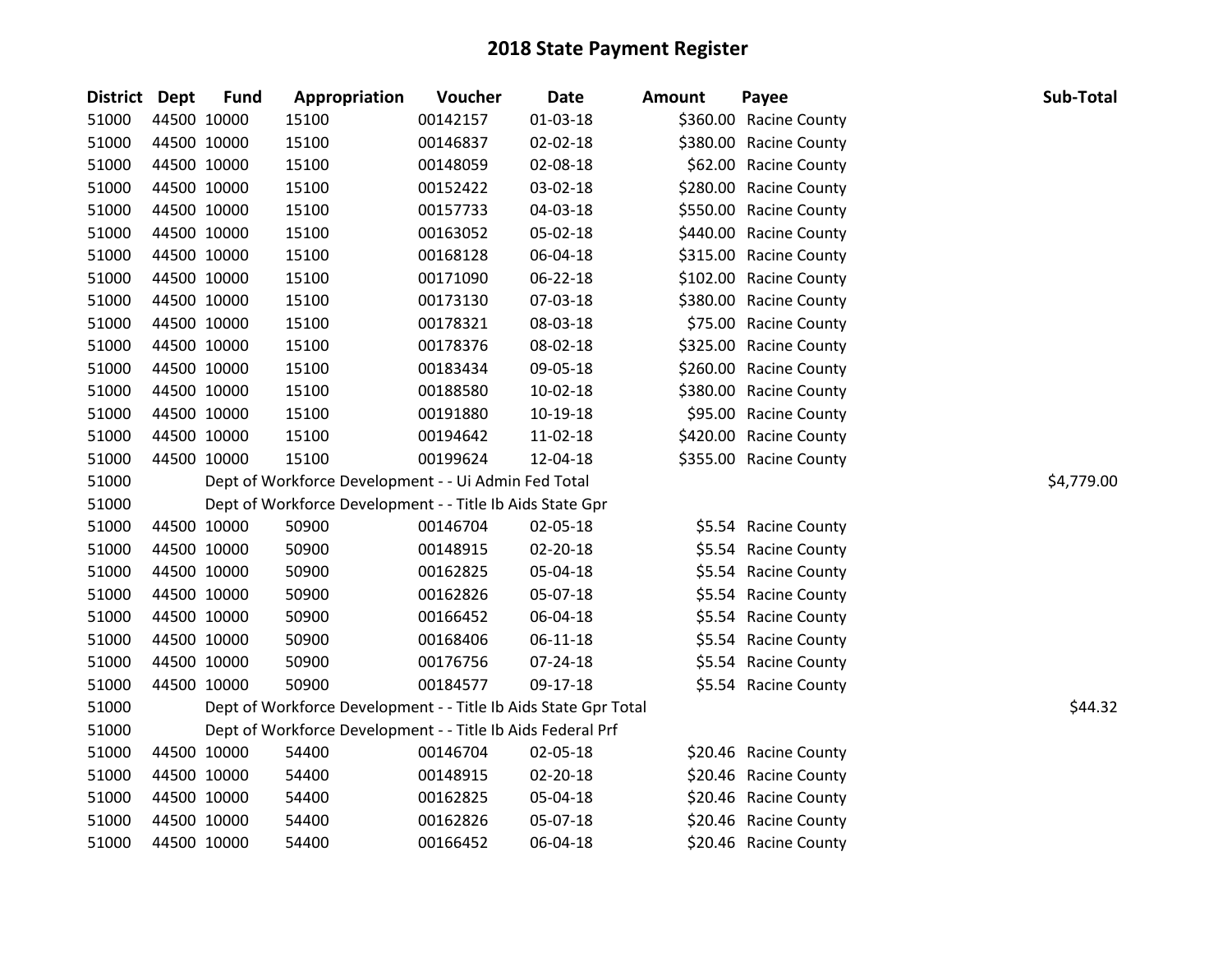# 2018 State Payment Register

| District | Dept | Fund | Appropriation | Voucher | Date | Amount | Payee | Sub-Total |
|---|---|---|---|---|---|---|---|---|
| 51000 | 44500 | 10000 | 15100 | 00142157 | 01-03-18 | $360.00 | Racine County | |
| 51000 | 44500 | 10000 | 15100 | 00146837 | 02-02-18 | $380.00 | Racine County | |
| 51000 | 44500 | 10000 | 15100 | 00148059 | 02-08-18 | $62.00 | Racine County | |
| 51000 | 44500 | 10000 | 15100 | 00152422 | 03-02-18 | $280.00 | Racine County | |
| 51000 | 44500 | 10000 | 15100 | 00157733 | 04-03-18 | $550.00 | Racine County | |
| 51000 | 44500 | 10000 | 15100 | 00163052 | 05-02-18 | $440.00 | Racine County | |
| 51000 | 44500 | 10000 | 15100 | 00168128 | 06-04-18 | $315.00 | Racine County | |
| 51000 | 44500 | 10000 | 15100 | 00171090 | 06-22-18 | $102.00 | Racine County | |
| 51000 | 44500 | 10000 | 15100 | 00173130 | 07-03-18 | $380.00 | Racine County | |
| 51000 | 44500 | 10000 | 15100 | 00178321 | 08-03-18 | $75.00 | Racine County | |
| 51000 | 44500 | 10000 | 15100 | 00178376 | 08-02-18 | $325.00 | Racine County | |
| 51000 | 44500 | 10000 | 15100 | 00183434 | 09-05-18 | $260.00 | Racine County | |
| 51000 | 44500 | 10000 | 15100 | 00188580 | 10-02-18 | $380.00 | Racine County | |
| 51000 | 44500 | 10000 | 15100 | 00191880 | 10-19-18 | $95.00 | Racine County | |
| 51000 | 44500 | 10000 | 15100 | 00194642 | 11-02-18 | $420.00 | Racine County | |
| 51000 | 44500 | 10000 | 15100 | 00199624 | 12-04-18 | $355.00 | Racine County | |
| 51000 | | Dept of Workforce Development - - Ui Admin Fed Total | | | | | | $4,779.00 |
| 51000 | | Dept of Workforce Development - - Title Ib Aids State Gpr | | | | | | |
| 51000 | 44500 | 10000 | 50900 | 00146704 | 02-05-18 | $5.54 | Racine County | |
| 51000 | 44500 | 10000 | 50900 | 00148915 | 02-20-18 | $5.54 | Racine County | |
| 51000 | 44500 | 10000 | 50900 | 00162825 | 05-04-18 | $5.54 | Racine County | |
| 51000 | 44500 | 10000 | 50900 | 00162826 | 05-07-18 | $5.54 | Racine County | |
| 51000 | 44500 | 10000 | 50900 | 00166452 | 06-04-18 | $5.54 | Racine County | |
| 51000 | 44500 | 10000 | 50900 | 00168406 | 06-11-18 | $5.54 | Racine County | |
| 51000 | 44500 | 10000 | 50900 | 00176756 | 07-24-18 | $5.54 | Racine County | |
| 51000 | 44500 | 10000 | 50900 | 00184577 | 09-17-18 | $5.54 | Racine County | |
| 51000 | | Dept of Workforce Development - - Title Ib Aids State Gpr Total | | | | | | $44.32 |
| 51000 | | Dept of Workforce Development - - Title Ib Aids Federal Prf | | | | | | |
| 51000 | 44500 | 10000 | 54400 | 00146704 | 02-05-18 | $20.46 | Racine County | |
| 51000 | 44500 | 10000 | 54400 | 00148915 | 02-20-18 | $20.46 | Racine County | |
| 51000 | 44500 | 10000 | 54400 | 00162825 | 05-04-18 | $20.46 | Racine County | |
| 51000 | 44500 | 10000 | 54400 | 00162826 | 05-07-18 | $20.46 | Racine County | |
| 51000 | 44500 | 10000 | 54400 | 00166452 | 06-04-18 | $20.46 | Racine County | |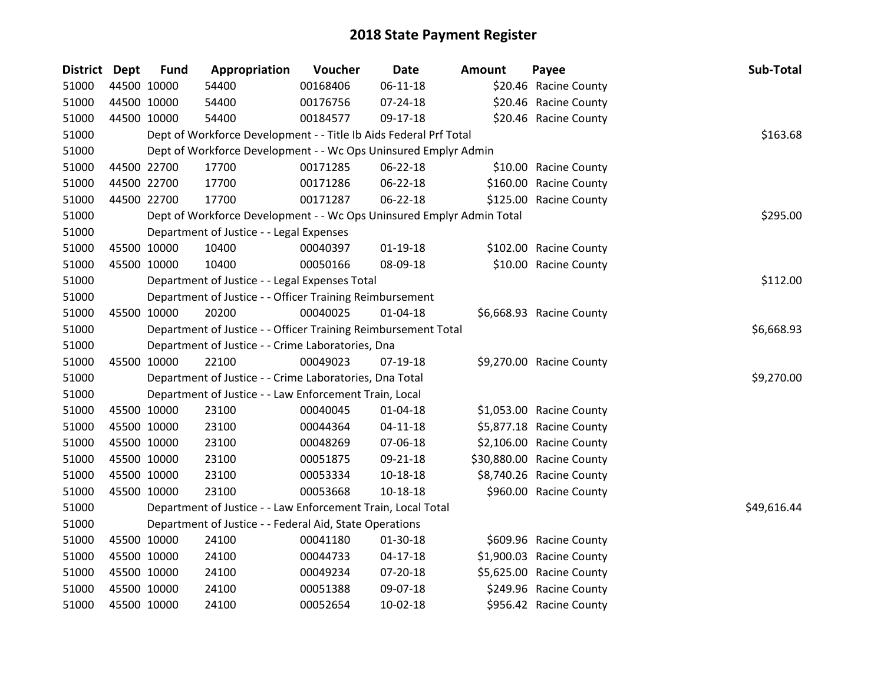# 2018 State Payment Register

| District | Dept | Fund | Appropriation | Voucher | Date | Amount | Payee | Sub-Total |
|---|---|---|---|---|---|---|---|---|
| 51000 | 44500 | 10000 | 54400 | 00168406 | 06-11-18 | $20.46 | Racine County | |
| 51000 | 44500 | 10000 | 54400 | 00176756 | 07-24-18 | $20.46 | Racine County | |
| 51000 | 44500 | 10000 | 54400 | 00184577 | 09-17-18 | $20.46 | Racine County | |
| 51000 | | Dept of Workforce Development - - Title Ib Aids Federal Prf Total | | | | | | $163.68 |
| 51000 | | Dept of Workforce Development - - Wc Ops Uninsured Emplyr Admin | | | | | | |
| 51000 | 44500 | 22700 | 17700 | 00171285 | 06-22-18 | $10.00 | Racine County | |
| 51000 | 44500 | 22700 | 17700 | 00171286 | 06-22-18 | $160.00 | Racine County | |
| 51000 | 44500 | 22700 | 17700 | 00171287 | 06-22-18 | $125.00 | Racine County | |
| 51000 | | Dept of Workforce Development - - Wc Ops Uninsured Emplyr Admin Total | | | | | | $295.00 |
| 51000 | | Department of Justice - - Legal Expenses | | | | | | |
| 51000 | 45500 | 10000 | 10400 | 00040397 | 01-19-18 | $102.00 | Racine County | |
| 51000 | 45500 | 10000 | 10400 | 00050166 | 08-09-18 | $10.00 | Racine County | |
| 51000 | | Department of Justice - - Legal Expenses Total | | | | | | $112.00 |
| 51000 | | Department of Justice - - Officer Training Reimbursement | | | | | | |
| 51000 | 45500 | 10000 | 20200 | 00040025 | 01-04-18 | $6,668.93 | Racine County | |
| 51000 | | Department of Justice - - Officer Training Reimbursement Total | | | | | | $6,668.93 |
| 51000 | | Department of Justice - - Crime Laboratories, Dna | | | | | | |
| 51000 | 45500 | 10000 | 22100 | 00049023 | 07-19-18 | $9,270.00 | Racine County | |
| 51000 | | Department of Justice - - Crime Laboratories, Dna Total | | | | | | $9,270.00 |
| 51000 | | Department of Justice - - Law Enforcement Train, Local | | | | | | |
| 51000 | 45500 | 10000 | 23100 | 00040045 | 01-04-18 | $1,053.00 | Racine County | |
| 51000 | 45500 | 10000 | 23100 | 00044364 | 04-11-18 | $5,877.18 | Racine County | |
| 51000 | 45500 | 10000 | 23100 | 00048269 | 07-06-18 | $2,106.00 | Racine County | |
| 51000 | 45500 | 10000 | 23100 | 00051875 | 09-21-18 | $30,880.00 | Racine County | |
| 51000 | 45500 | 10000 | 23100 | 00053334 | 10-18-18 | $8,740.26 | Racine County | |
| 51000 | 45500 | 10000 | 23100 | 00053668 | 10-18-18 | $960.00 | Racine County | |
| 51000 | | Department of Justice - - Law Enforcement Train, Local Total | | | | | | $49,616.44 |
| 51000 | | Department of Justice - - Federal Aid, State Operations | | | | | | |
| 51000 | 45500 | 10000 | 24100 | 00041180 | 01-30-18 | $609.96 | Racine County | |
| 51000 | 45500 | 10000 | 24100 | 00044733 | 04-17-18 | $1,900.03 | Racine County | |
| 51000 | 45500 | 10000 | 24100 | 00049234 | 07-20-18 | $5,625.00 | Racine County | |
| 51000 | 45500 | 10000 | 24100 | 00051388 | 09-07-18 | $249.96 | Racine County | |
| 51000 | 45500 | 10000 | 24100 | 00052654 | 10-02-18 | $956.42 | Racine County | |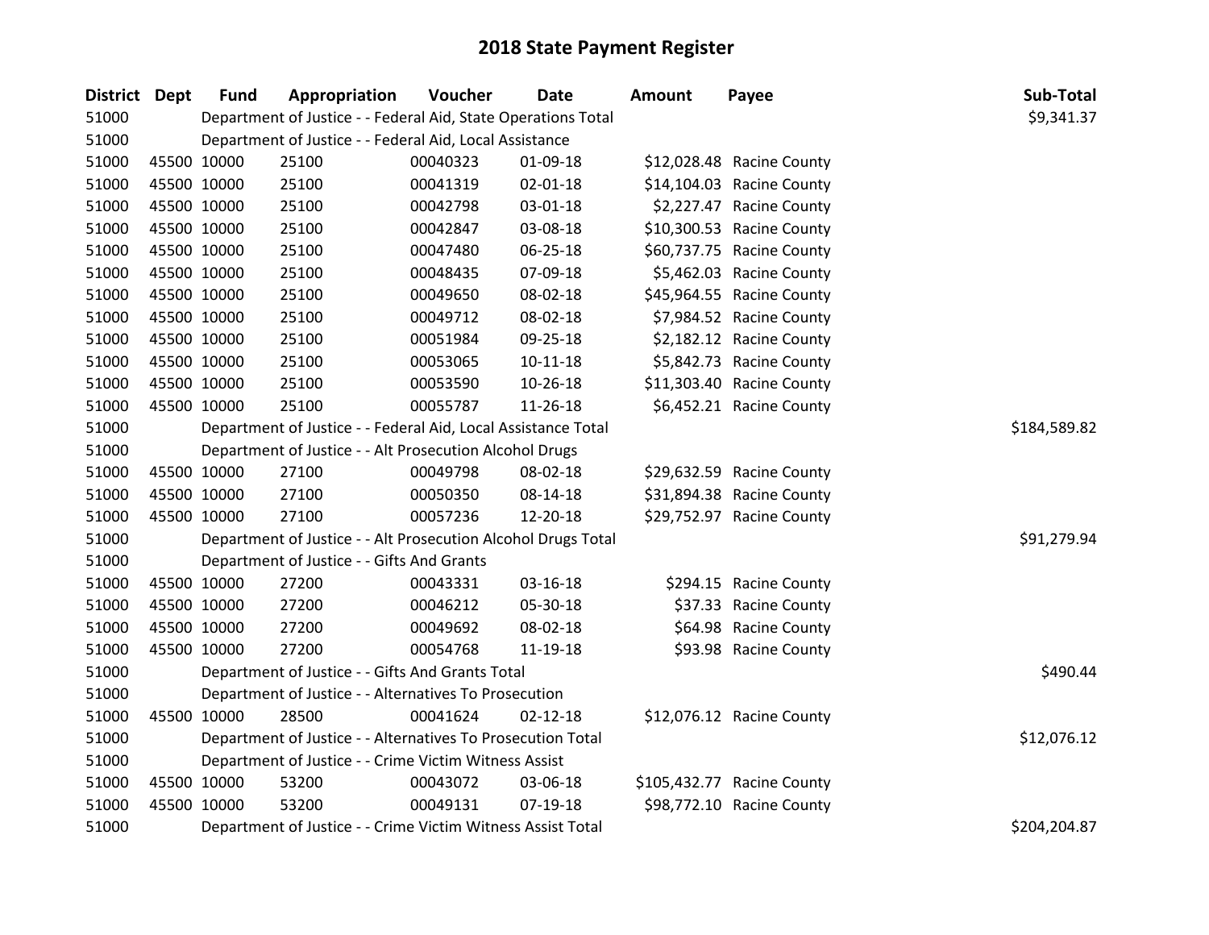# 2018 State Payment Register

| District | Dept | Fund | Appropriation | Voucher | Date | Amount | Payee | Sub-Total |
|---|---|---|---|---|---|---|---|---|
| 51000 | | Department of Justice - - Federal Aid, State Operations Total | | | | | | $9,341.37 |
| 51000 | | Department of Justice - - Federal Aid, Local Assistance | | | | | | |
| 51000 | 45500 | 10000 | 25100 | 00040323 | 01-09-18 | $12,028.48 | Racine County | |
| 51000 | 45500 | 10000 | 25100 | 00041319 | 02-01-18 | $14,104.03 | Racine County | |
| 51000 | 45500 | 10000 | 25100 | 00042798 | 03-01-18 | $2,227.47 | Racine County | |
| 51000 | 45500 | 10000 | 25100 | 00042847 | 03-08-18 | $10,300.53 | Racine County | |
| 51000 | 45500 | 10000 | 25100 | 00047480 | 06-25-18 | $60,737.75 | Racine County | |
| 51000 | 45500 | 10000 | 25100 | 00048435 | 07-09-18 | $5,462.03 | Racine County | |
| 51000 | 45500 | 10000 | 25100 | 00049650 | 08-02-18 | $45,964.55 | Racine County | |
| 51000 | 45500 | 10000 | 25100 | 00049712 | 08-02-18 | $7,984.52 | Racine County | |
| 51000 | 45500 | 10000 | 25100 | 00051984 | 09-25-18 | $2,182.12 | Racine County | |
| 51000 | 45500 | 10000 | 25100 | 00053065 | 10-11-18 | $5,842.73 | Racine County | |
| 51000 | 45500 | 10000 | 25100 | 00053590 | 10-26-18 | $11,303.40 | Racine County | |
| 51000 | 45500 | 10000 | 25100 | 00055787 | 11-26-18 | $6,452.21 | Racine County | |
| 51000 | | Department of Justice - - Federal Aid, Local Assistance Total | | | | | | $184,589.82 |
| 51000 | | Department of Justice - - Alt Prosecution Alcohol Drugs | | | | | | |
| 51000 | 45500 | 10000 | 27100 | 00049798 | 08-02-18 | $29,632.59 | Racine County | |
| 51000 | 45500 | 10000 | 27100 | 00050350 | 08-14-18 | $31,894.38 | Racine County | |
| 51000 | 45500 | 10000 | 27100 | 00057236 | 12-20-18 | $29,752.97 | Racine County | |
| 51000 | | Department of Justice - - Alt Prosecution Alcohol Drugs Total | | | | | | $91,279.94 |
| 51000 | | Department of Justice - - Gifts And Grants | | | | | | |
| 51000 | 45500 | 10000 | 27200 | 00043331 | 03-16-18 | $294.15 | Racine County | |
| 51000 | 45500 | 10000 | 27200 | 00046212 | 05-30-18 | $37.33 | Racine County | |
| 51000 | 45500 | 10000 | 27200 | 00049692 | 08-02-18 | $64.98 | Racine County | |
| 51000 | 45500 | 10000 | 27200 | 00054768 | 11-19-18 | $93.98 | Racine County | |
| 51000 | | Department of Justice - - Gifts And Grants Total | | | | | | $490.44 |
| 51000 | | Department of Justice - - Alternatives To Prosecution | | | | | | |
| 51000 | 45500 | 10000 | 28500 | 00041624 | 02-12-18 | $12,076.12 | Racine County | |
| 51000 | | Department of Justice - - Alternatives To Prosecution Total | | | | | | $12,076.12 |
| 51000 | | Department of Justice - - Crime Victim Witness Assist | | | | | | |
| 51000 | 45500 | 10000 | 53200 | 00043072 | 03-06-18 | $105,432.77 | Racine County | |
| 51000 | 45500 | 10000 | 53200 | 00049131 | 07-19-18 | $98,772.10 | Racine County | |
| 51000 | | Department of Justice - - Crime Victim Witness Assist Total | | | | | | $204,204.87 |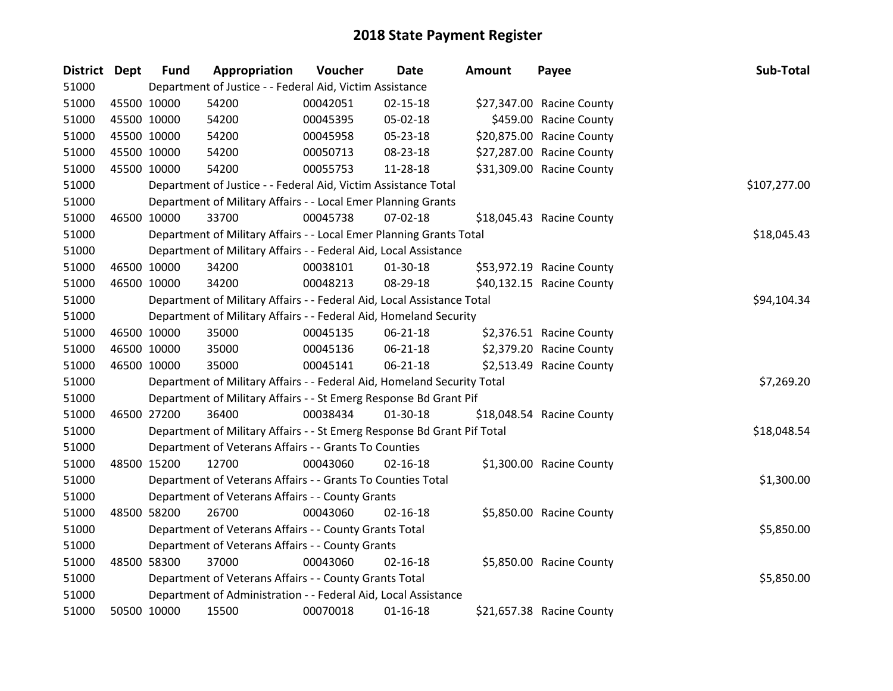# 2018 State Payment Register

| District | Dept | Fund | Appropriation | Voucher | Date | Amount | Payee | Sub-Total |
|---|---|---|---|---|---|---|---|---|
| 51000 | | Department of Justice - - Federal Aid, Victim Assistance | | | | | | |
| 51000 | 45500 | 10000 | 54200 | 00042051 | 02-15-18 | $27,347.00 | Racine County | |
| 51000 | 45500 | 10000 | 54200 | 00045395 | 05-02-18 | $459.00 | Racine County | |
| 51000 | 45500 | 10000 | 54200 | 00045958 | 05-23-18 | $20,875.00 | Racine County | |
| 51000 | 45500 | 10000 | 54200 | 00050713 | 08-23-18 | $27,287.00 | Racine County | |
| 51000 | 45500 | 10000 | 54200 | 00055753 | 11-28-18 | $31,309.00 | Racine County | |
| 51000 | | Department of Justice - - Federal Aid, Victim Assistance Total | | | | | | $107,277.00 |
| 51000 | | Department of Military Affairs - - Local Emer Planning Grants | | | | | | |
| 51000 | 46500 | 10000 | 33700 | 00045738 | 07-02-18 | $18,045.43 | Racine County | |
| 51000 | | Department of Military Affairs - - Local Emer Planning Grants Total | | | | | | $18,045.43 |
| 51000 | | Department of Military Affairs - - Federal Aid, Local Assistance | | | | | | |
| 51000 | 46500 | 10000 | 34200 | 00038101 | 01-30-18 | $53,972.19 | Racine County | |
| 51000 | 46500 | 10000 | 34200 | 00048213 | 08-29-18 | $40,132.15 | Racine County | |
| 51000 | | Department of Military Affairs - - Federal Aid, Local Assistance Total | | | | | | $94,104.34 |
| 51000 | | Department of Military Affairs - - Federal Aid, Homeland Security | | | | | | |
| 51000 | 46500 | 10000 | 35000 | 00045135 | 06-21-18 | $2,376.51 | Racine County | |
| 51000 | 46500 | 10000 | 35000 | 00045136 | 06-21-18 | $2,379.20 | Racine County | |
| 51000 | 46500 | 10000 | 35000 | 00045141 | 06-21-18 | $2,513.49 | Racine County | |
| 51000 | | Department of Military Affairs - - Federal Aid, Homeland Security Total | | | | | | $7,269.20 |
| 51000 | | Department of Military Affairs - - St Emerg Response Bd Grant Pif | | | | | | |
| 51000 | 46500 | 27200 | 36400 | 00038434 | 01-30-18 | $18,048.54 | Racine County | |
| 51000 | | Department of Military Affairs - - St Emerg Response Bd Grant Pif Total | | | | | | $18,048.54 |
| 51000 | | Department of Veterans Affairs - - Grants To Counties | | | | | | |
| 51000 | 48500 | 15200 | 12700 | 00043060 | 02-16-18 | $1,300.00 | Racine County | |
| 51000 | | Department of Veterans Affairs - - Grants To Counties Total | | | | | | $1,300.00 |
| 51000 | | Department of Veterans Affairs - - County Grants | | | | | | |
| 51000 | 48500 | 58200 | 26700 | 00043060 | 02-16-18 | $5,850.00 | Racine County | |
| 51000 | | Department of Veterans Affairs - - County Grants Total | | | | | | $5,850.00 |
| 51000 | | Department of Veterans Affairs - - County Grants | | | | | | |
| 51000 | 48500 | 58300 | 37000 | 00043060 | 02-16-18 | $5,850.00 | Racine County | |
| 51000 | | Department of Veterans Affairs - - County Grants Total | | | | | | $5,850.00 |
| 51000 | | Department of Administration - - Federal Aid, Local Assistance | | | | | | |
| 51000 | 50500 | 10000 | 15500 | 00070018 | 01-16-18 | $21,657.38 | Racine County | |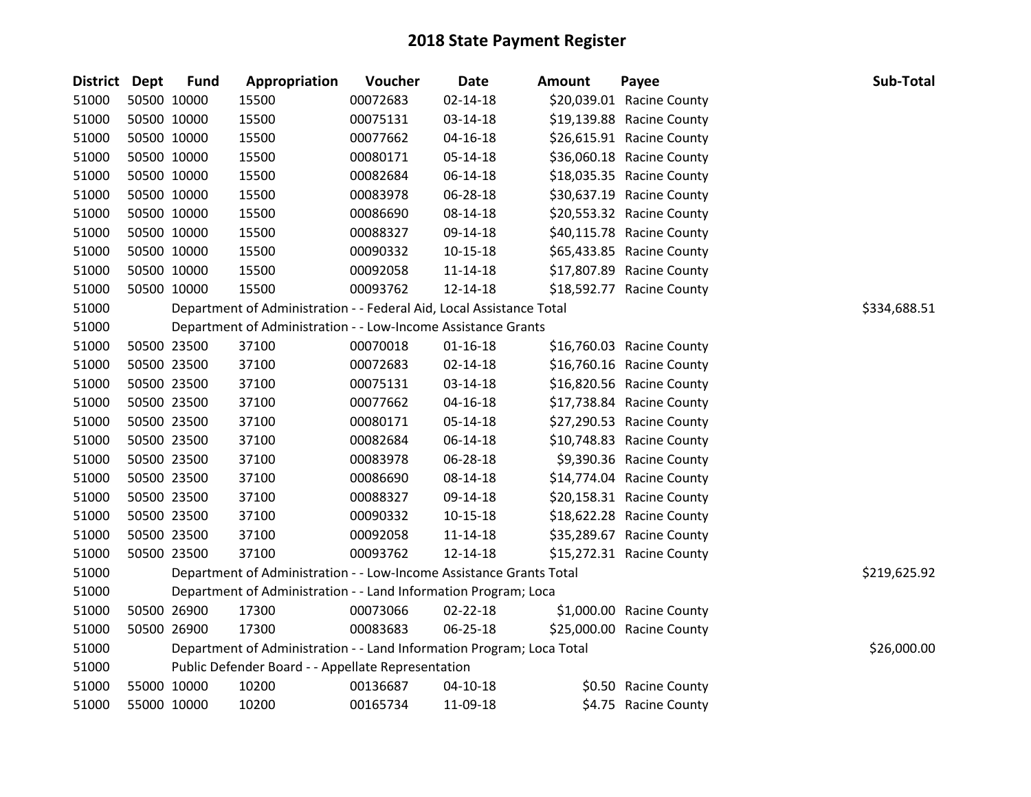# 2018 State Payment Register

| District | Dept | Fund | Appropriation | Voucher | Date | Amount | Payee | Sub-Total |
|---|---|---|---|---|---|---|---|---|
| 51000 | 50500 | 10000 | 15500 | 00072683 | 02-14-18 | $20,039.01 | Racine County | |
| 51000 | 50500 | 10000 | 15500 | 00075131 | 03-14-18 | $19,139.88 | Racine County | |
| 51000 | 50500 | 10000 | 15500 | 00077662 | 04-16-18 | $26,615.91 | Racine County | |
| 51000 | 50500 | 10000 | 15500 | 00080171 | 05-14-18 | $36,060.18 | Racine County | |
| 51000 | 50500 | 10000 | 15500 | 00082684 | 06-14-18 | $18,035.35 | Racine County | |
| 51000 | 50500 | 10000 | 15500 | 00083978 | 06-28-18 | $30,637.19 | Racine County | |
| 51000 | 50500 | 10000 | 15500 | 00086690 | 08-14-18 | $20,553.32 | Racine County | |
| 51000 | 50500 | 10000 | 15500 | 00088327 | 09-14-18 | $40,115.78 | Racine County | |
| 51000 | 50500 | 10000 | 15500 | 00090332 | 10-15-18 | $65,433.85 | Racine County | |
| 51000 | 50500 | 10000 | 15500 | 00092058 | 11-14-18 | $17,807.89 | Racine County | |
| 51000 | 50500 | 10000 | 15500 | 00093762 | 12-14-18 | $18,592.77 | Racine County | |
| 51000 | | Department of Administration - - Federal Aid, Local Assistance Total | | | | | | $334,688.51 |
| 51000 | | Department of Administration - - Low-Income Assistance Grants | | | | | | |
| 51000 | 50500 | 23500 | 37100 | 00070018 | 01-16-18 | $16,760.03 | Racine County | |
| 51000 | 50500 | 23500 | 37100 | 00072683 | 02-14-18 | $16,760.16 | Racine County | |
| 51000 | 50500 | 23500 | 37100 | 00075131 | 03-14-18 | $16,820.56 | Racine County | |
| 51000 | 50500 | 23500 | 37100 | 00077662 | 04-16-18 | $17,738.84 | Racine County | |
| 51000 | 50500 | 23500 | 37100 | 00080171 | 05-14-18 | $27,290.53 | Racine County | |
| 51000 | 50500 | 23500 | 37100 | 00082684 | 06-14-18 | $10,748.83 | Racine County | |
| 51000 | 50500 | 23500 | 37100 | 00083978 | 06-28-18 | $9,390.36 | Racine County | |
| 51000 | 50500 | 23500 | 37100 | 00086690 | 08-14-18 | $14,774.04 | Racine County | |
| 51000 | 50500 | 23500 | 37100 | 00088327 | 09-14-18 | $20,158.31 | Racine County | |
| 51000 | 50500 | 23500 | 37100 | 00090332 | 10-15-18 | $18,622.28 | Racine County | |
| 51000 | 50500 | 23500 | 37100 | 00092058 | 11-14-18 | $35,289.67 | Racine County | |
| 51000 | 50500 | 23500 | 37100 | 00093762 | 12-14-18 | $15,272.31 | Racine County | |
| 51000 | | Department of Administration - - Low-Income Assistance Grants Total | | | | | | $219,625.92 |
| 51000 | | Department of Administration - - Land Information Program; Loca | | | | | | |
| 51000 | 50500 | 26900 | 17300 | 00073066 | 02-22-18 | $1,000.00 | Racine County | |
| 51000 | 50500 | 26900 | 17300 | 00083683 | 06-25-18 | $25,000.00 | Racine County | |
| 51000 | | Department of Administration - - Land Information Program; Loca Total | | | | | | $26,000.00 |
| 51000 | | Public Defender Board - - Appellate Representation | | | | | | |
| 51000 | 55000 | 10000 | 10200 | 00136687 | 04-10-18 | $0.50 | Racine County | |
| 51000 | 55000 | 10000 | 10200 | 00165734 | 11-09-18 | $4.75 | Racine County | |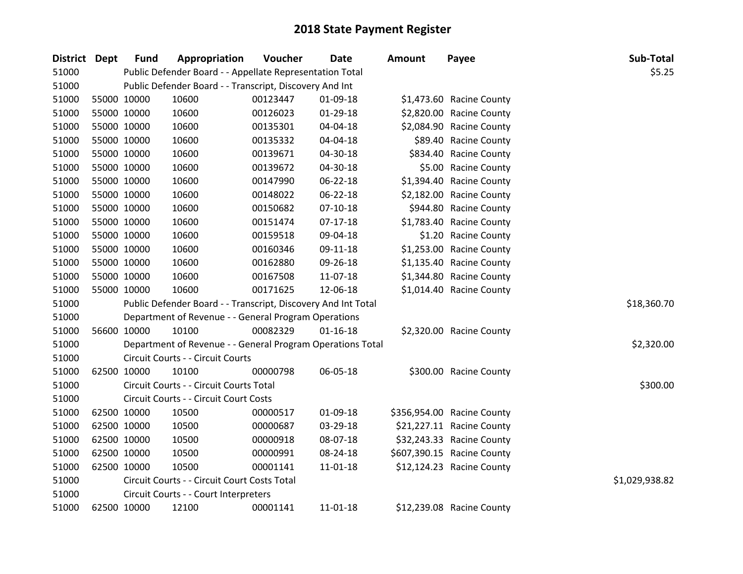# 2018 State Payment Register

| District | Dept | Fund | Appropriation | Voucher | Date | Amount | Payee | Sub-Total |
|---|---|---|---|---|---|---|---|---|
| 51000 | | Public Defender Board - - Appellate Representation Total | | | | | | $5.25 |
| 51000 | | Public Defender Board - - Transcript, Discovery And Int | | | | | | |
| 51000 | 55000 | 10000 | 10600 | 00123447 | 01-09-18 | $1,473.60 | Racine County | |
| 51000 | 55000 | 10000 | 10600 | 00126023 | 01-29-18 | $2,820.00 | Racine County | |
| 51000 | 55000 | 10000 | 10600 | 00135301 | 04-04-18 | $2,084.90 | Racine County | |
| 51000 | 55000 | 10000 | 10600 | 00135332 | 04-04-18 | $89.40 | Racine County | |
| 51000 | 55000 | 10000 | 10600 | 00139671 | 04-30-18 | $834.40 | Racine County | |
| 51000 | 55000 | 10000 | 10600 | 00139672 | 04-30-18 | $5.00 | Racine County | |
| 51000 | 55000 | 10000 | 10600 | 00147990 | 06-22-18 | $1,394.40 | Racine County | |
| 51000 | 55000 | 10000 | 10600 | 00148022 | 06-22-18 | $2,182.00 | Racine County | |
| 51000 | 55000 | 10000 | 10600 | 00150682 | 07-10-18 | $944.80 | Racine County | |
| 51000 | 55000 | 10000 | 10600 | 00151474 | 07-17-18 | $1,783.40 | Racine County | |
| 51000 | 55000 | 10000 | 10600 | 00159518 | 09-04-18 | $1.20 | Racine County | |
| 51000 | 55000 | 10000 | 10600 | 00160346 | 09-11-18 | $1,253.00 | Racine County | |
| 51000 | 55000 | 10000 | 10600 | 00162880 | 09-26-18 | $1,135.40 | Racine County | |
| 51000 | 55000 | 10000 | 10600 | 00167508 | 11-07-18 | $1,344.80 | Racine County | |
| 51000 | 55000 | 10000 | 10600 | 00171625 | 12-06-18 | $1,014.40 | Racine County | |
| 51000 | | Public Defender Board - - Transcript, Discovery And Int Total | | | | | | $18,360.70 |
| 51000 | | Department of Revenue - - General Program Operations | | | | | | |
| 51000 | 56600 | 10000 | 10100 | 00082329 | 01-16-18 | $2,320.00 | Racine County | |
| 51000 | | Department of Revenue - - General Program Operations Total | | | | | | $2,320.00 |
| 51000 | | Circuit Courts - - Circuit Courts | | | | | | |
| 51000 | 62500 | 10000 | 10100 | 00000798 | 06-05-18 | $300.00 | Racine County | |
| 51000 | | Circuit Courts - - Circuit Courts Total | | | | | | $300.00 |
| 51000 | | Circuit Courts - - Circuit Court Costs | | | | | | |
| 51000 | 62500 | 10000 | 10500 | 00000517 | 01-09-18 | $356,954.00 | Racine County | |
| 51000 | 62500 | 10000 | 10500 | 00000687 | 03-29-18 | $21,227.11 | Racine County | |
| 51000 | 62500 | 10000 | 10500 | 00000918 | 08-07-18 | $32,243.33 | Racine County | |
| 51000 | 62500 | 10000 | 10500 | 00000991 | 08-24-18 | $607,390.15 | Racine County | |
| 51000 | 62500 | 10000 | 10500 | 00001141 | 11-01-18 | $12,124.23 | Racine County | |
| 51000 | | Circuit Courts - - Circuit Court Costs Total | | | | | | $1,029,938.82 |
| 51000 | | Circuit Courts - - Court Interpreters | | | | | | |
| 51000 | 62500 | 10000 | 12100 | 00001141 | 11-01-18 | $12,239.08 | Racine County | |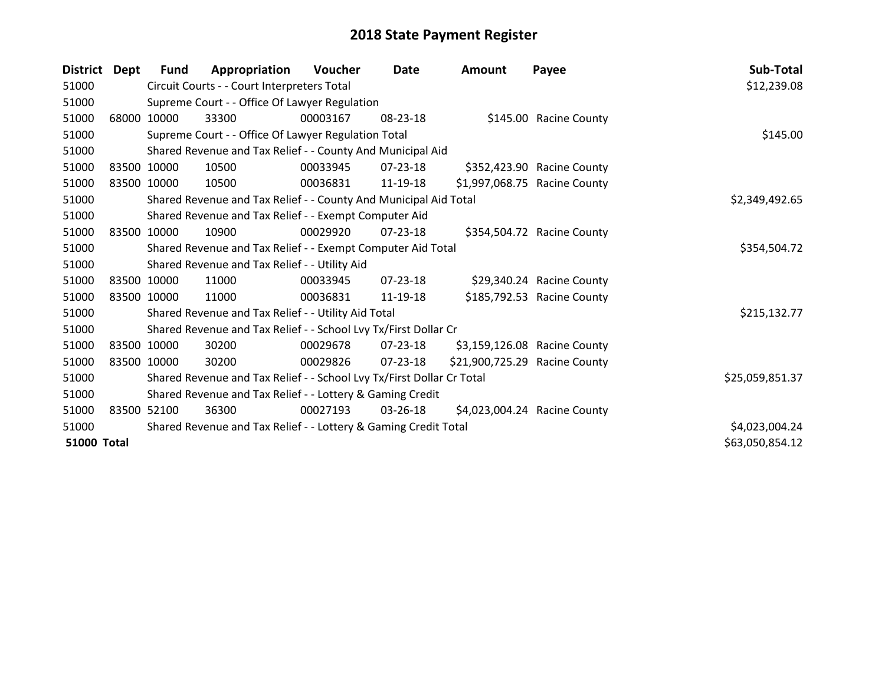# 2018 State Payment Register

| District | Dept | Fund | Appropriation | Voucher | Date | Amount | Payee | Sub-Total |
|---|---|---|---|---|---|---|---|---|
| 51000 | | Circuit Courts - - Court Interpreters Total | | | | | | $12,239.08 |
| 51000 | | Supreme Court - - Office Of Lawyer Regulation | | | | | | |
| 51000 | 68000 | 10000 | 33300 | 00003167 | 08-23-18 | $145.00 | Racine County | |
| 51000 | | Supreme Court - - Office Of Lawyer Regulation Total | | | | | | $145.00 |
| 51000 | | Shared Revenue and Tax Relief - - County And Municipal Aid | | | | | | |
| 51000 | 83500 | 10000 | 10500 | 00033945 | 07-23-18 | $352,423.90 | Racine County | |
| 51000 | 83500 | 10000 | 10500 | 00036831 | 11-19-18 | $1,997,068.75 | Racine County | |
| 51000 | | Shared Revenue and Tax Relief - - County And Municipal Aid Total | | | | | | $2,349,492.65 |
| 51000 | | Shared Revenue and Tax Relief - - Exempt Computer Aid | | | | | | |
| 51000 | 83500 | 10000 | 10900 | 00029920 | 07-23-18 | $354,504.72 | Racine County | |
| 51000 | | Shared Revenue and Tax Relief - - Exempt Computer Aid Total | | | | | | $354,504.72 |
| 51000 | | Shared Revenue and Tax Relief - - Utility Aid | | | | | | |
| 51000 | 83500 | 10000 | 11000 | 00033945 | 07-23-18 | $29,340.24 | Racine County | |
| 51000 | 83500 | 10000 | 11000 | 00036831 | 11-19-18 | $185,792.53 | Racine County | |
| 51000 | | Shared Revenue and Tax Relief - - Utility Aid Total | | | | | | $215,132.77 |
| 51000 | | Shared Revenue and Tax Relief - - School Lvy Tx/First Dollar Cr | | | | | | |
| 51000 | 83500 | 10000 | 30200 | 00029678 | 07-23-18 | $3,159,126.08 | Racine County | |
| 51000 | 83500 | 10000 | 30200 | 00029826 | 07-23-18 | $21,900,725.29 | Racine County | |
| 51000 | | Shared Revenue and Tax Relief - - School Lvy Tx/First Dollar Cr Total | | | | | | $25,059,851.37 |
| 51000 | | Shared Revenue and Tax Relief - - Lottery & Gaming Credit | | | | | | |
| 51000 | 83500 | 52100 | 36300 | 00027193 | 03-26-18 | $4,023,004.24 | Racine County | |
| 51000 | | Shared Revenue and Tax Relief - - Lottery & Gaming Credit Total | | | | | | $4,023,004.24 |
| **51000 Total** | | | | | | | | $63,050,854.12 |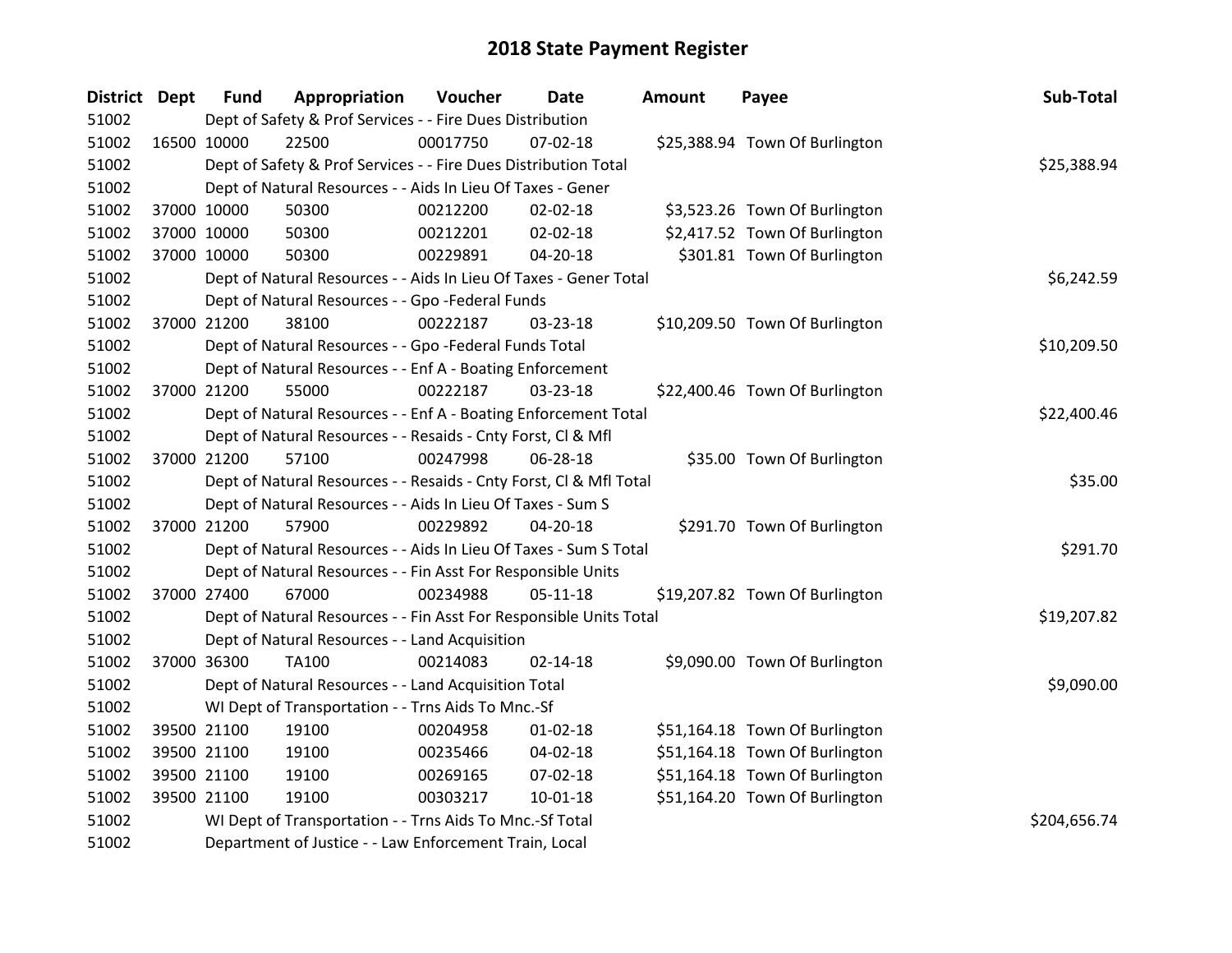# 2018 State Payment Register

| District | Dept | Fund | Appropriation | Voucher | Date | Amount | Payee | Sub-Total |
|---|---|---|---|---|---|---|---|---|
| 51002 | | Dept of Safety & Prof Services - - Fire Dues Distribution | | | | | | |
| 51002 | 16500 | 10000 | 22500 | 00017750 | 07-02-18 | $25,388.94 | Town Of Burlington | |
| 51002 | | Dept of Safety & Prof Services - - Fire Dues Distribution Total | | | | | | $25,388.94 |
| 51002 | | Dept of Natural Resources - - Aids In Lieu Of Taxes - Gener | | | | | | |
| 51002 | 37000 | 10000 | 50300 | 00212200 | 02-02-18 | $3,523.26 | Town Of Burlington | |
| 51002 | 37000 | 10000 | 50300 | 00212201 | 02-02-18 | $2,417.52 | Town Of Burlington | |
| 51002 | 37000 | 10000 | 50300 | 00229891 | 04-20-18 | $301.81 | Town Of Burlington | |
| 51002 | | Dept of Natural Resources - - Aids In Lieu Of Taxes - Gener Total | | | | | | $6,242.59 |
| 51002 | | Dept of Natural Resources - - Gpo -Federal Funds | | | | | | |
| 51002 | 37000 | 21200 | 38100 | 00222187 | 03-23-18 | $10,209.50 | Town Of Burlington | |
| 51002 | | Dept of Natural Resources - - Gpo -Federal Funds Total | | | | | | $10,209.50 |
| 51002 | | Dept of Natural Resources - - Enf A - Boating Enforcement | | | | | | |
| 51002 | 37000 | 21200 | 55000 | 00222187 | 03-23-18 | $22,400.46 | Town Of Burlington | |
| 51002 | | Dept of Natural Resources - - Enf A - Boating Enforcement Total | | | | | | $22,400.46 |
| 51002 | | Dept of Natural Resources - - Resaids - Cnty Forst, Cl & Mfl | | | | | | |
| 51002 | 37000 | 21200 | 57100 | 00247998 | 06-28-18 | $35.00 | Town Of Burlington | |
| 51002 | | Dept of Natural Resources - - Resaids - Cnty Forst, Cl & Mfl Total | | | | | | $35.00 |
| 51002 | | Dept of Natural Resources - - Aids In Lieu Of Taxes - Sum S | | | | | | |
| 51002 | 37000 | 21200 | 57900 | 00229892 | 04-20-18 | $291.70 | Town Of Burlington | |
| 51002 | | Dept of Natural Resources - - Aids In Lieu Of Taxes - Sum S Total | | | | | | $291.70 |
| 51002 | | Dept of Natural Resources - - Fin Asst For Responsible Units | | | | | | |
| 51002 | 37000 | 27400 | 67000 | 00234988 | 05-11-18 | $19,207.82 | Town Of Burlington | |
| 51002 | | Dept of Natural Resources - - Fin Asst For Responsible Units Total | | | | | | $19,207.82 |
| 51002 | | Dept of Natural Resources - - Land Acquisition | | | | | | |
| 51002 | 37000 | 36300 | TA100 | 00214083 | 02-14-18 | $9,090.00 | Town Of Burlington | |
| 51002 | | Dept of Natural Resources - - Land Acquisition Total | | | | | | $9,090.00 |
| 51002 | | WI Dept of Transportation - - Trns Aids To Mnc.-Sf | | | | | | |
| 51002 | 39500 | 21100 | 19100 | 00204958 | 01-02-18 | $51,164.18 | Town Of Burlington | |
| 51002 | 39500 | 21100 | 19100 | 00235466 | 04-02-18 | $51,164.18 | Town Of Burlington | |
| 51002 | 39500 | 21100 | 19100 | 00269165 | 07-02-18 | $51,164.18 | Town Of Burlington | |
| 51002 | 39500 | 21100 | 19100 | 00303217 | 10-01-18 | $51,164.20 | Town Of Burlington | |
| 51002 | | WI Dept of Transportation - - Trns Aids To Mnc.-Sf Total | | | | | | $204,656.74 |
| 51002 | | Department of Justice - - Law Enforcement Train, Local | | | | | | |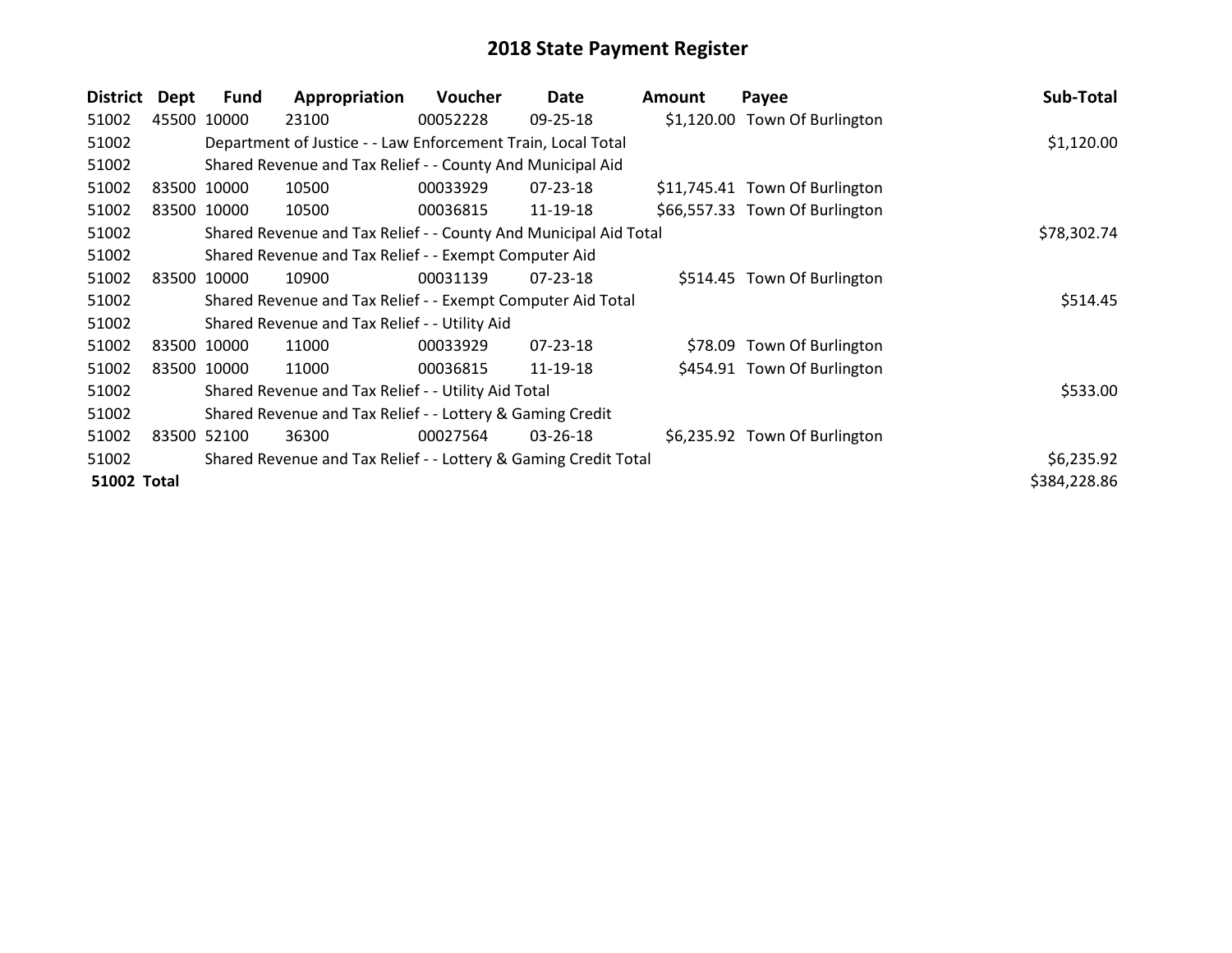# 2018 State Payment Register

| District | Dept | Fund | Appropriation | Voucher | Date | Amount | Payee | Sub-Total |
|---|---|---|---|---|---|---|---|---|
| 51002 | 45500 | 10000 | 23100 | 00052228 | 09-25-18 | $1,120.00 | Town Of Burlington | |
| 51002 | | Department of Justice - - Law Enforcement Train, Local Total | | | | | | $1,120.00 |
| 51002 | | Shared Revenue and Tax Relief - - County And Municipal Aid | | | | | | |
| 51002 | 83500 | 10000 | 10500 | 00033929 | 07-23-18 | $11,745.41 | Town Of Burlington | |
| 51002 | 83500 | 10000 | 10500 | 00036815 | 11-19-18 | $66,557.33 | Town Of Burlington | |
| 51002 | | Shared Revenue and Tax Relief - - County And Municipal Aid Total | | | | | | $78,302.74 |
| 51002 | | Shared Revenue and Tax Relief - - Exempt Computer Aid | | | | | | |
| 51002 | 83500 | 10000 | 10900 | 00031139 | 07-23-18 | $514.45 | Town Of Burlington | |
| 51002 | | Shared Revenue and Tax Relief - - Exempt Computer Aid Total | | | | | | $514.45 |
| 51002 | | Shared Revenue and Tax Relief - - Utility Aid | | | | | | |
| 51002 | 83500 | 10000 | 11000 | 00033929 | 07-23-18 | $78.09 | Town Of Burlington | |
| 51002 | 83500 | 10000 | 11000 | 00036815 | 11-19-18 | $454.91 | Town Of Burlington | |
| 51002 | | Shared Revenue and Tax Relief - - Utility Aid Total | | | | | | $533.00 |
| 51002 | | Shared Revenue and Tax Relief - - Lottery & Gaming Credit | | | | | | |
| 51002 | 83500 | 52100 | 36300 | 00027564 | 03-26-18 | $6,235.92 | Town Of Burlington | |
| 51002 | | Shared Revenue and Tax Relief - - Lottery & Gaming Credit Total | | | | | | $6,235.92 |
| **51002** | **Total** | | | | | | | $384,228.86 |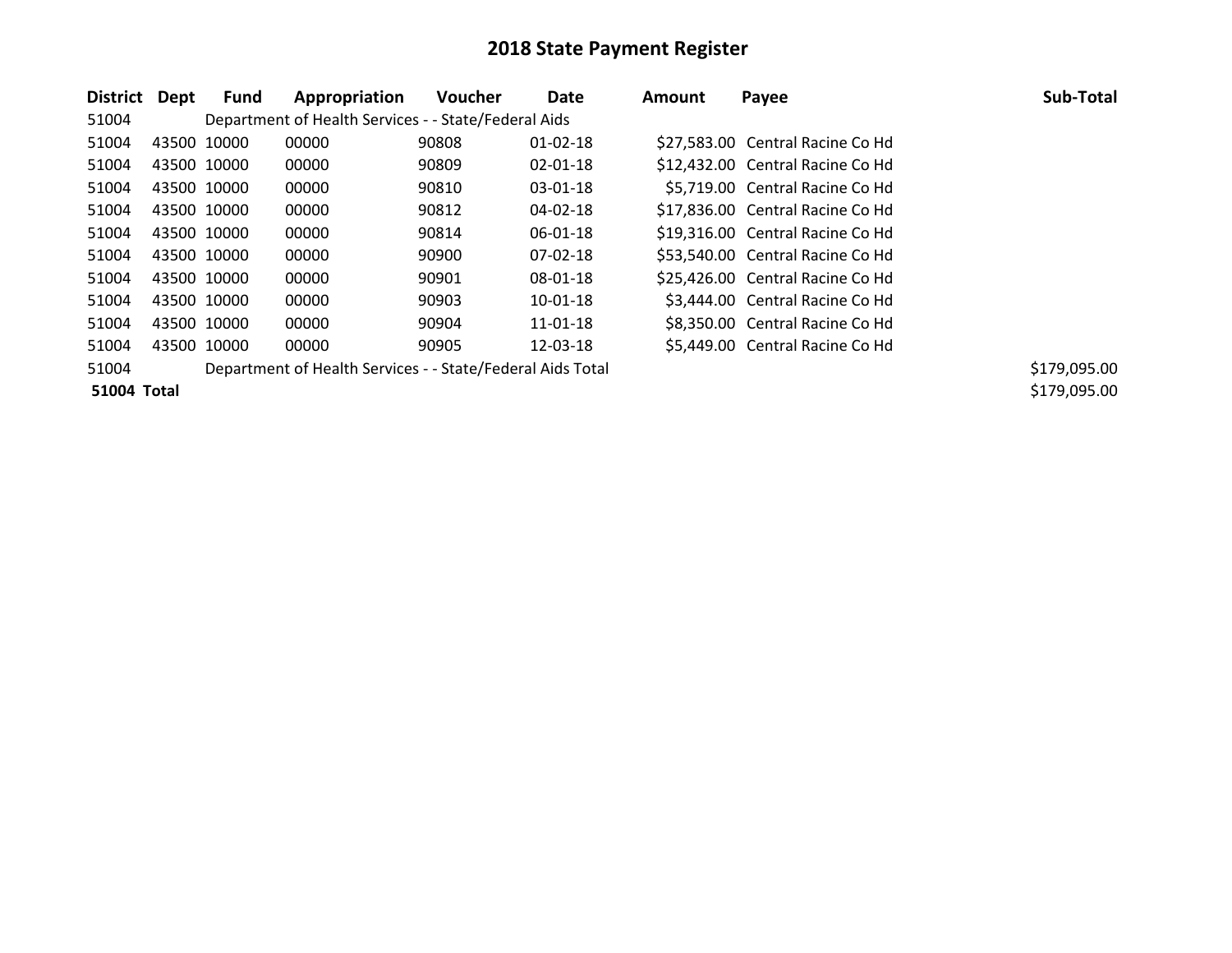# 2018 State Payment Register

| District | Dept | Fund | Appropriation | Voucher | Date | Amount | Payee | Sub-Total |
|---|---|---|---|---|---|---|---|---|
| 51004 | | Department of Health Services - - State/Federal Aids | | | | | | |
| 51004 | 43500 | 10000 | 00000 | 90808 | 01-02-18 | $27,583.00 | Central Racine Co Hd | |
| 51004 | 43500 | 10000 | 00000 | 90809 | 02-01-18 | $12,432.00 | Central Racine Co Hd | |
| 51004 | 43500 | 10000 | 00000 | 90810 | 03-01-18 | $5,719.00 | Central Racine Co Hd | |
| 51004 | 43500 | 10000 | 00000 | 90812 | 04-02-18 | $17,836.00 | Central Racine Co Hd | |
| 51004 | 43500 | 10000 | 00000 | 90814 | 06-01-18 | $19,316.00 | Central Racine Co Hd | |
| 51004 | 43500 | 10000 | 00000 | 90900 | 07-02-18 | $53,540.00 | Central Racine Co Hd | |
| 51004 | 43500 | 10000 | 00000 | 90901 | 08-01-18 | $25,426.00 | Central Racine Co Hd | |
| 51004 | 43500 | 10000 | 00000 | 90903 | 10-01-18 | $3,444.00 | Central Racine Co Hd | |
| 51004 | 43500 | 10000 | 00000 | 90904 | 11-01-18 | $8,350.00 | Central Racine Co Hd | |
| 51004 | 43500 | 10000 | 00000 | 90905 | 12-03-18 | $5,449.00 | Central Racine Co Hd | |
| 51004 | | Department of Health Services - - State/Federal Aids Total | | | | | | $179,095.00 |
| **51004 Total** | | | | | | | | $179,095.00 |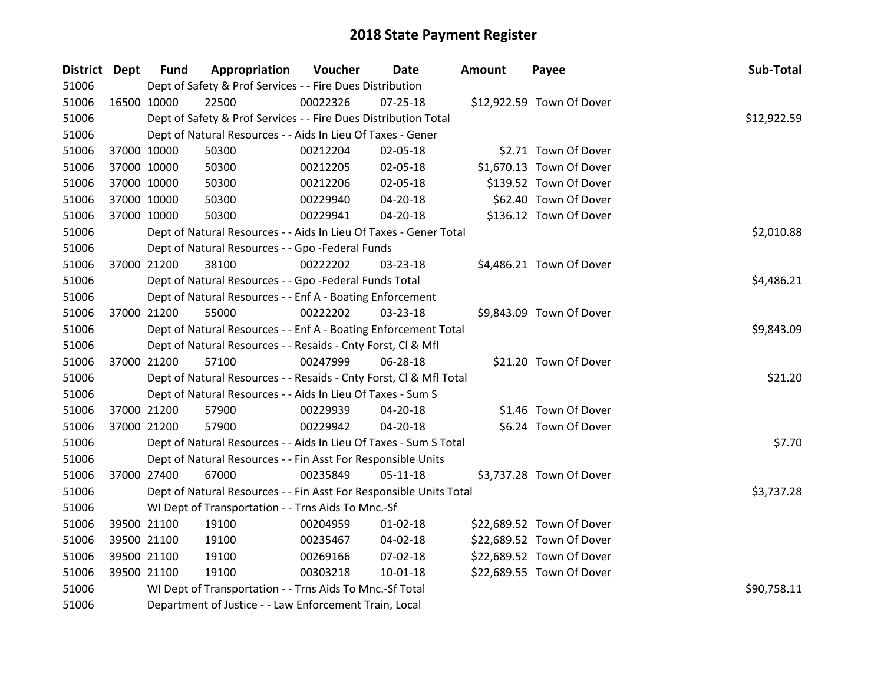# 2018 State Payment Register

| District | Dept | Fund | Appropriation | Voucher | Date | Amount | Payee | Sub-Total |
|---|---|---|---|---|---|---|---|---|
| 51006 | | Dept of Safety & Prof Services - - Fire Dues Distribution | | | | | | |
| 51006 | 16500 | 10000 | 22500 | 00022326 | 07-25-18 | $12,922.59 | Town Of Dover | |
| 51006 | | Dept of Safety & Prof Services - - Fire Dues Distribution Total | | | | | | $12,922.59 |
| 51006 | | Dept of Natural Resources - - Aids In Lieu Of Taxes - Gener | | | | | | |
| 51006 | 37000 | 10000 | 50300 | 00212204 | 02-05-18 | $2.71 | Town Of Dover | |
| 51006 | 37000 | 10000 | 50300 | 00212205 | 02-05-18 | $1,670.13 | Town Of Dover | |
| 51006 | 37000 | 10000 | 50300 | 00212206 | 02-05-18 | $139.52 | Town Of Dover | |
| 51006 | 37000 | 10000 | 50300 | 00229940 | 04-20-18 | $62.40 | Town Of Dover | |
| 51006 | 37000 | 10000 | 50300 | 00229941 | 04-20-18 | $136.12 | Town Of Dover | |
| 51006 | | Dept of Natural Resources - - Aids In Lieu Of Taxes - Gener Total | | | | | | $2,010.88 |
| 51006 | | Dept of Natural Resources - - Gpo -Federal Funds | | | | | | |
| 51006 | 37000 | 21200 | 38100 | 00222202 | 03-23-18 | $4,486.21 | Town Of Dover | |
| 51006 | | Dept of Natural Resources - - Gpo -Federal Funds Total | | | | | | $4,486.21 |
| 51006 | | Dept of Natural Resources - - Enf A - Boating Enforcement | | | | | | |
| 51006 | 37000 | 21200 | 55000 | 00222202 | 03-23-18 | $9,843.09 | Town Of Dover | |
| 51006 | | Dept of Natural Resources - - Enf A - Boating Enforcement Total | | | | | | $9,843.09 |
| 51006 | | Dept of Natural Resources - - Resaids - Cnty Forst, Cl & Mfl | | | | | | |
| 51006 | 37000 | 21200 | 57100 | 00247999 | 06-28-18 | $21.20 | Town Of Dover | |
| 51006 | | Dept of Natural Resources - - Resaids - Cnty Forst, Cl & Mfl Total | | | | | | $21.20 |
| 51006 | | Dept of Natural Resources - - Aids In Lieu Of Taxes - Sum S | | | | | | |
| 51006 | 37000 | 21200 | 57900 | 00229939 | 04-20-18 | $1.46 | Town Of Dover | |
| 51006 | 37000 | 21200 | 57900 | 00229942 | 04-20-18 | $6.24 | Town Of Dover | |
| 51006 | | Dept of Natural Resources - - Aids In Lieu Of Taxes - Sum S Total | | | | | | $7.70 |
| 51006 | | Dept of Natural Resources - - Fin Asst For Responsible Units | | | | | | |
| 51006 | 37000 | 27400 | 67000 | 00235849 | 05-11-18 | $3,737.28 | Town Of Dover | |
| 51006 | | Dept of Natural Resources - - Fin Asst For Responsible Units Total | | | | | | $3,737.28 |
| 51006 | | WI Dept of Transportation - - Trns Aids To Mnc.-Sf | | | | | | |
| 51006 | 39500 | 21100 | 19100 | 00204959 | 01-02-18 | $22,689.52 | Town Of Dover | |
| 51006 | 39500 | 21100 | 19100 | 00235467 | 04-02-18 | $22,689.52 | Town Of Dover | |
| 51006 | 39500 | 21100 | 19100 | 00269166 | 07-02-18 | $22,689.52 | Town Of Dover | |
| 51006 | 39500 | 21100 | 19100 | 00303218 | 10-01-18 | $22,689.55 | Town Of Dover | |
| 51006 | | WI Dept of Transportation - - Trns Aids To Mnc.-Sf Total | | | | | | $90,758.11 |
| 51006 | | Department of Justice - - Law Enforcement Train, Local | | | | | | |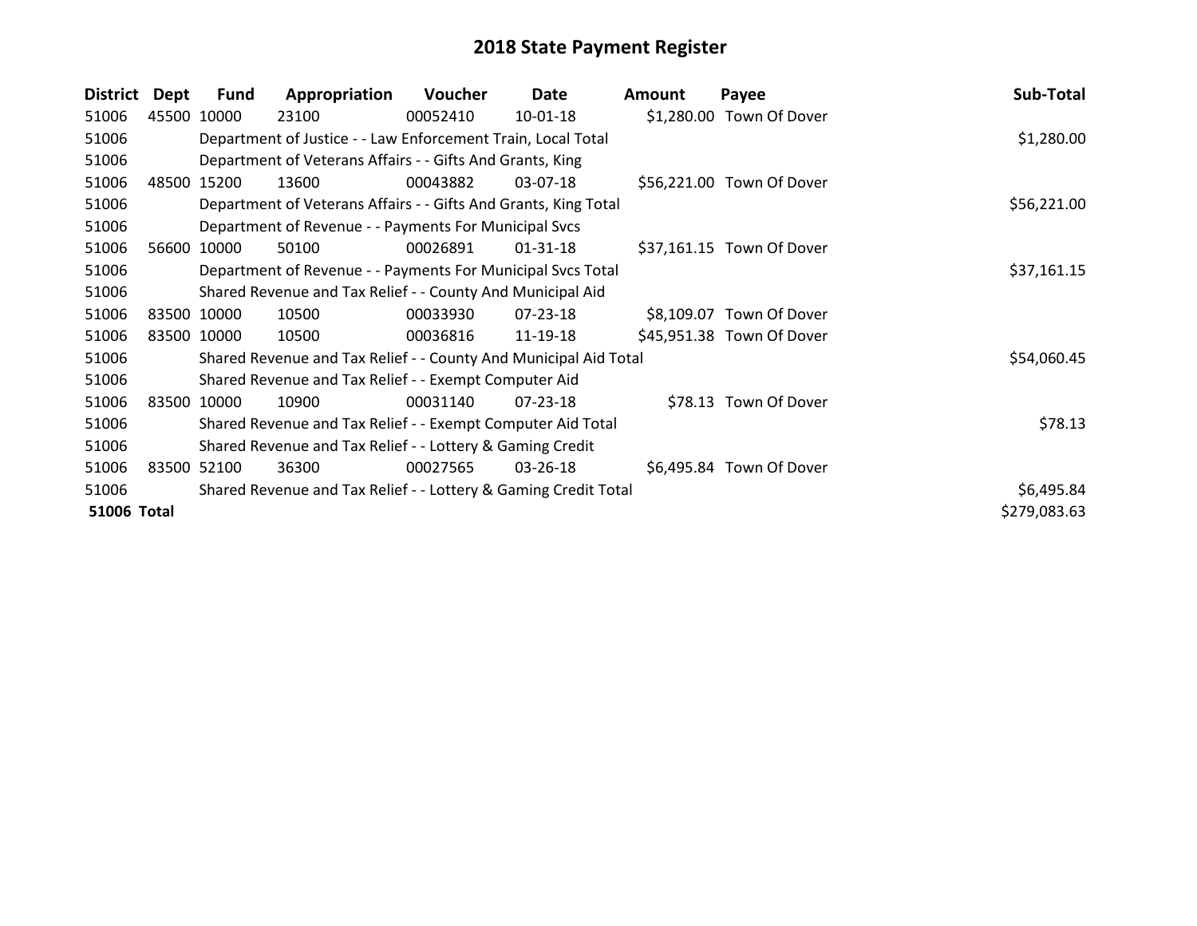# 2018 State Payment Register

| District | Dept | Fund | Appropriation | Voucher | Date | Amount | Payee | Sub-Total |
|---|---|---|---|---|---|---|---|---|
| 51006 | 45500 | 10000 | 23100 | 00052410 | 10-01-18 | $1,280.00 | Town Of Dover | |
| 51006 | | Department of Justice - - Law Enforcement Train, Local Total | | | | | | $1,280.00 |
| 51006 | | Department of Veterans Affairs - - Gifts And Grants, King | | | | | | |
| 51006 | 48500 | 15200 | 13600 | 00043882 | 03-07-18 | $56,221.00 | Town Of Dover | |
| 51006 | | Department of Veterans Affairs - - Gifts And Grants, King Total | | | | | | $56,221.00 |
| 51006 | | Department of Revenue - - Payments For Municipal Svcs | | | | | | |
| 51006 | 56600 | 10000 | 50100 | 00026891 | 01-31-18 | $37,161.15 | Town Of Dover | |
| 51006 | | Department of Revenue - - Payments For Municipal Svcs Total | | | | | | $37,161.15 |
| 51006 | | Shared Revenue and Tax Relief - - County And Municipal Aid | | | | | | |
| 51006 | 83500 | 10000 | 10500 | 00033930 | 07-23-18 | $8,109.07 | Town Of Dover | |
| 51006 | 83500 | 10000 | 10500 | 00036816 | 11-19-18 | $45,951.38 | Town Of Dover | |
| 51006 | | Shared Revenue and Tax Relief - - County And Municipal Aid Total | | | | | | $54,060.45 |
| 51006 | | Shared Revenue and Tax Relief - - Exempt Computer Aid | | | | | | |
| 51006 | 83500 | 10000 | 10900 | 00031140 | 07-23-18 | $78.13 | Town Of Dover | |
| 51006 | | Shared Revenue and Tax Relief - - Exempt Computer Aid Total | | | | | | $78.13 |
| 51006 | | Shared Revenue and Tax Relief - - Lottery & Gaming Credit | | | | | | |
| 51006 | 83500 | 52100 | 36300 | 00027565 | 03-26-18 | $6,495.84 | Town Of Dover | |
| 51006 | | Shared Revenue and Tax Relief - - Lottery & Gaming Credit Total | | | | | | $6,495.84 |
| **51006 Total** | | | | | | | | $279,083.63 |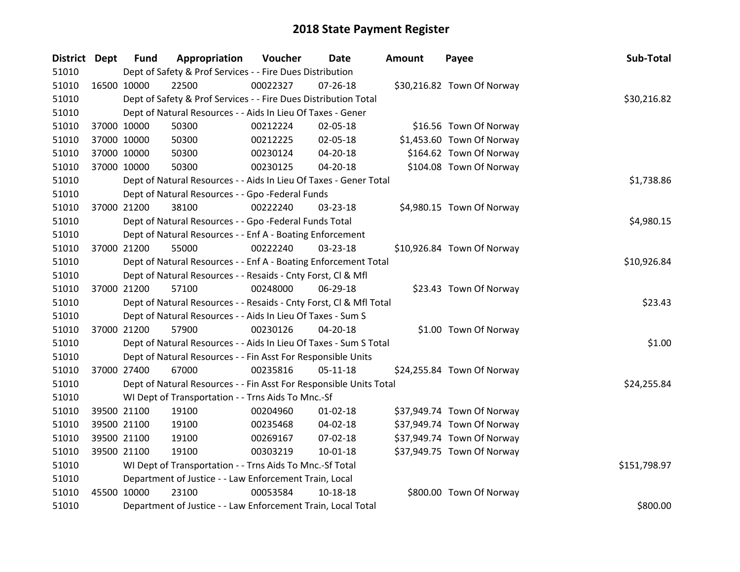# 2018 State Payment Register

| District | Dept | Fund | Appropriation | Voucher | Date | Amount | Payee | Sub-Total |
|---|---|---|---|---|---|---|---|---|
| 51010 | | Dept of Safety & Prof Services - - Fire Dues Distribution | | | | | | |
| 51010 | 16500 | 10000 | 22500 | 00022327 | 07-26-18 | $30,216.82 | Town Of Norway | |
| 51010 | | Dept of Safety & Prof Services - - Fire Dues Distribution Total | | | | | | $30,216.82 |
| 51010 | | Dept of Natural Resources - - Aids In Lieu Of Taxes - Gener | | | | | | |
| 51010 | 37000 | 10000 | 50300 | 00212224 | 02-05-18 | $16.56 | Town Of Norway | |
| 51010 | 37000 | 10000 | 50300 | 00212225 | 02-05-18 | $1,453.60 | Town Of Norway | |
| 51010 | 37000 | 10000 | 50300 | 00230124 | 04-20-18 | $164.62 | Town Of Norway | |
| 51010 | 37000 | 10000 | 50300 | 00230125 | 04-20-18 | $104.08 | Town Of Norway | |
| 51010 | | Dept of Natural Resources - - Aids In Lieu Of Taxes - Gener Total | | | | | | $1,738.86 |
| 51010 | | Dept of Natural Resources - - Gpo -Federal Funds | | | | | | |
| 51010 | 37000 | 21200 | 38100 | 00222240 | 03-23-18 | $4,980.15 | Town Of Norway | |
| 51010 | | Dept of Natural Resources - - Gpo -Federal Funds Total | | | | | | $4,980.15 |
| 51010 | | Dept of Natural Resources - - Enf A - Boating Enforcement | | | | | | |
| 51010 | 37000 | 21200 | 55000 | 00222240 | 03-23-18 | $10,926.84 | Town Of Norway | |
| 51010 | | Dept of Natural Resources - - Enf A - Boating Enforcement Total | | | | | | $10,926.84 |
| 51010 | | Dept of Natural Resources - - Resaids - Cnty Forst, Cl & Mfl | | | | | | |
| 51010 | 37000 | 21200 | 57100 | 00248000 | 06-29-18 | $23.43 | Town Of Norway | |
| 51010 | | Dept of Natural Resources - - Resaids - Cnty Forst, Cl & Mfl Total | | | | | | $23.43 |
| 51010 | | Dept of Natural Resources - - Aids In Lieu Of Taxes - Sum S | | | | | | |
| 51010 | 37000 | 21200 | 57900 | 00230126 | 04-20-18 | $1.00 | Town Of Norway | |
| 51010 | | Dept of Natural Resources - - Aids In Lieu Of Taxes - Sum S Total | | | | | | $1.00 |
| 51010 | | Dept of Natural Resources - - Fin Asst For Responsible Units | | | | | | |
| 51010 | 37000 | 27400 | 67000 | 00235816 | 05-11-18 | $24,255.84 | Town Of Norway | |
| 51010 | | Dept of Natural Resources - - Fin Asst For Responsible Units Total | | | | | | $24,255.84 |
| 51010 | | WI Dept of Transportation - - Trns Aids To Mnc.-Sf | | | | | | |
| 51010 | 39500 | 21100 | 19100 | 00204960 | 01-02-18 | $37,949.74 | Town Of Norway | |
| 51010 | 39500 | 21100 | 19100 | 00235468 | 04-02-18 | $37,949.74 | Town Of Norway | |
| 51010 | 39500 | 21100 | 19100 | 00269167 | 07-02-18 | $37,949.74 | Town Of Norway | |
| 51010 | 39500 | 21100 | 19100 | 00303219 | 10-01-18 | $37,949.75 | Town Of Norway | |
| 51010 | | WI Dept of Transportation - - Trns Aids To Mnc.-Sf Total | | | | | | $151,798.97 |
| 51010 | | Department of Justice - - Law Enforcement Train, Local | | | | | | |
| 51010 | 45500 | 10000 | 23100 | 00053584 | 10-18-18 | $800.00 | Town Of Norway | |
| 51010 | | Department of Justice - - Law Enforcement Train, Local Total | | | | | | $800.00 |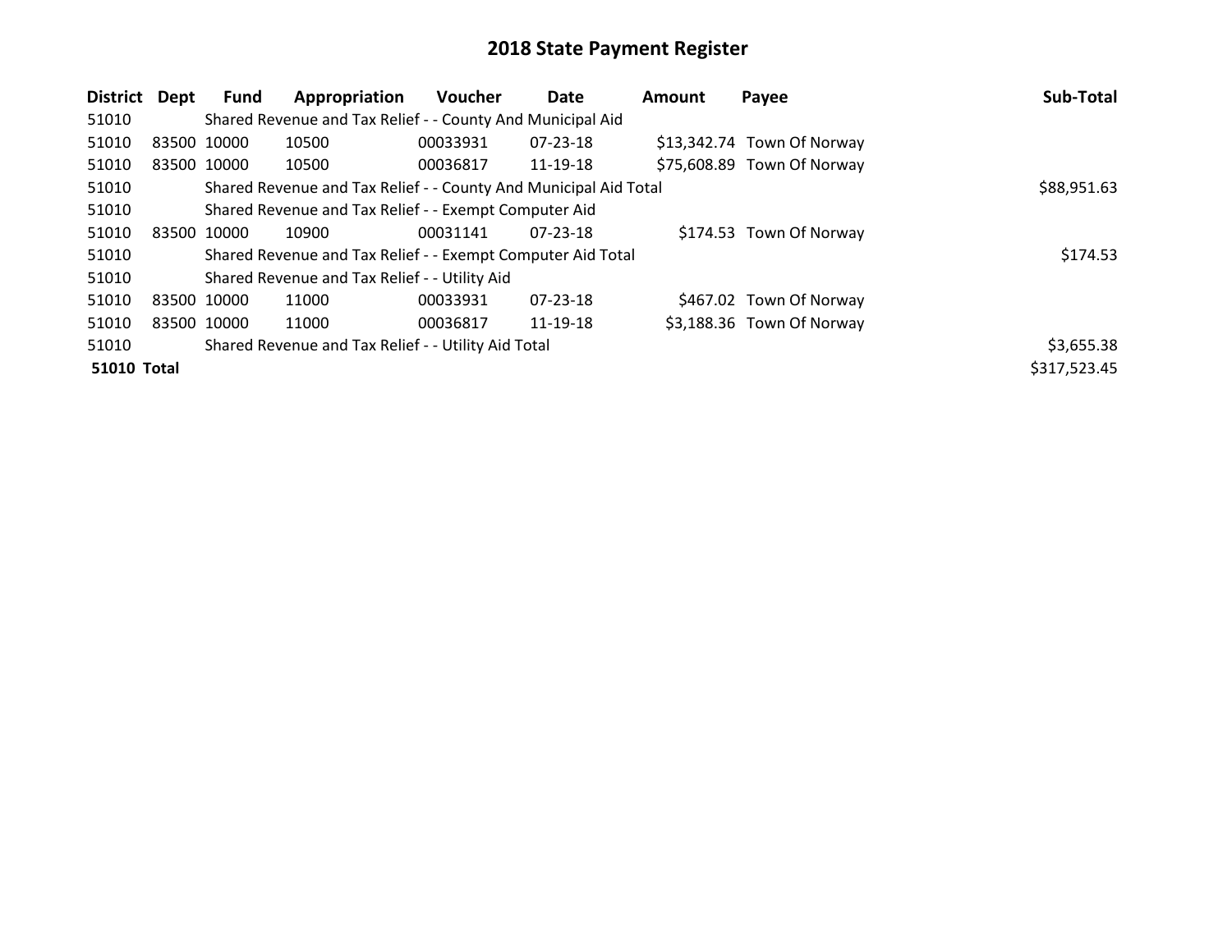# 2018 State Payment Register

| District | Dept | Fund | Appropriation | Voucher | Date | Amount | Payee | Sub-Total |
|---|---|---|---|---|---|---|---|---|
| 51010 | | Shared Revenue and Tax Relief - - County And Municipal Aid | | | | | | |
| 51010 | 83500 | 10000 | 10500 | 00033931 | 07-23-18 | $13,342.74 | Town Of Norway | |
| 51010 | 83500 | 10000 | 10500 | 00036817 | 11-19-18 | $75,608.89 | Town Of Norway | |
| 51010 | | Shared Revenue and Tax Relief - - County And Municipal Aid Total | | | | | | $88,951.63 |
| 51010 | | Shared Revenue and Tax Relief - - Exempt Computer Aid | | | | | | |
| 51010 | 83500 | 10000 | 10900 | 00031141 | 07-23-18 | $174.53 | Town Of Norway | |
| 51010 | | Shared Revenue and Tax Relief - - Exempt Computer Aid Total | | | | | | $174.53 |
| 51010 | | Shared Revenue and Tax Relief - - Utility Aid | | | | | | |
| 51010 | 83500 | 10000 | 11000 | 00033931 | 07-23-18 | $467.02 | Town Of Norway | |
| 51010 | 83500 | 10000 | 11000 | 00036817 | 11-19-18 | $3,188.36 | Town Of Norway | |
| 51010 | | Shared Revenue and Tax Relief - - Utility Aid Total | | | | | | $3,655.38 |
| **51010 Total** | | | | | | | | $317,523.45 |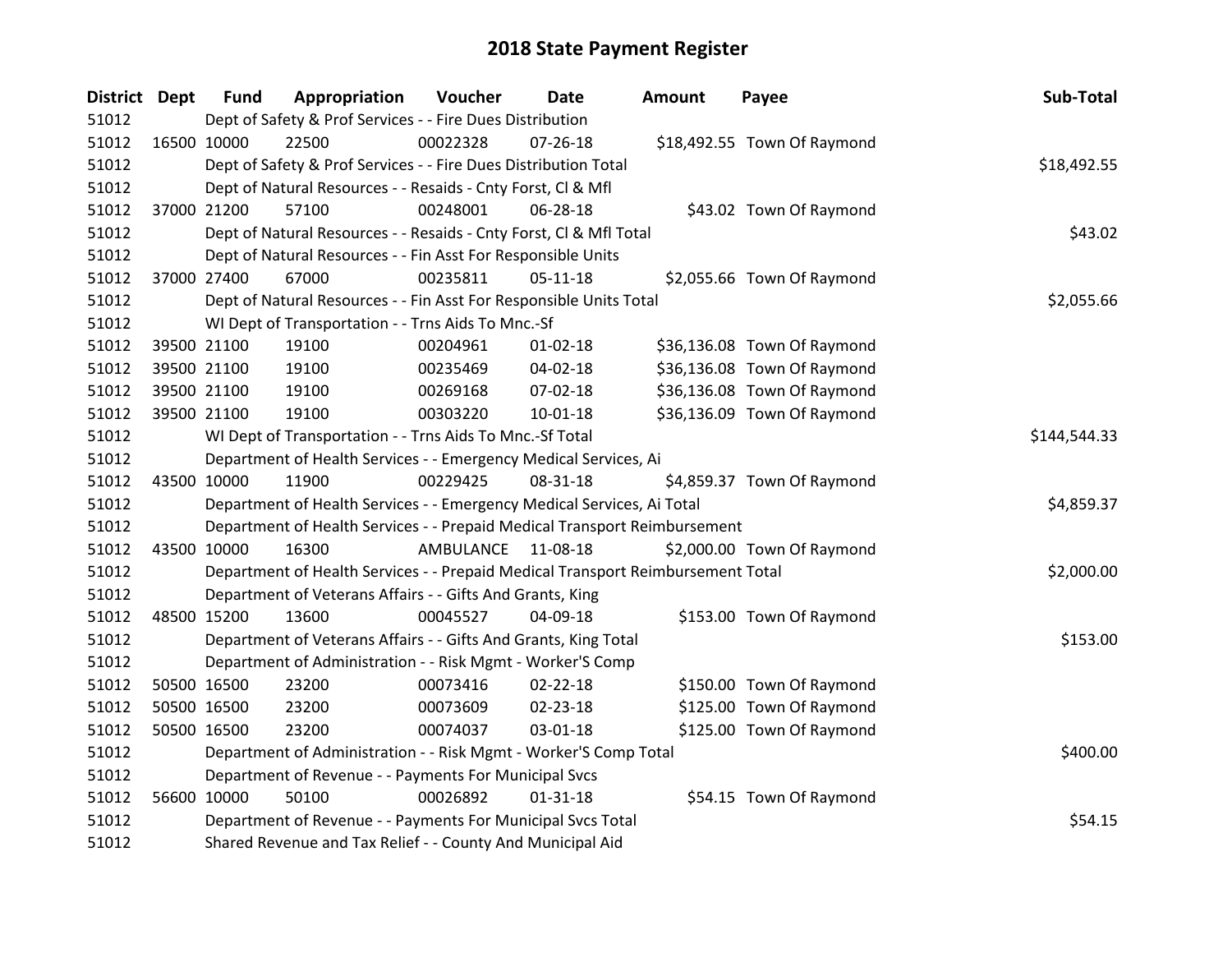# 2018 State Payment Register

| District | Dept | Fund | Appropriation | Voucher | Date | Amount | Payee | Sub-Total |
|---|---|---|---|---|---|---|---|---|
| 51012 | | Dept of Safety & Prof Services - - Fire Dues Distribution | | | | | | |
| 51012 | 16500 | 10000 | 22500 | 00022328 | 07-26-18 | $18,492.55 | Town Of Raymond | |
| 51012 | | Dept of Safety & Prof Services - - Fire Dues Distribution Total | | | | | | $18,492.55 |
| 51012 | | Dept of Natural Resources - - Resaids - Cnty Forst, Cl & Mfl | | | | | | |
| 51012 | 37000 | 21200 | 57100 | 00248001 | 06-28-18 | $43.02 | Town Of Raymond | |
| 51012 | | Dept of Natural Resources - - Resaids - Cnty Forst, Cl & Mfl Total | | | | | | $43.02 |
| 51012 | | Dept of Natural Resources - - Fin Asst For Responsible Units | | | | | | |
| 51012 | 37000 | 27400 | 67000 | 00235811 | 05-11-18 | $2,055.66 | Town Of Raymond | |
| 51012 | | Dept of Natural Resources - - Fin Asst For Responsible Units Total | | | | | | $2,055.66 |
| 51012 | | WI Dept of Transportation - - Trns Aids To Mnc.-Sf | | | | | | |
| 51012 | 39500 | 21100 | 19100 | 00204961 | 01-02-18 | $36,136.08 | Town Of Raymond | |
| 51012 | 39500 | 21100 | 19100 | 00235469 | 04-02-18 | $36,136.08 | Town Of Raymond | |
| 51012 | 39500 | 21100 | 19100 | 00269168 | 07-02-18 | $36,136.08 | Town Of Raymond | |
| 51012 | 39500 | 21100 | 19100 | 00303220 | 10-01-18 | $36,136.09 | Town Of Raymond | |
| 51012 | | WI Dept of Transportation - - Trns Aids To Mnc.-Sf Total | | | | | | $144,544.33 |
| 51012 | | Department of Health Services - - Emergency Medical Services, Ai | | | | | | |
| 51012 | 43500 | 10000 | 11900 | 00229425 | 08-31-18 | $4,859.37 | Town Of Raymond | |
| 51012 | | Department of Health Services - - Emergency Medical Services, Ai Total | | | | | | $4,859.37 |
| 51012 | | Department of Health Services - - Prepaid Medical Transport Reimbursement | | | | | | |
| 51012 | 43500 | 10000 | 16300 | AMBULANCE | 11-08-18 | $2,000.00 | Town Of Raymond | |
| 51012 | | Department of Health Services - - Prepaid Medical Transport Reimbursement Total | | | | | | $2,000.00 |
| 51012 | | Department of Veterans Affairs - - Gifts And Grants, King | | | | | | |
| 51012 | 48500 | 15200 | 13600 | 00045527 | 04-09-18 | $153.00 | Town Of Raymond | |
| 51012 | | Department of Veterans Affairs - - Gifts And Grants, King Total | | | | | | $153.00 |
| 51012 | | Department of Administration - - Risk Mgmt - Worker'S Comp | | | | | | |
| 51012 | 50500 | 16500 | 23200 | 00073416 | 02-22-18 | $150.00 | Town Of Raymond | |
| 51012 | 50500 | 16500 | 23200 | 00073609 | 02-23-18 | $125.00 | Town Of Raymond | |
| 51012 | 50500 | 16500 | 23200 | 00074037 | 03-01-18 | $125.00 | Town Of Raymond | |
| 51012 | | Department of Administration - - Risk Mgmt - Worker'S Comp Total | | | | | | $400.00 |
| 51012 | | Department of Revenue - - Payments For Municipal Svcs | | | | | | |
| 51012 | 56600 | 10000 | 50100 | 00026892 | 01-31-18 | $54.15 | Town Of Raymond | |
| 51012 | | Department of Revenue - - Payments For Municipal Svcs Total | | | | | | $54.15 |
| 51012 | | Shared Revenue and Tax Relief - - County And Municipal Aid | | | | | | |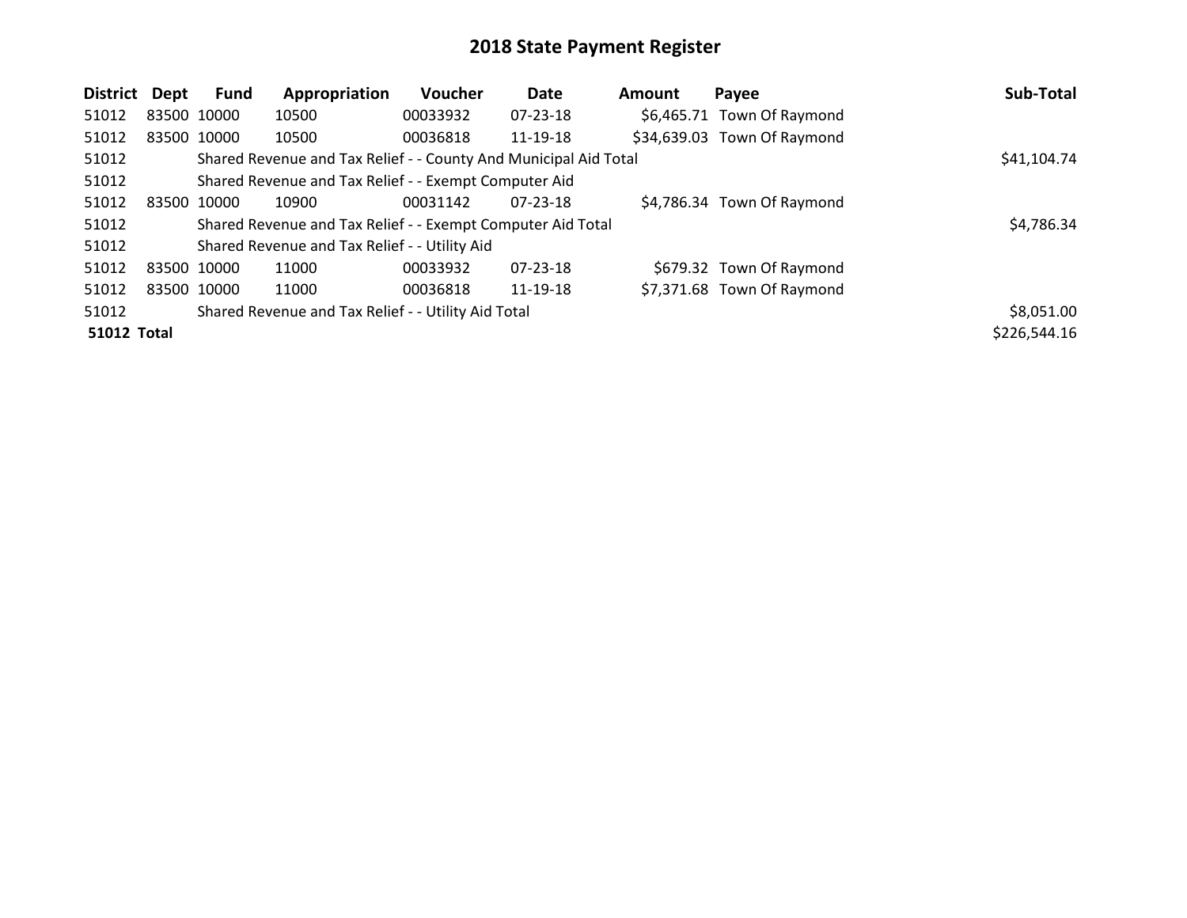# 2018 State Payment Register

| District | Dept | Fund | Appropriation | Voucher | Date | Amount | Payee | Sub-Total |
|---|---|---|---|---|---|---|---|---|
| 51012 | 83500 | 10000 | 10500 | 00033932 | 07-23-18 | $6,465.71 | Town Of Raymond | |
| 51012 | 83500 | 10000 | 10500 | 00036818 | 11-19-18 | $34,639.03 | Town Of Raymond | |
| 51012 | | Shared Revenue and Tax Relief - - County And Municipal Aid Total | | | | | | $41,104.74 |
| 51012 | | Shared Revenue and Tax Relief - - Exempt Computer Aid | | | | | | |
| 51012 | 83500 | 10000 | 10900 | 00031142 | 07-23-18 | $4,786.34 | Town Of Raymond | |
| 51012 | | Shared Revenue and Tax Relief - - Exempt Computer Aid Total | | | | | | $4,786.34 |
| 51012 | | Shared Revenue and Tax Relief - - Utility Aid | | | | | | |
| 51012 | 83500 | 10000 | 11000 | 00033932 | 07-23-18 | $679.32 | Town Of Raymond | |
| 51012 | 83500 | 10000 | 11000 | 00036818 | 11-19-18 | $7,371.68 | Town Of Raymond | |
| 51012 | | Shared Revenue and Tax Relief - - Utility Aid Total | | | | | | $8,051.00 |
| **51012 Total** | | | | | | | | $226,544.16 |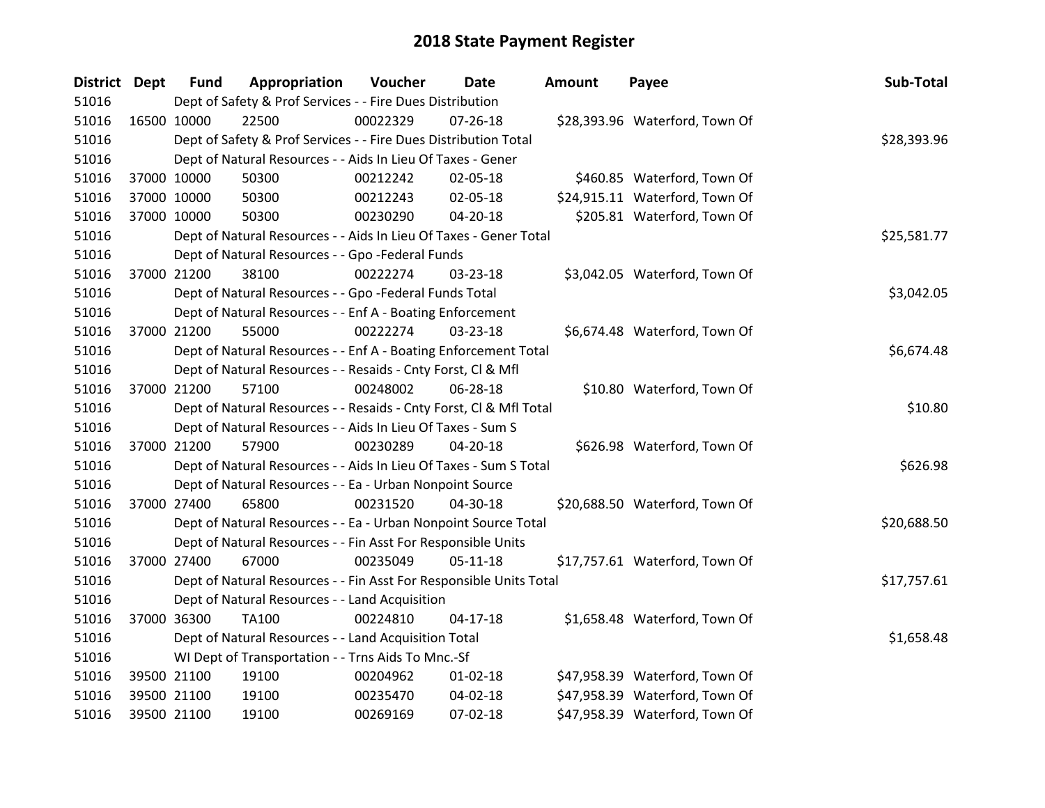# 2018 State Payment Register

| District | Dept | Fund | Appropriation | Voucher | Date | Amount | Payee | Sub-Total |
|---|---|---|---|---|---|---|---|---|
| 51016 | Dept of Safety & Prof Services - - Fire Dues Distribution | | | | | | | |
| 51016 | 16500 | 10000 | 22500 | 00022329 | 07-26-18 | $28,393.96 | Waterford, Town Of | |
| 51016 | Dept of Safety & Prof Services - - Fire Dues Distribution Total | | | | | | | $28,393.96 |
| 51016 | Dept of Natural Resources - - Aids In Lieu Of Taxes - Gener | | | | | | | |
| 51016 | 37000 | 10000 | 50300 | 00212242 | 02-05-18 | $460.85 | Waterford, Town Of | |
| 51016 | 37000 | 10000 | 50300 | 00212243 | 02-05-18 | $24,915.11 | Waterford, Town Of | |
| 51016 | 37000 | 10000 | 50300 | 00230290 | 04-20-18 | $205.81 | Waterford, Town Of | |
| 51016 | Dept of Natural Resources - - Aids In Lieu Of Taxes - Gener Total | | | | | | | $25,581.77 |
| 51016 | Dept of Natural Resources - - Gpo -Federal Funds | | | | | | | |
| 51016 | 37000 | 21200 | 38100 | 00222274 | 03-23-18 | $3,042.05 | Waterford, Town Of | |
| 51016 | Dept of Natural Resources - - Gpo -Federal Funds Total | | | | | | | $3,042.05 |
| 51016 | Dept of Natural Resources - - Enf A - Boating Enforcement | | | | | | | |
| 51016 | 37000 | 21200 | 55000 | 00222274 | 03-23-18 | $6,674.48 | Waterford, Town Of | |
| 51016 | Dept of Natural Resources - - Enf A - Boating Enforcement Total | | | | | | | $6,674.48 |
| 51016 | Dept of Natural Resources - - Resaids - Cnty Forst, Cl & Mfl | | | | | | | |
| 51016 | 37000 | 21200 | 57100 | 00248002 | 06-28-18 | $10.80 | Waterford, Town Of | |
| 51016 | Dept of Natural Resources - - Resaids - Cnty Forst, Cl & Mfl Total | | | | | | | $10.80 |
| 51016 | Dept of Natural Resources - - Aids In Lieu Of Taxes - Sum S | | | | | | | |
| 51016 | 37000 | 21200 | 57900 | 00230289 | 04-20-18 | $626.98 | Waterford, Town Of | |
| 51016 | Dept of Natural Resources - - Aids In Lieu Of Taxes - Sum S Total | | | | | | | $626.98 |
| 51016 | Dept of Natural Resources - - Ea - Urban Nonpoint Source | | | | | | | |
| 51016 | 37000 | 27400 | 65800 | 00231520 | 04-30-18 | $20,688.50 | Waterford, Town Of | |
| 51016 | Dept of Natural Resources - - Ea - Urban Nonpoint Source Total | | | | | | | $20,688.50 |
| 51016 | Dept of Natural Resources - - Fin Asst For Responsible Units | | | | | | | |
| 51016 | 37000 | 27400 | 67000 | 00235049 | 05-11-18 | $17,757.61 | Waterford, Town Of | |
| 51016 | Dept of Natural Resources - - Fin Asst For Responsible Units Total | | | | | | | $17,757.61 |
| 51016 | Dept of Natural Resources - - Land Acquisition | | | | | | | |
| 51016 | 37000 | 36300 | TA100 | 00224810 | 04-17-18 | $1,658.48 | Waterford, Town Of | |
| 51016 | Dept of Natural Resources - - Land Acquisition Total | | | | | | | $1,658.48 |
| 51016 | WI Dept of Transportation - - Trns Aids To Mnc.-Sf | | | | | | | |
| 51016 | 39500 | 21100 | 19100 | 00204962 | 01-02-18 | $47,958.39 | Waterford, Town Of | |
| 51016 | 39500 | 21100 | 19100 | 00235470 | 04-02-18 | $47,958.39 | Waterford, Town Of | |
| 51016 | 39500 | 21100 | 19100 | 00269169 | 07-02-18 | $47,958.39 | Waterford, Town Of | |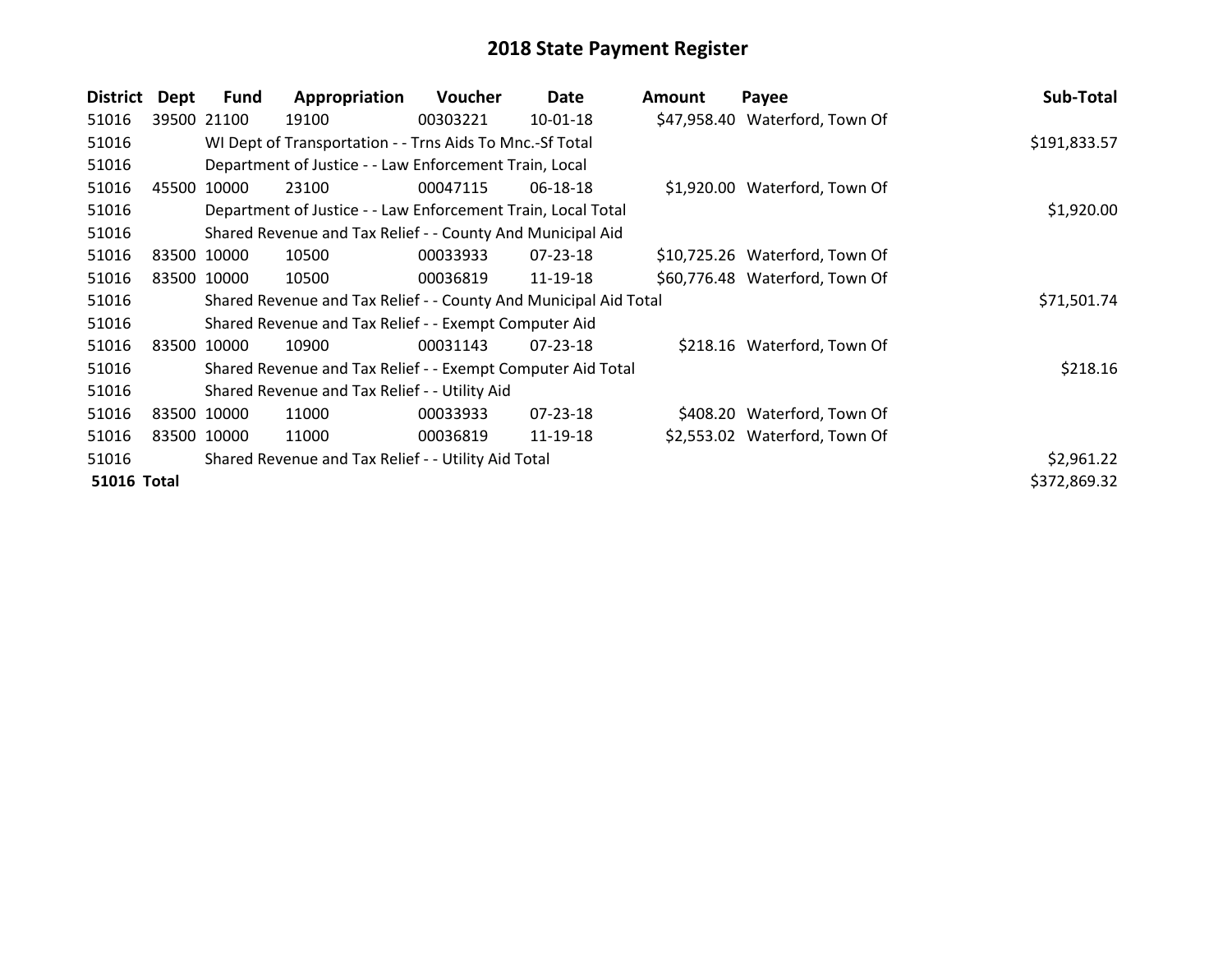# 2018 State Payment Register

| District | Dept | Fund | Appropriation | Voucher | Date | Amount | Payee | Sub-Total |
|---|---|---|---|---|---|---|---|---|
| 51016 | 39500 | 21100 | 19100 | 00303221 | 10-01-18 | $47,958.40 | Waterford, Town Of | |
| 51016 | | WI Dept of Transportation - - Trns Aids To Mnc.-Sf Total | | | | | | $191,833.57 |
| 51016 | | Department of Justice - - Law Enforcement Train, Local | | | | | | |
| 51016 | 45500 | 10000 | 23100 | 00047115 | 06-18-18 | $1,920.00 | Waterford, Town Of | |
| 51016 | | Department of Justice - - Law Enforcement Train, Local Total | | | | | | $1,920.00 |
| 51016 | | Shared Revenue and Tax Relief - - County And Municipal Aid | | | | | | |
| 51016 | 83500 | 10000 | 10500 | 00033933 | 07-23-18 | $10,725.26 | Waterford, Town Of | |
| 51016 | 83500 | 10000 | 10500 | 00036819 | 11-19-18 | $60,776.48 | Waterford, Town Of | |
| 51016 | | Shared Revenue and Tax Relief - - County And Municipal Aid Total | | | | | | $71,501.74 |
| 51016 | | Shared Revenue and Tax Relief - - Exempt Computer Aid | | | | | | |
| 51016 | 83500 | 10000 | 10900 | 00031143 | 07-23-18 | $218.16 | Waterford, Town Of | |
| 51016 | | Shared Revenue and Tax Relief - - Exempt Computer Aid Total | | | | | | $218.16 |
| 51016 | | Shared Revenue and Tax Relief - - Utility Aid | | | | | | |
| 51016 | 83500 | 10000 | 11000 | 00033933 | 07-23-18 | $408.20 | Waterford, Town Of | |
| 51016 | 83500 | 10000 | 11000 | 00036819 | 11-19-18 | $2,553.02 | Waterford, Town Of | |
| 51016 | | Shared Revenue and Tax Relief - - Utility Aid Total | | | | | | $2,961.22 |
| **51016 Total** | | | | | | | | $372,869.32 |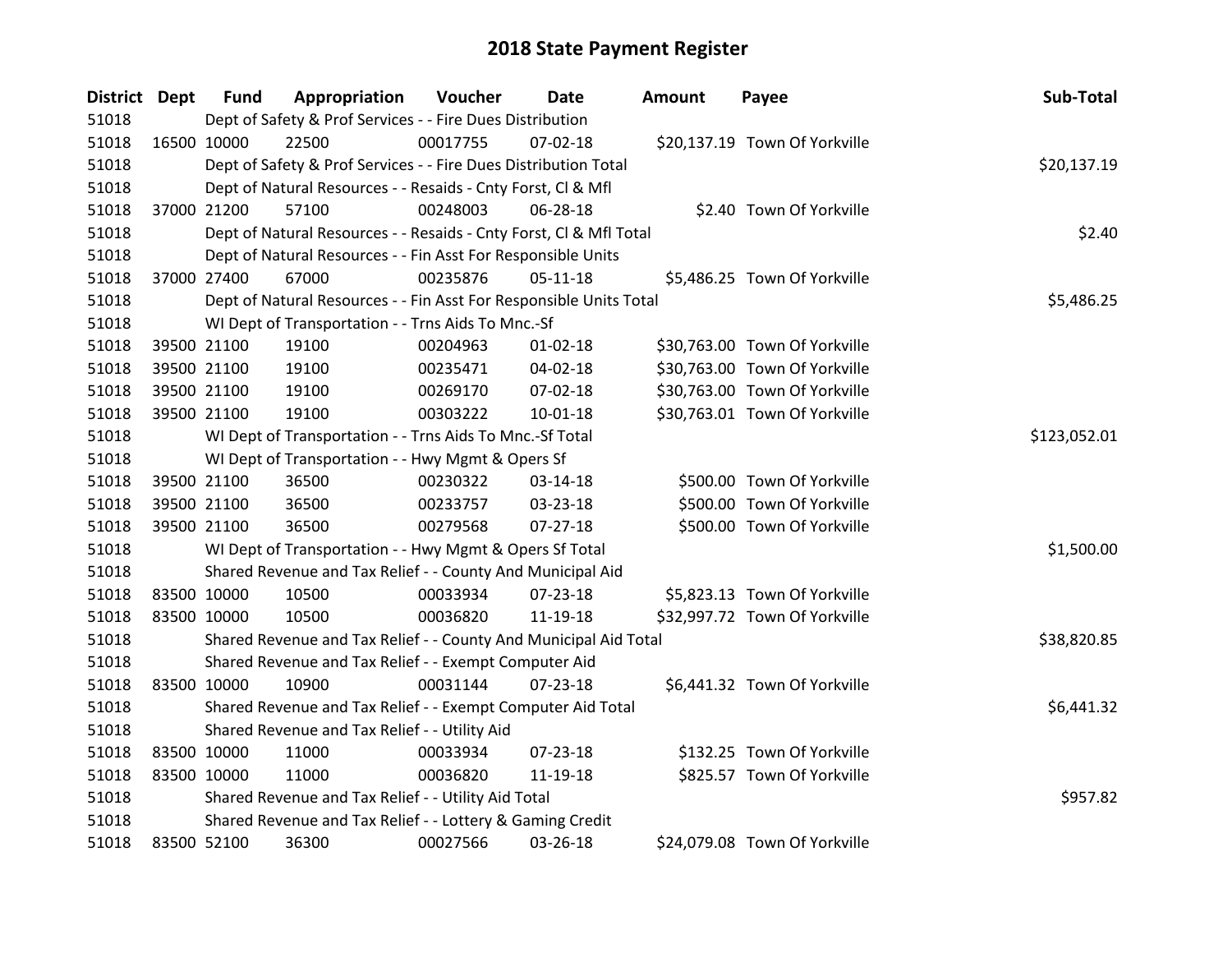# 2018 State Payment Register

| District | Dept | Fund | Appropriation | Voucher | Date | Amount | Payee | Sub-Total |
|---|---|---|---|---|---|---|---|---|
| 51018 | | Dept of Safety & Prof Services - - Fire Dues Distribution | | | | | | |
| 51018 | 16500 | 10000 | 22500 | 00017755 | 07-02-18 | $20,137.19 | Town Of Yorkville | |
| 51018 | | Dept of Safety & Prof Services - - Fire Dues Distribution Total | | | | | | $20,137.19 |
| 51018 | | Dept of Natural Resources - - Resaids - Cnty Forst, Cl & Mfl | | | | | | |
| 51018 | 37000 | 21200 | 57100 | 00248003 | 06-28-18 | $2.40 | Town Of Yorkville | |
| 51018 | | Dept of Natural Resources - - Resaids - Cnty Forst, Cl & Mfl Total | | | | | | $2.40 |
| 51018 | | Dept of Natural Resources - - Fin Asst For Responsible Units | | | | | | |
| 51018 | 37000 | 27400 | 67000 | 00235876 | 05-11-18 | $5,486.25 | Town Of Yorkville | |
| 51018 | | Dept of Natural Resources - - Fin Asst For Responsible Units Total | | | | | | $5,486.25 |
| 51018 | | WI Dept of Transportation - - Trns Aids To Mnc.-Sf | | | | | | |
| 51018 | 39500 | 21100 | 19100 | 00204963 | 01-02-18 | $30,763.00 | Town Of Yorkville | |
| 51018 | 39500 | 21100 | 19100 | 00235471 | 04-02-18 | $30,763.00 | Town Of Yorkville | |
| 51018 | 39500 | 21100 | 19100 | 00269170 | 07-02-18 | $30,763.00 | Town Of Yorkville | |
| 51018 | 39500 | 21100 | 19100 | 00303222 | 10-01-18 | $30,763.01 | Town Of Yorkville | |
| 51018 | | WI Dept of Transportation - - Trns Aids To Mnc.-Sf Total | | | | | | $123,052.01 |
| 51018 | | WI Dept of Transportation - - Hwy Mgmt & Opers Sf | | | | | | |
| 51018 | 39500 | 21100 | 36500 | 00230322 | 03-14-18 | $500.00 | Town Of Yorkville | |
| 51018 | 39500 | 21100 | 36500 | 00233757 | 03-23-18 | $500.00 | Town Of Yorkville | |
| 51018 | 39500 | 21100 | 36500 | 00279568 | 07-27-18 | $500.00 | Town Of Yorkville | |
| 51018 | | WI Dept of Transportation - - Hwy Mgmt & Opers Sf Total | | | | | | $1,500.00 |
| 51018 | | Shared Revenue and Tax Relief - - County And Municipal Aid | | | | | | |
| 51018 | 83500 | 10000 | 10500 | 00033934 | 07-23-18 | $5,823.13 | Town Of Yorkville | |
| 51018 | 83500 | 10000 | 10500 | 00036820 | 11-19-18 | $32,997.72 | Town Of Yorkville | |
| 51018 | | Shared Revenue and Tax Relief - - County And Municipal Aid Total | | | | | | $38,820.85 |
| 51018 | | Shared Revenue and Tax Relief - - Exempt Computer Aid | | | | | | |
| 51018 | 83500 | 10000 | 10900 | 00031144 | 07-23-18 | $6,441.32 | Town Of Yorkville | |
| 51018 | | Shared Revenue and Tax Relief - - Exempt Computer Aid Total | | | | | | $6,441.32 |
| 51018 | | Shared Revenue and Tax Relief - - Utility Aid | | | | | | |
| 51018 | 83500 | 10000 | 11000 | 00033934 | 07-23-18 | $132.25 | Town Of Yorkville | |
| 51018 | 83500 | 10000 | 11000 | 00036820 | 11-19-18 | $825.57 | Town Of Yorkville | |
| 51018 | | Shared Revenue and Tax Relief - - Utility Aid Total | | | | | | $957.82 |
| 51018 | | Shared Revenue and Tax Relief - - Lottery & Gaming Credit | | | | | | |
| 51018 | 83500 | 52100 | 36300 | 00027566 | 03-26-18 | $24,079.08 | Town Of Yorkville | |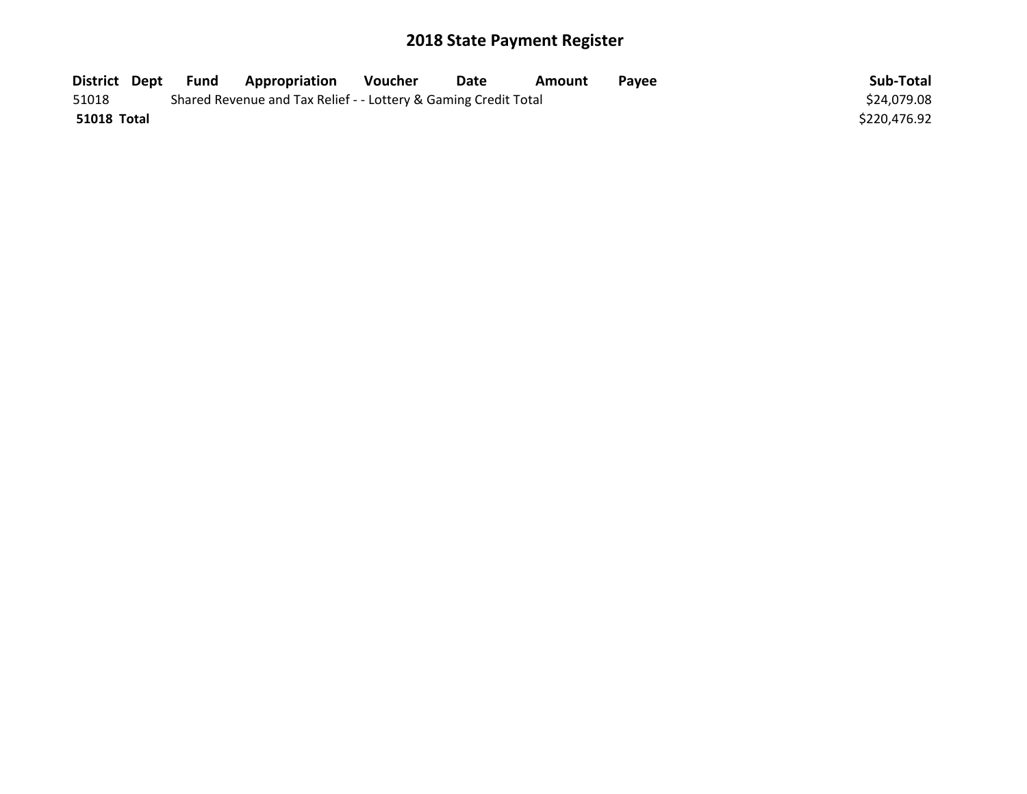# 2018 State Payment Register

| District | Dept | Fund | Appropriation | Voucher | Date | Amount | Payee | Sub-Total |
|---|---|---|---|---|---|---|---|---|
| 51018 | | Shared Revenue and Tax Relief - - Lottery & Gaming Credit Total | | | | | | $24,079.08 |
| **51018 Total** | | | | | | | | $220,476.92 |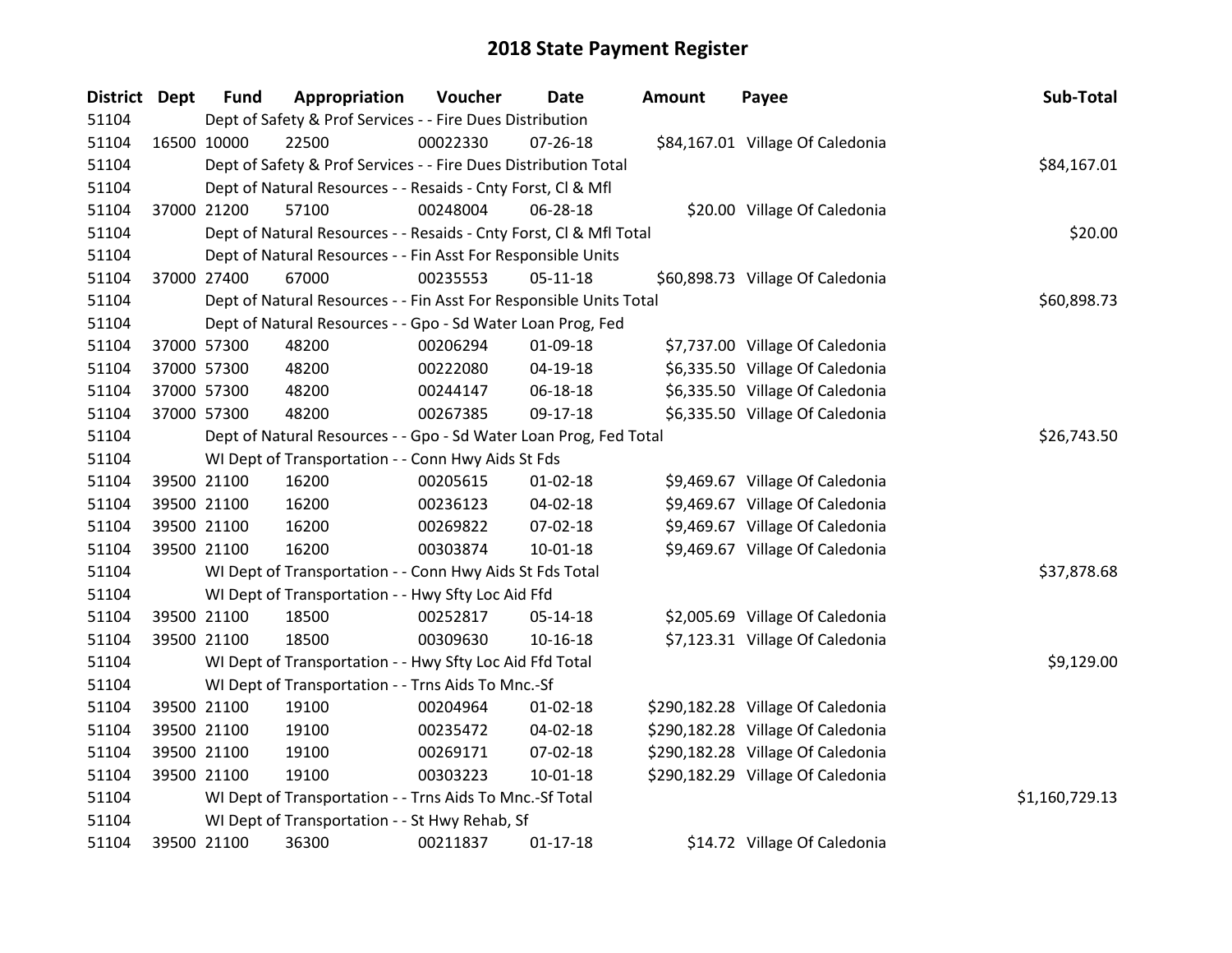# 2018 State Payment Register

| District | Dept | Fund | Appropriation | Voucher | Date | Amount | Payee | Sub-Total |
|---|---|---|---|---|---|---|---|---|
| 51104 | | Dept of Safety & Prof Services - - Fire Dues Distribution | | | | | | |
| 51104 | 16500 | 10000 | 22500 | 00022330 | 07-26-18 | $84,167.01 | Village Of Caledonia | |
| 51104 | | Dept of Safety & Prof Services - - Fire Dues Distribution Total | | | | | | $84,167.01 |
| 51104 | | Dept of Natural Resources - - Resaids - Cnty Forst, Cl & Mfl | | | | | | |
| 51104 | 37000 | 21200 | 57100 | 00248004 | 06-28-18 | $20.00 | Village Of Caledonia | |
| 51104 | | Dept of Natural Resources - - Resaids - Cnty Forst, Cl & Mfl Total | | | | | | $20.00 |
| 51104 | | Dept of Natural Resources - - Fin Asst For Responsible Units | | | | | | |
| 51104 | 37000 | 27400 | 67000 | 00235553 | 05-11-18 | $60,898.73 | Village Of Caledonia | |
| 51104 | | Dept of Natural Resources - - Fin Asst For Responsible Units Total | | | | | | $60,898.73 |
| 51104 | | Dept of Natural Resources - - Gpo - Sd Water Loan Prog, Fed | | | | | | |
| 51104 | 37000 | 57300 | 48200 | 00206294 | 01-09-18 | $7,737.00 | Village Of Caledonia | |
| 51104 | 37000 | 57300 | 48200 | 00222080 | 04-19-18 | $6,335.50 | Village Of Caledonia | |
| 51104 | 37000 | 57300 | 48200 | 00244147 | 06-18-18 | $6,335.50 | Village Of Caledonia | |
| 51104 | 37000 | 57300 | 48200 | 00267385 | 09-17-18 | $6,335.50 | Village Of Caledonia | |
| 51104 | | Dept of Natural Resources - - Gpo - Sd Water Loan Prog, Fed Total | | | | | | $26,743.50 |
| 51104 | | WI Dept of Transportation - - Conn Hwy Aids St Fds | | | | | | |
| 51104 | 39500 | 21100 | 16200 | 00205615 | 01-02-18 | $9,469.67 | Village Of Caledonia | |
| 51104 | 39500 | 21100 | 16200 | 00236123 | 04-02-18 | $9,469.67 | Village Of Caledonia | |
| 51104 | 39500 | 21100 | 16200 | 00269822 | 07-02-18 | $9,469.67 | Village Of Caledonia | |
| 51104 | 39500 | 21100 | 16200 | 00303874 | 10-01-18 | $9,469.67 | Village Of Caledonia | |
| 51104 | | WI Dept of Transportation - - Conn Hwy Aids St Fds Total | | | | | | $37,878.68 |
| 51104 | | WI Dept of Transportation - - Hwy Sfty Loc Aid Ffd | | | | | | |
| 51104 | 39500 | 21100 | 18500 | 00252817 | 05-14-18 | $2,005.69 | Village Of Caledonia | |
| 51104 | 39500 | 21100 | 18500 | 00309630 | 10-16-18 | $7,123.31 | Village Of Caledonia | |
| 51104 | | WI Dept of Transportation - - Hwy Sfty Loc Aid Ffd Total | | | | | | $9,129.00 |
| 51104 | | WI Dept of Transportation - - Trns Aids To Mnc.-Sf | | | | | | |
| 51104 | 39500 | 21100 | 19100 | 00204964 | 01-02-18 | $290,182.28 | Village Of Caledonia | |
| 51104 | 39500 | 21100 | 19100 | 00235472 | 04-02-18 | $290,182.28 | Village Of Caledonia | |
| 51104 | 39500 | 21100 | 19100 | 00269171 | 07-02-18 | $290,182.28 | Village Of Caledonia | |
| 51104 | 39500 | 21100 | 19100 | 00303223 | 10-01-18 | $290,182.29 | Village Of Caledonia | |
| 51104 | | WI Dept of Transportation - - Trns Aids To Mnc.-Sf Total | | | | | | $1,160,729.13 |
| 51104 | | WI Dept of Transportation - - St Hwy Rehab, Sf | | | | | | |
| 51104 | 39500 | 21100 | 36300 | 00211837 | 01-17-18 | $14.72 | Village Of Caledonia | |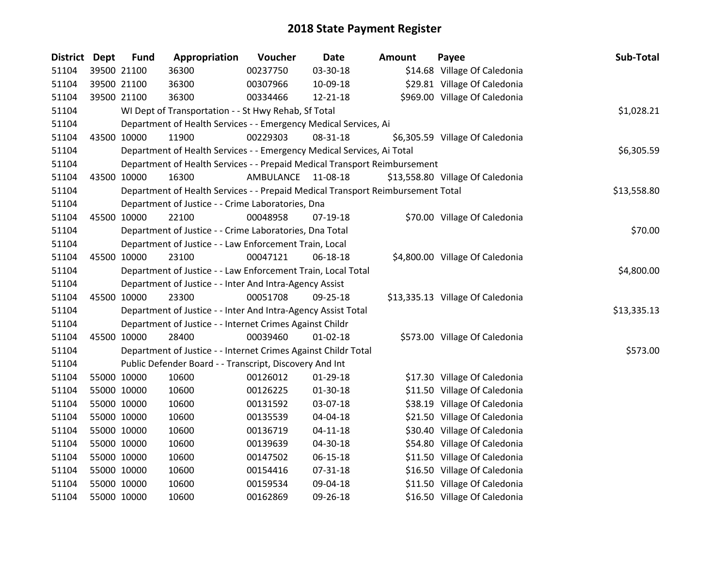# 2018 State Payment Register

| District | Dept | Fund | Appropriation | Voucher | Date | Amount | Payee | Sub-Total |
|---|---|---|---|---|---|---|---|---|
| 51104 | 39500 | 21100 | 36300 | 00237750 | 03-30-18 | $14.68 | Village Of Caledonia | |
| 51104 | 39500 | 21100 | 36300 | 00307966 | 10-09-18 | $29.81 | Village Of Caledonia | |
| 51104 | 39500 | 21100 | 36300 | 00334466 | 12-21-18 | $969.00 | Village Of Caledonia | |
| 51104 | | WI Dept of Transportation - - St Hwy Rehab, Sf Total | | | | | | $1,028.21 |
| 51104 | | Department of Health Services - - Emergency Medical Services, Ai | | | | | | |
| 51104 | 43500 | 10000 | 11900 | 00229303 | 08-31-18 | $6,305.59 | Village Of Caledonia | |
| 51104 | | Department of Health Services - - Emergency Medical Services, Ai Total | | | | | | $6,305.59 |
| 51104 | | Department of Health Services - - Prepaid Medical Transport Reimbursement | | | | | | |
| 51104 | 43500 | 10000 | 16300 | AMBULANCE | 11-08-18 | $13,558.80 | Village Of Caledonia | |
| 51104 | | Department of Health Services - - Prepaid Medical Transport Reimbursement Total | | | | | | $13,558.80 |
| 51104 | | Department of Justice - - Crime Laboratories, Dna | | | | | | |
| 51104 | 45500 | 10000 | 22100 | 00048958 | 07-19-18 | $70.00 | Village Of Caledonia | |
| 51104 | | Department of Justice - - Crime Laboratories, Dna Total | | | | | | $70.00 |
| 51104 | | Department of Justice - - Law Enforcement Train, Local | | | | | | |
| 51104 | 45500 | 10000 | 23100 | 00047121 | 06-18-18 | $4,800.00 | Village Of Caledonia | |
| 51104 | | Department of Justice - - Law Enforcement Train, Local Total | | | | | | $4,800.00 |
| 51104 | | Department of Justice - - Inter And Intra-Agency Assist | | | | | | |
| 51104 | 45500 | 10000 | 23300 | 00051708 | 09-25-18 | $13,335.13 | Village Of Caledonia | |
| 51104 | | Department of Justice - - Inter And Intra-Agency Assist Total | | | | | | $13,335.13 |
| 51104 | | Department of Justice - - Internet Crimes Against Childr | | | | | | |
| 51104 | 45500 | 10000 | 28400 | 00039460 | 01-02-18 | $573.00 | Village Of Caledonia | |
| 51104 | | Department of Justice - - Internet Crimes Against Childr Total | | | | | | $573.00 |
| 51104 | | Public Defender Board - - Transcript, Discovery And Int | | | | | | |
| 51104 | 55000 | 10000 | 10600 | 00126012 | 01-29-18 | $17.30 | Village Of Caledonia | |
| 51104 | 55000 | 10000 | 10600 | 00126225 | 01-30-18 | $11.50 | Village Of Caledonia | |
| 51104 | 55000 | 10000 | 10600 | 00131592 | 03-07-18 | $38.19 | Village Of Caledonia | |
| 51104 | 55000 | 10000 | 10600 | 00135539 | 04-04-18 | $21.50 | Village Of Caledonia | |
| 51104 | 55000 | 10000 | 10600 | 00136719 | 04-11-18 | $30.40 | Village Of Caledonia | |
| 51104 | 55000 | 10000 | 10600 | 00139639 | 04-30-18 | $54.80 | Village Of Caledonia | |
| 51104 | 55000 | 10000 | 10600 | 00147502 | 06-15-18 | $11.50 | Village Of Caledonia | |
| 51104 | 55000 | 10000 | 10600 | 00154416 | 07-31-18 | $16.50 | Village Of Caledonia | |
| 51104 | 55000 | 10000 | 10600 | 00159534 | 09-04-18 | $11.50 | Village Of Caledonia | |
| 51104 | 55000 | 10000 | 10600 | 00162869 | 09-26-18 | $16.50 | Village Of Caledonia | |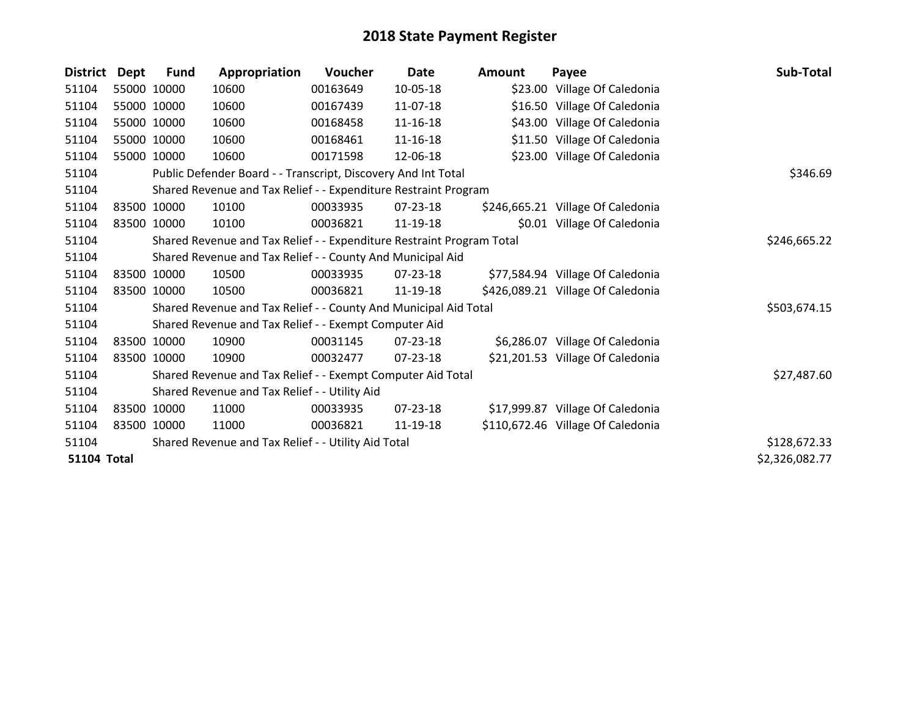# 2018 State Payment Register

| District | Dept | Fund | Appropriation | Voucher | Date | Amount | Payee | Sub-Total |
|---|---|---|---|---|---|---|---|---|
| 51104 | 55000 | 10000 | 10600 | 00163649 | 10-05-18 | $23.00 | Village Of Caledonia | |
| 51104 | 55000 | 10000 | 10600 | 00167439 | 11-07-18 | $16.50 | Village Of Caledonia | |
| 51104 | 55000 | 10000 | 10600 | 00168458 | 11-16-18 | $43.00 | Village Of Caledonia | |
| 51104 | 55000 | 10000 | 10600 | 00168461 | 11-16-18 | $11.50 | Village Of Caledonia | |
| 51104 | 55000 | 10000 | 10600 | 00171598 | 12-06-18 | $23.00 | Village Of Caledonia | |
| 51104 | | Public Defender Board - - Transcript, Discovery And Int Total | | | | | | $346.69 |
| 51104 | | Shared Revenue and Tax Relief - - Expenditure Restraint Program | | | | | | |
| 51104 | 83500 | 10000 | 10100 | 00033935 | 07-23-18 | $246,665.21 | Village Of Caledonia | |
| 51104 | 83500 | 10000 | 10100 | 00036821 | 11-19-18 | $0.01 | Village Of Caledonia | |
| 51104 | | Shared Revenue and Tax Relief - - Expenditure Restraint Program Total | | | | | | $246,665.22 |
| 51104 | | Shared Revenue and Tax Relief - - County And Municipal Aid | | | | | | |
| 51104 | 83500 | 10000 | 10500 | 00033935 | 07-23-18 | $77,584.94 | Village Of Caledonia | |
| 51104 | 83500 | 10000 | 10500 | 00036821 | 11-19-18 | $426,089.21 | Village Of Caledonia | |
| 51104 | | Shared Revenue and Tax Relief - - County And Municipal Aid Total | | | | | | $503,674.15 |
| 51104 | | Shared Revenue and Tax Relief - - Exempt Computer Aid | | | | | | |
| 51104 | 83500 | 10000 | 10900 | 00031145 | 07-23-18 | $6,286.07 | Village Of Caledonia | |
| 51104 | 83500 | 10000 | 10900 | 00032477 | 07-23-18 | $21,201.53 | Village Of Caledonia | |
| 51104 | | Shared Revenue and Tax Relief - - Exempt Computer Aid Total | | | | | | $27,487.60 |
| 51104 | | Shared Revenue and Tax Relief - - Utility Aid | | | | | | |
| 51104 | 83500 | 10000 | 11000 | 00033935 | 07-23-18 | $17,999.87 | Village Of Caledonia | |
| 51104 | 83500 | 10000 | 11000 | 00036821 | 11-19-18 | $110,672.46 | Village Of Caledonia | |
| 51104 | | Shared Revenue and Tax Relief - - Utility Aid Total | | | | | | $128,672.33 |
| **51104 Total** | | | | | | | | $2,326,082.77 |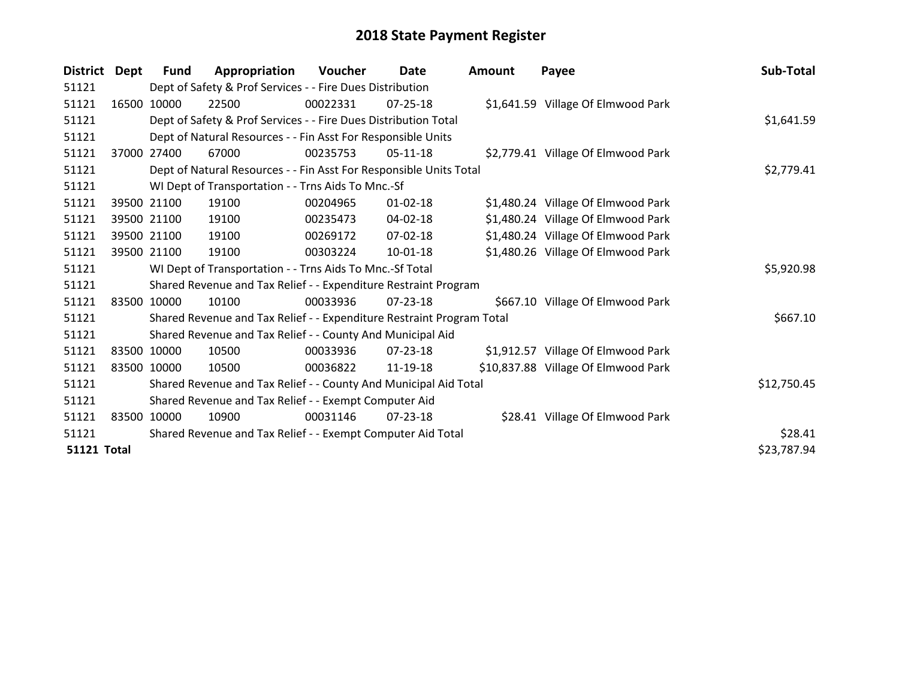# 2018 State Payment Register

| District | Dept | Fund | Appropriation | Voucher | Date | Amount | Payee | Sub-Total |
|---|---|---|---|---|---|---|---|---|
| 51121 | | Dept of Safety & Prof Services - - Fire Dues Distribution | | | | | | |
| 51121 | 16500 | 10000 | 22500 | 00022331 | 07-25-18 | $1,641.59 | Village Of Elmwood Park | |
| 51121 | | Dept of Safety & Prof Services - - Fire Dues Distribution Total | | | | | | $1,641.59 |
| 51121 | | Dept of Natural Resources - - Fin Asst For Responsible Units | | | | | | |
| 51121 | 37000 | 27400 | 67000 | 00235753 | 05-11-18 | $2,779.41 | Village Of Elmwood Park | |
| 51121 | | Dept of Natural Resources - - Fin Asst For Responsible Units Total | | | | | | $2,779.41 |
| 51121 | | WI Dept of Transportation - - Trns Aids To Mnc.-Sf | | | | | | |
| 51121 | 39500 | 21100 | 19100 | 00204965 | 01-02-18 | $1,480.24 | Village Of Elmwood Park | |
| 51121 | 39500 | 21100 | 19100 | 00235473 | 04-02-18 | $1,480.24 | Village Of Elmwood Park | |
| 51121 | 39500 | 21100 | 19100 | 00269172 | 07-02-18 | $1,480.24 | Village Of Elmwood Park | |
| 51121 | 39500 | 21100 | 19100 | 00303224 | 10-01-18 | $1,480.26 | Village Of Elmwood Park | |
| 51121 | | WI Dept of Transportation - - Trns Aids To Mnc.-Sf Total | | | | | | $5,920.98 |
| 51121 | | Shared Revenue and Tax Relief - - Expenditure Restraint Program | | | | | | |
| 51121 | 83500 | 10000 | 10100 | 00033936 | 07-23-18 | $667.10 | Village Of Elmwood Park | |
| 51121 | | Shared Revenue and Tax Relief - - Expenditure Restraint Program Total | | | | | | $667.10 |
| 51121 | | Shared Revenue and Tax Relief - - County And Municipal Aid | | | | | | |
| 51121 | 83500 | 10000 | 10500 | 00033936 | 07-23-18 | $1,912.57 | Village Of Elmwood Park | |
| 51121 | 83500 | 10000 | 10500 | 00036822 | 11-19-18 | $10,837.88 | Village Of Elmwood Park | |
| 51121 | | Shared Revenue and Tax Relief - - County And Municipal Aid Total | | | | | | $12,750.45 |
| 51121 | | Shared Revenue and Tax Relief - - Exempt Computer Aid | | | | | | |
| 51121 | 83500 | 10000 | 10900 | 00031146 | 07-23-18 | $28.41 | Village Of Elmwood Park | |
| 51121 | | Shared Revenue and Tax Relief - - Exempt Computer Aid Total | | | | | | $28.41 |
| **51121 Total** | | | | | | | | $23,787.94 |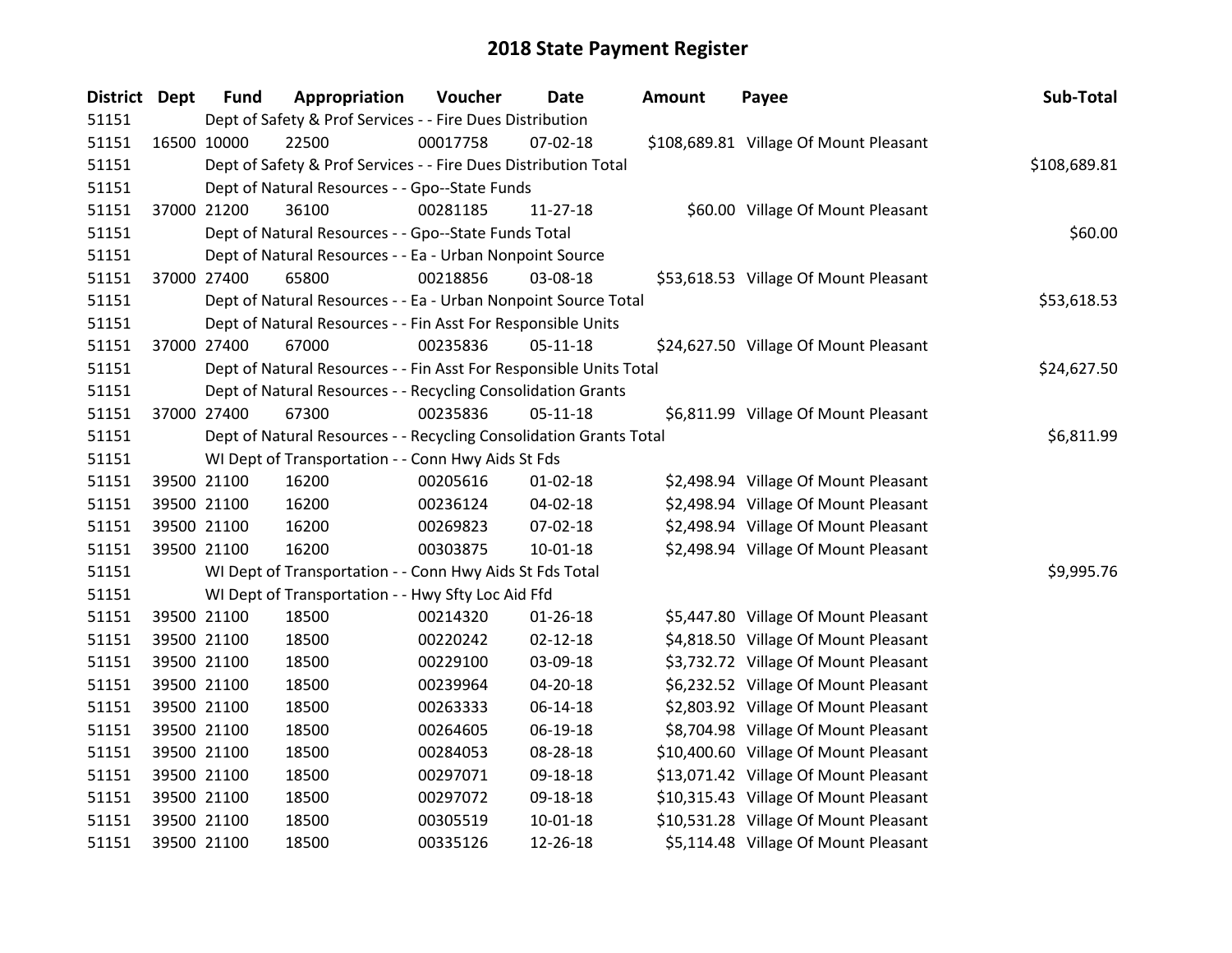# 2018 State Payment Register

| District | Dept | Fund | Appropriation | Voucher | Date | Amount | Payee | Sub-Total |
|---|---|---|---|---|---|---|---|---|
| 51151 | | Dept of Safety & Prof Services - - Fire Dues Distribution | | | | | | |
| 51151 | 16500 | 10000 | 22500 | 00017758 | 07-02-18 | $108,689.81 | Village Of Mount Pleasant | |
| 51151 | | Dept of Safety & Prof Services - - Fire Dues Distribution Total | | | | | | $108,689.81 |
| 51151 | | Dept of Natural Resources - - Gpo--State Funds | | | | | | |
| 51151 | 37000 | 21200 | 36100 | 00281185 | 11-27-18 | $60.00 | Village Of Mount Pleasant | |
| 51151 | | Dept of Natural Resources - - Gpo--State Funds Total | | | | | | $60.00 |
| 51151 | | Dept of Natural Resources - - Ea - Urban Nonpoint Source | | | | | | |
| 51151 | 37000 | 27400 | 65800 | 00218856 | 03-08-18 | $53,618.53 | Village Of Mount Pleasant | |
| 51151 | | Dept of Natural Resources - - Ea - Urban Nonpoint Source Total | | | | | | $53,618.53 |
| 51151 | | Dept of Natural Resources - - Fin Asst For Responsible Units | | | | | | |
| 51151 | 37000 | 27400 | 67000 | 00235836 | 05-11-18 | $24,627.50 | Village Of Mount Pleasant | |
| 51151 | | Dept of Natural Resources - - Fin Asst For Responsible Units Total | | | | | | $24,627.50 |
| 51151 | | Dept of Natural Resources - - Recycling Consolidation Grants | | | | | | |
| 51151 | 37000 | 27400 | 67300 | 00235836 | 05-11-18 | $6,811.99 | Village Of Mount Pleasant | |
| 51151 | | Dept of Natural Resources - - Recycling Consolidation Grants Total | | | | | | $6,811.99 |
| 51151 | | WI Dept of Transportation - - Conn Hwy Aids St Fds | | | | | | |
| 51151 | 39500 | 21100 | 16200 | 00205616 | 01-02-18 | $2,498.94 | Village Of Mount Pleasant | |
| 51151 | 39500 | 21100 | 16200 | 00236124 | 04-02-18 | $2,498.94 | Village Of Mount Pleasant | |
| 51151 | 39500 | 21100 | 16200 | 00269823 | 07-02-18 | $2,498.94 | Village Of Mount Pleasant | |
| 51151 | 39500 | 21100 | 16200 | 00303875 | 10-01-18 | $2,498.94 | Village Of Mount Pleasant | |
| 51151 | | WI Dept of Transportation - - Conn Hwy Aids St Fds Total | | | | | | $9,995.76 |
| 51151 | | WI Dept of Transportation - - Hwy Sfty Loc Aid Ffd | | | | | | |
| 51151 | 39500 | 21100 | 18500 | 00214320 | 01-26-18 | $5,447.80 | Village Of Mount Pleasant | |
| 51151 | 39500 | 21100 | 18500 | 00220242 | 02-12-18 | $4,818.50 | Village Of Mount Pleasant | |
| 51151 | 39500 | 21100 | 18500 | 00229100 | 03-09-18 | $3,732.72 | Village Of Mount Pleasant | |
| 51151 | 39500 | 21100 | 18500 | 00239964 | 04-20-18 | $6,232.52 | Village Of Mount Pleasant | |
| 51151 | 39500 | 21100 | 18500 | 00263333 | 06-14-18 | $2,803.92 | Village Of Mount Pleasant | |
| 51151 | 39500 | 21100 | 18500 | 00264605 | 06-19-18 | $8,704.98 | Village Of Mount Pleasant | |
| 51151 | 39500 | 21100 | 18500 | 00284053 | 08-28-18 | $10,400.60 | Village Of Mount Pleasant | |
| 51151 | 39500 | 21100 | 18500 | 00297071 | 09-18-18 | $13,071.42 | Village Of Mount Pleasant | |
| 51151 | 39500 | 21100 | 18500 | 00297072 | 09-18-18 | $10,315.43 | Village Of Mount Pleasant | |
| 51151 | 39500 | 21100 | 18500 | 00305519 | 10-01-18 | $10,531.28 | Village Of Mount Pleasant | |
| 51151 | 39500 | 21100 | 18500 | 00335126 | 12-26-18 | $5,114.48 | Village Of Mount Pleasant | |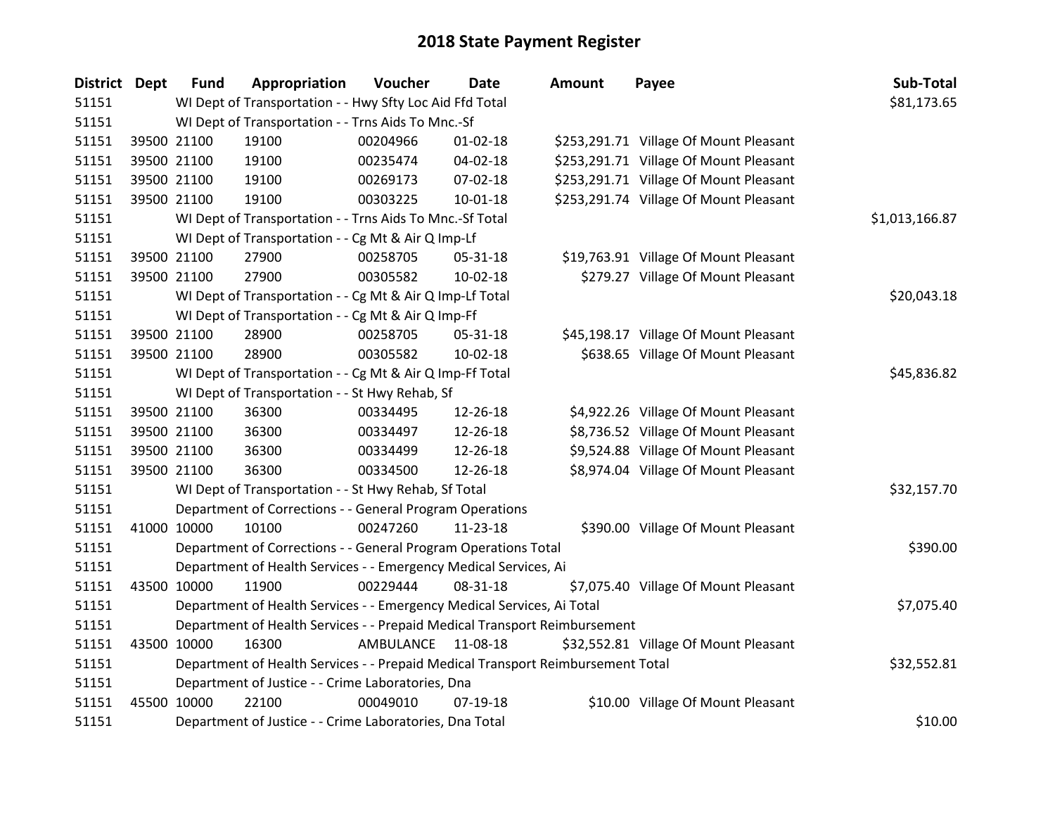# 2018 State Payment Register

| District | Dept | Fund | Appropriation | Voucher | Date | Amount | Payee | Sub-Total |
|---|---|---|---|---|---|---|---|---|
| 51151 | | WI Dept of Transportation - - Hwy Sfty Loc Aid Ffd Total | | | | | | $81,173.65 |
| 51151 | | WI Dept of Transportation - - Trns Aids To Mnc.-Sf | | | | | | |
| 51151 | 39500 | 21100 | 19100 | 00204966 | 01-02-18 | $253,291.71 | Village Of Mount Pleasant | |
| 51151 | 39500 | 21100 | 19100 | 00235474 | 04-02-18 | $253,291.71 | Village Of Mount Pleasant | |
| 51151 | 39500 | 21100 | 19100 | 00269173 | 07-02-18 | $253,291.71 | Village Of Mount Pleasant | |
| 51151 | 39500 | 21100 | 19100 | 00303225 | 10-01-18 | $253,291.74 | Village Of Mount Pleasant | |
| 51151 | | WI Dept of Transportation - - Trns Aids To Mnc.-Sf Total | | | | | | $1,013,166.87 |
| 51151 | | WI Dept of Transportation - - Cg Mt & Air Q Imp-Lf | | | | | | |
| 51151 | 39500 | 21100 | 27900 | 00258705 | 05-31-18 | $19,763.91 | Village Of Mount Pleasant | |
| 51151 | 39500 | 21100 | 27900 | 00305582 | 10-02-18 | $279.27 | Village Of Mount Pleasant | |
| 51151 | | WI Dept of Transportation - - Cg Mt & Air Q Imp-Lf Total | | | | | | $20,043.18 |
| 51151 | | WI Dept of Transportation - - Cg Mt & Air Q Imp-Ff | | | | | | |
| 51151 | 39500 | 21100 | 28900 | 00258705 | 05-31-18 | $45,198.17 | Village Of Mount Pleasant | |
| 51151 | 39500 | 21100 | 28900 | 00305582 | 10-02-18 | $638.65 | Village Of Mount Pleasant | |
| 51151 | | WI Dept of Transportation - - Cg Mt & Air Q Imp-Ff Total | | | | | | $45,836.82 |
| 51151 | | WI Dept of Transportation - - St Hwy Rehab, Sf | | | | | | |
| 51151 | 39500 | 21100 | 36300 | 00334495 | 12-26-18 | $4,922.26 | Village Of Mount Pleasant | |
| 51151 | 39500 | 21100 | 36300 | 00334497 | 12-26-18 | $8,736.52 | Village Of Mount Pleasant | |
| 51151 | 39500 | 21100 | 36300 | 00334499 | 12-26-18 | $9,524.88 | Village Of Mount Pleasant | |
| 51151 | 39500 | 21100 | 36300 | 00334500 | 12-26-18 | $8,974.04 | Village Of Mount Pleasant | |
| 51151 | | WI Dept of Transportation - - St Hwy Rehab, Sf Total | | | | | | $32,157.70 |
| 51151 | | Department of Corrections - - General Program Operations | | | | | | |
| 51151 | 41000 | 10000 | 10100 | 00247260 | 11-23-18 | $390.00 | Village Of Mount Pleasant | |
| 51151 | | Department of Corrections - - General Program Operations Total | | | | | | $390.00 |
| 51151 | | Department of Health Services - - Emergency Medical Services, Ai | | | | | | |
| 51151 | 43500 | 10000 | 11900 | 00229444 | 08-31-18 | $7,075.40 | Village Of Mount Pleasant | |
| 51151 | | Department of Health Services - - Emergency Medical Services, Ai Total | | | | | | $7,075.40 |
| 51151 | | Department of Health Services - - Prepaid Medical Transport Reimbursement | | | | | | |
| 51151 | 43500 | 10000 | 16300 | AMBULANCE | 11-08-18 | $32,552.81 | Village Of Mount Pleasant | |
| 51151 | | Department of Health Services - - Prepaid Medical Transport Reimbursement Total | | | | | | $32,552.81 |
| 51151 | | Department of Justice - - Crime Laboratories, Dna | | | | | | |
| 51151 | 45500 | 10000 | 22100 | 00049010 | 07-19-18 | $10.00 | Village Of Mount Pleasant | |
| 51151 | | Department of Justice - - Crime Laboratories, Dna Total | | | | | | $10.00 |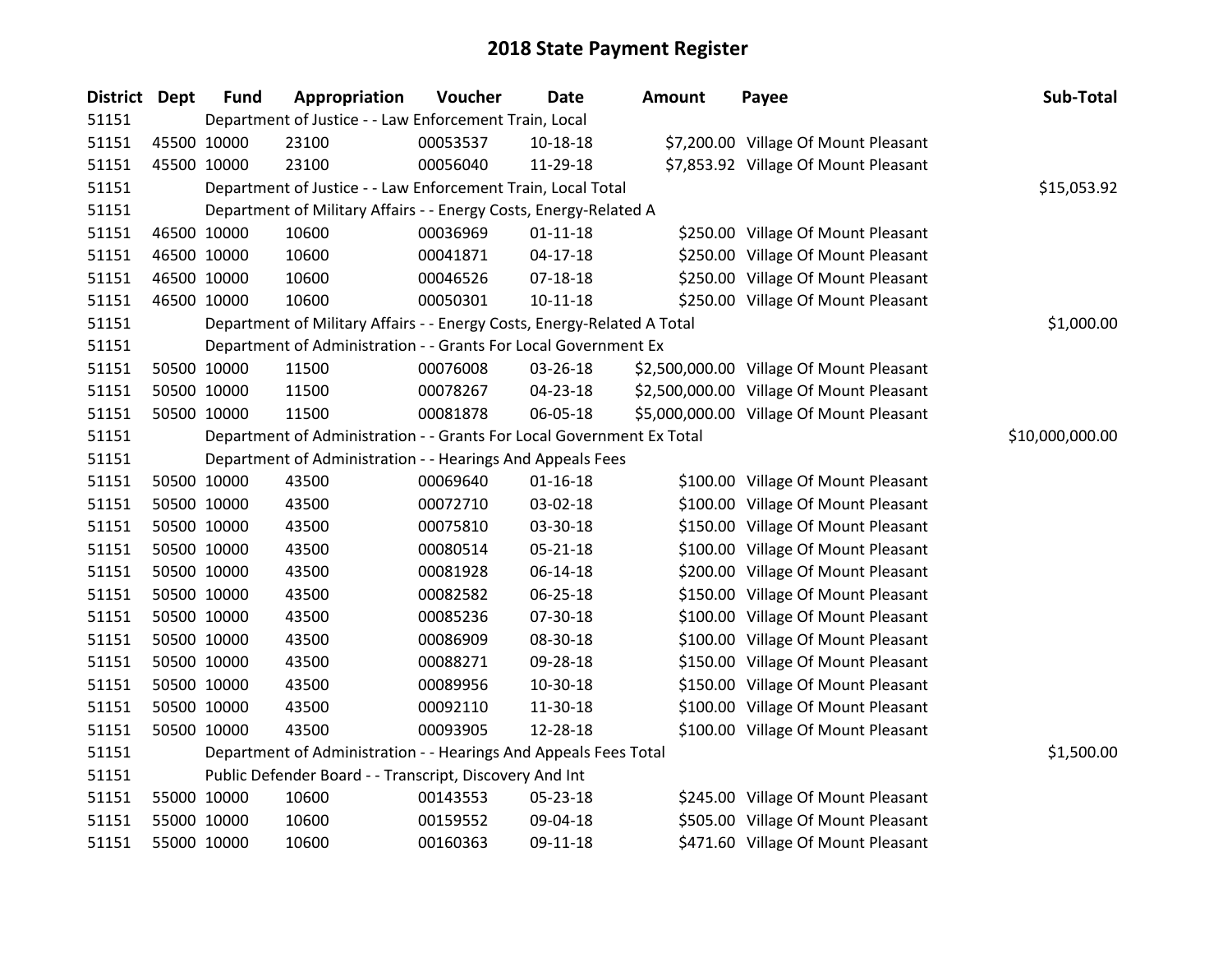# 2018 State Payment Register

| District | Dept | Fund | Appropriation | Voucher | Date | Amount | Payee | Sub-Total |
|---|---|---|---|---|---|---|---|---|
| 51151 | | Department of Justice - - Law Enforcement Train, Local | | | | | | |
| 51151 | 45500 | 10000 | 23100 | 00053537 | 10-18-18 | $7,200.00 | Village Of Mount Pleasant | |
| 51151 | 45500 | 10000 | 23100 | 00056040 | 11-29-18 | $7,853.92 | Village Of Mount Pleasant | |
| 51151 | | Department of Justice - - Law Enforcement Train, Local Total | | | | | | $15,053.92 |
| 51151 | | Department of Military Affairs - - Energy Costs, Energy-Related A | | | | | | |
| 51151 | 46500 | 10000 | 10600 | 00036969 | 01-11-18 | $250.00 | Village Of Mount Pleasant | |
| 51151 | 46500 | 10000 | 10600 | 00041871 | 04-17-18 | $250.00 | Village Of Mount Pleasant | |
| 51151 | 46500 | 10000 | 10600 | 00046526 | 07-18-18 | $250.00 | Village Of Mount Pleasant | |
| 51151 | 46500 | 10000 | 10600 | 00050301 | 10-11-18 | $250.00 | Village Of Mount Pleasant | |
| 51151 | | Department of Military Affairs - - Energy Costs, Energy-Related A Total | | | | | | $1,000.00 |
| 51151 | | Department of Administration - - Grants For Local Government Ex | | | | | | |
| 51151 | 50500 | 10000 | 11500 | 00076008 | 03-26-18 | $2,500,000.00 | Village Of Mount Pleasant | |
| 51151 | 50500 | 10000 | 11500 | 00078267 | 04-23-18 | $2,500,000.00 | Village Of Mount Pleasant | |
| 51151 | 50500 | 10000 | 11500 | 00081878 | 06-05-18 | $5,000,000.00 | Village Of Mount Pleasant | |
| 51151 | | Department of Administration - - Grants For Local Government Ex Total | | | | | | $10,000,000.00 |
| 51151 | | Department of Administration - - Hearings And Appeals Fees | | | | | | |
| 51151 | 50500 | 10000 | 43500 | 00069640 | 01-16-18 | $100.00 | Village Of Mount Pleasant | |
| 51151 | 50500 | 10000 | 43500 | 00072710 | 03-02-18 | $100.00 | Village Of Mount Pleasant | |
| 51151 | 50500 | 10000 | 43500 | 00075810 | 03-30-18 | $150.00 | Village Of Mount Pleasant | |
| 51151 | 50500 | 10000 | 43500 | 00080514 | 05-21-18 | $100.00 | Village Of Mount Pleasant | |
| 51151 | 50500 | 10000 | 43500 | 00081928 | 06-14-18 | $200.00 | Village Of Mount Pleasant | |
| 51151 | 50500 | 10000 | 43500 | 00082582 | 06-25-18 | $150.00 | Village Of Mount Pleasant | |
| 51151 | 50500 | 10000 | 43500 | 00085236 | 07-30-18 | $100.00 | Village Of Mount Pleasant | |
| 51151 | 50500 | 10000 | 43500 | 00086909 | 08-30-18 | $100.00 | Village Of Mount Pleasant | |
| 51151 | 50500 | 10000 | 43500 | 00088271 | 09-28-18 | $150.00 | Village Of Mount Pleasant | |
| 51151 | 50500 | 10000 | 43500 | 00089956 | 10-30-18 | $150.00 | Village Of Mount Pleasant | |
| 51151 | 50500 | 10000 | 43500 | 00092110 | 11-30-18 | $100.00 | Village Of Mount Pleasant | |
| 51151 | 50500 | 10000 | 43500 | 00093905 | 12-28-18 | $100.00 | Village Of Mount Pleasant | |
| 51151 | | Department of Administration - - Hearings And Appeals Fees Total | | | | | | $1,500.00 |
| 51151 | | Public Defender Board - - Transcript, Discovery And Int | | | | | | |
| 51151 | 55000 | 10000 | 10600 | 00143553 | 05-23-18 | $245.00 | Village Of Mount Pleasant | |
| 51151 | 55000 | 10000 | 10600 | 00159552 | 09-04-18 | $505.00 | Village Of Mount Pleasant | |
| 51151 | 55000 | 10000 | 10600 | 00160363 | 09-11-18 | $471.60 | Village Of Mount Pleasant | |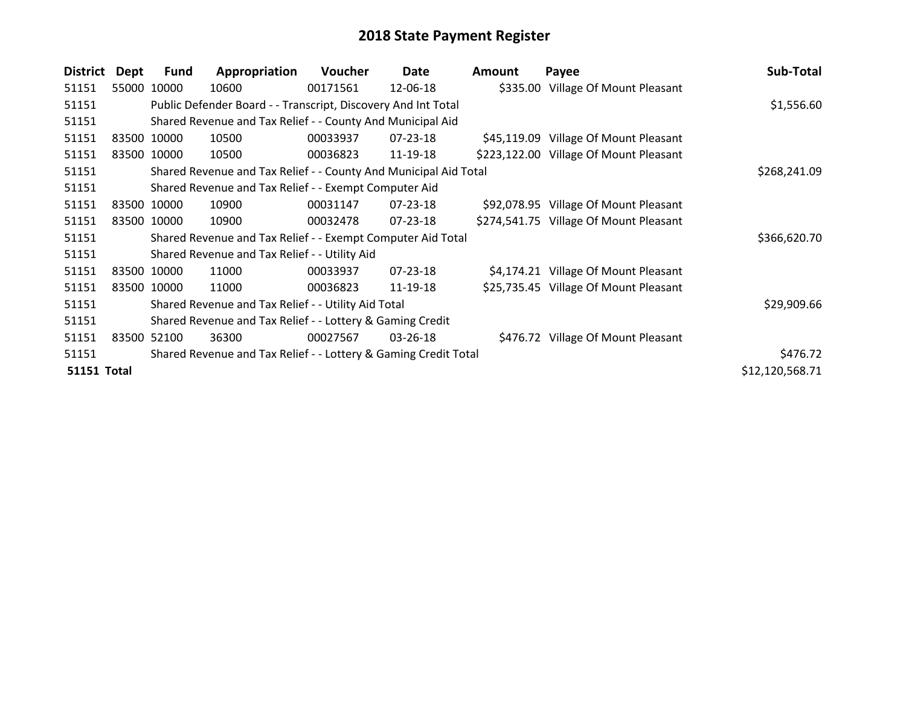# 2018 State Payment Register

| District | Dept | Fund | Appropriation | Voucher | Date | Amount | Payee | Sub-Total |
|---|---|---|---|---|---|---|---|---|
| 51151 | 55000 | 10000 | 10600 | 00171561 | 12-06-18 | $335.00 | Village Of Mount Pleasant | |
| 51151 | | Public Defender Board - - Transcript, Discovery And Int Total | | | | | | $1,556.60 |
| 51151 | | Shared Revenue and Tax Relief - - County And Municipal Aid | | | | | | |
| 51151 | 83500 | 10000 | 10500 | 00033937 | 07-23-18 | $45,119.09 | Village Of Mount Pleasant | |
| 51151 | 83500 | 10000 | 10500 | 00036823 | 11-19-18 | $223,122.00 | Village Of Mount Pleasant | |
| 51151 | | Shared Revenue and Tax Relief - - County And Municipal Aid Total | | | | | | $268,241.09 |
| 51151 | | Shared Revenue and Tax Relief - - Exempt Computer Aid | | | | | | |
| 51151 | 83500 | 10000 | 10900 | 00031147 | 07-23-18 | $92,078.95 | Village Of Mount Pleasant | |
| 51151 | 83500 | 10000 | 10900 | 00032478 | 07-23-18 | $274,541.75 | Village Of Mount Pleasant | |
| 51151 | | Shared Revenue and Tax Relief - - Exempt Computer Aid Total | | | | | | $366,620.70 |
| 51151 | | Shared Revenue and Tax Relief - - Utility Aid | | | | | | |
| 51151 | 83500 | 10000 | 11000 | 00033937 | 07-23-18 | $4,174.21 | Village Of Mount Pleasant | |
| 51151 | 83500 | 10000 | 11000 | 00036823 | 11-19-18 | $25,735.45 | Village Of Mount Pleasant | |
| 51151 | | Shared Revenue and Tax Relief - - Utility Aid Total | | | | | | $29,909.66 |
| 51151 | | Shared Revenue and Tax Relief - - Lottery & Gaming Credit | | | | | | |
| 51151 | 83500 | 52100 | 36300 | 00027567 | 03-26-18 | $476.72 | Village Of Mount Pleasant | |
| 51151 | | Shared Revenue and Tax Relief - - Lottery & Gaming Credit Total | | | | | | $476.72 |
| **51151 Total** | | | | | | | | $12,120,568.71 |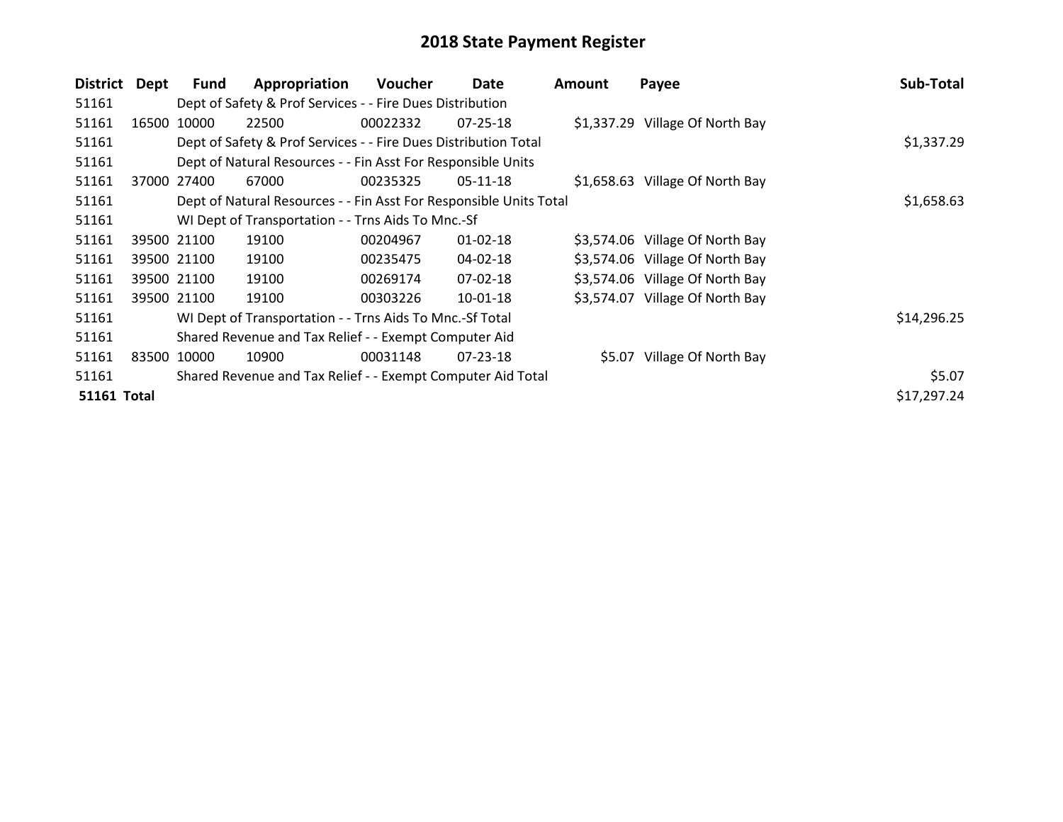# 2018 State Payment Register

| District | Dept | Fund | Appropriation | Voucher | Date | Amount | Payee | Sub-Total |
|---|---|---|---|---|---|---|---|---|
| 51161 | | Dept of Safety & Prof Services - - Fire Dues Distribution | | | | | | |
| 51161 | 16500 | 10000 | 22500 | 00022332 | 07-25-18 | $1,337.29 | Village Of North Bay | |
| 51161 | | Dept of Safety & Prof Services - - Fire Dues Distribution Total | | | | | | $1,337.29 |
| 51161 | | Dept of Natural Resources - - Fin Asst For Responsible Units | | | | | | |
| 51161 | 37000 | 27400 | 67000 | 00235325 | 05-11-18 | $1,658.63 | Village Of North Bay | |
| 51161 | | Dept of Natural Resources - - Fin Asst For Responsible Units Total | | | | | | $1,658.63 |
| 51161 | | WI Dept of Transportation - - Trns Aids To Mnc.-Sf | | | | | | |
| 51161 | 39500 | 21100 | 19100 | 00204967 | 01-02-18 | $3,574.06 | Village Of North Bay | |
| 51161 | 39500 | 21100 | 19100 | 00235475 | 04-02-18 | $3,574.06 | Village Of North Bay | |
| 51161 | 39500 | 21100 | 19100 | 00269174 | 07-02-18 | $3,574.06 | Village Of North Bay | |
| 51161 | 39500 | 21100 | 19100 | 00303226 | 10-01-18 | $3,574.07 | Village Of North Bay | |
| 51161 | | WI Dept of Transportation - - Trns Aids To Mnc.-Sf Total | | | | | | $14,296.25 |
| 51161 | | Shared Revenue and Tax Relief - - Exempt Computer Aid | | | | | | |
| 51161 | 83500 | 10000 | 10900 | 00031148 | 07-23-18 | $5.07 | Village Of North Bay | |
| 51161 | | Shared Revenue and Tax Relief - - Exempt Computer Aid Total | | | | | | $5.07 |
| **51161** | **Total** | | | | | | | $17,297.24 |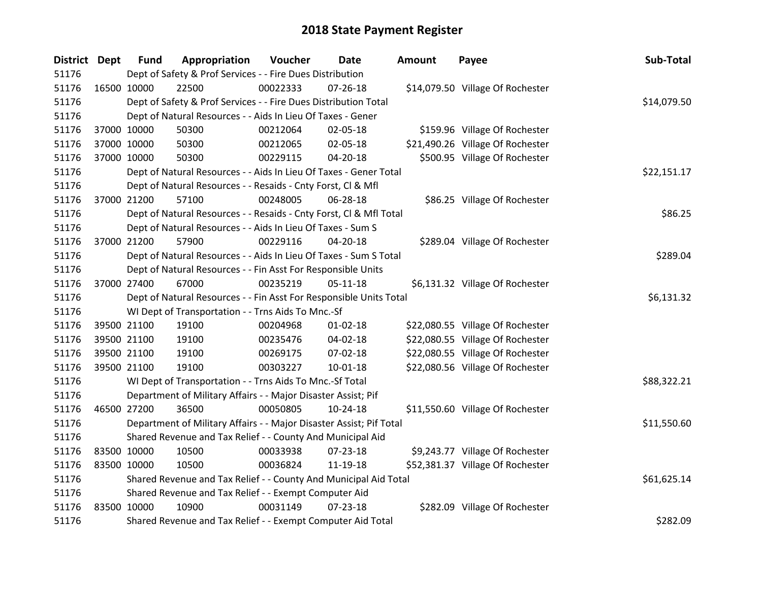# 2018 State Payment Register

| District | Dept | Fund | Appropriation | Voucher | Date | Amount | Payee | Sub-Total |
|---|---|---|---|---|---|---|---|---|
| 51176 | Dept of Safety & Prof Services - - Fire Dues Distribution | | | | | | | |
| 51176 | 16500 | 10000 | 22500 | 00022333 | 07-26-18 | $14,079.50 | Village Of Rochester | |
| 51176 | Dept of Safety & Prof Services - - Fire Dues Distribution Total | | | | | | | $14,079.50 |
| 51176 | Dept of Natural Resources - - Aids In Lieu Of Taxes - Gener | | | | | | | |
| 51176 | 37000 | 10000 | 50300 | 00212064 | 02-05-18 | $159.96 | Village Of Rochester | |
| 51176 | 37000 | 10000 | 50300 | 00212065 | 02-05-18 | $21,490.26 | Village Of Rochester | |
| 51176 | 37000 | 10000 | 50300 | 00229115 | 04-20-18 | $500.95 | Village Of Rochester | |
| 51176 | Dept of Natural Resources - - Aids In Lieu Of Taxes - Gener Total | | | | | | | $22,151.17 |
| 51176 | Dept of Natural Resources - - Resaids - Cnty Forst, Cl & Mfl | | | | | | | |
| 51176 | 37000 | 21200 | 57100 | 00248005 | 06-28-18 | $86.25 | Village Of Rochester | |
| 51176 | Dept of Natural Resources - - Resaids - Cnty Forst, Cl & Mfl Total | | | | | | | $86.25 |
| 51176 | Dept of Natural Resources - - Aids In Lieu Of Taxes - Sum S | | | | | | | |
| 51176 | 37000 | 21200 | 57900 | 00229116 | 04-20-18 | $289.04 | Village Of Rochester | |
| 51176 | Dept of Natural Resources - - Aids In Lieu Of Taxes - Sum S Total | | | | | | | $289.04 |
| 51176 | Dept of Natural Resources - - Fin Asst For Responsible Units | | | | | | | |
| 51176 | 37000 | 27400 | 67000 | 00235219 | 05-11-18 | $6,131.32 | Village Of Rochester | |
| 51176 | Dept of Natural Resources - - Fin Asst For Responsible Units Total | | | | | | | $6,131.32 |
| 51176 | WI Dept of Transportation - - Trns Aids To Mnc.-Sf | | | | | | | |
| 51176 | 39500 | 21100 | 19100 | 00204968 | 01-02-18 | $22,080.55 | Village Of Rochester | |
| 51176 | 39500 | 21100 | 19100 | 00235476 | 04-02-18 | $22,080.55 | Village Of Rochester | |
| 51176 | 39500 | 21100 | 19100 | 00269175 | 07-02-18 | $22,080.55 | Village Of Rochester | |
| 51176 | 39500 | 21100 | 19100 | 00303227 | 10-01-18 | $22,080.56 | Village Of Rochester | |
| 51176 | WI Dept of Transportation - - Trns Aids To Mnc.-Sf Total | | | | | | | $88,322.21 |
| 51176 | Department of Military Affairs - - Major Disaster Assist; Pif | | | | | | | |
| 51176 | 46500 | 27200 | 36500 | 00050805 | 10-24-18 | $11,550.60 | Village Of Rochester | |
| 51176 | Department of Military Affairs - - Major Disaster Assist; Pif Total | | | | | | | $11,550.60 |
| 51176 | Shared Revenue and Tax Relief - - County And Municipal Aid | | | | | | | |
| 51176 | 83500 | 10000 | 10500 | 00033938 | 07-23-18 | $9,243.77 | Village Of Rochester | |
| 51176 | 83500 | 10000 | 10500 | 00036824 | 11-19-18 | $52,381.37 | Village Of Rochester | |
| 51176 | Shared Revenue and Tax Relief - - County And Municipal Aid Total | | | | | | | $61,625.14 |
| 51176 | Shared Revenue and Tax Relief - - Exempt Computer Aid | | | | | | | |
| 51176 | 83500 | 10000 | 10900 | 00031149 | 07-23-18 | $282.09 | Village Of Rochester | |
| 51176 | Shared Revenue and Tax Relief - - Exempt Computer Aid Total | | | | | | | $282.09 |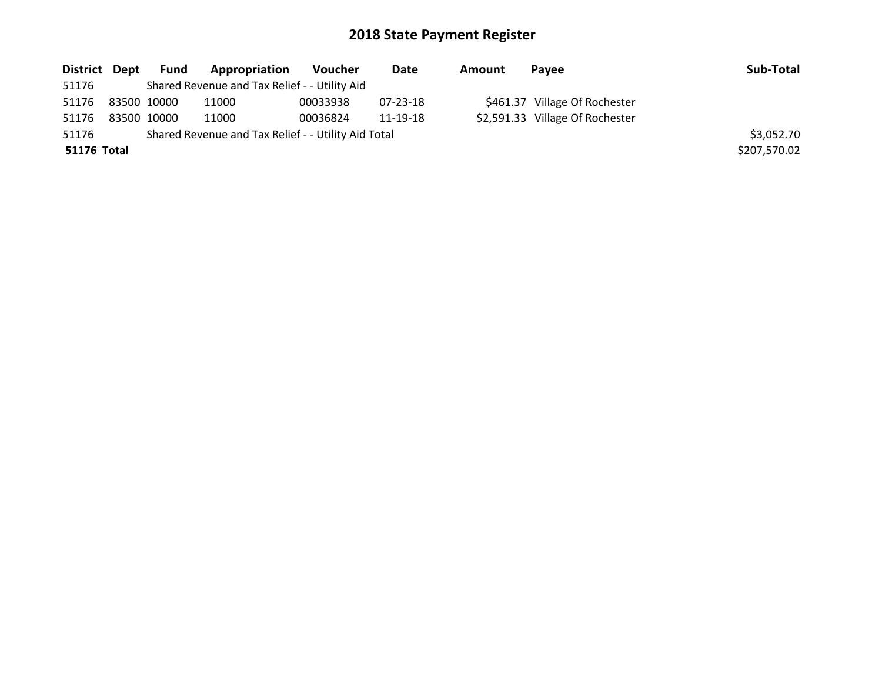# 2018 State Payment Register

| District | Dept | Fund | Appropriation | Voucher | Date | Amount | Payee | Sub-Total |
|---|---|---|---|---|---|---|---|---|
| 51176 | | Shared Revenue and Tax Relief - - Utility Aid | | | | | | |
| 51176 | 83500 | 10000 | 11000 | 00033938 | 07-23-18 | $461.37 | Village Of Rochester | |
| 51176 | 83500 | 10000 | 11000 | 00036824 | 11-19-18 | $2,591.33 | Village Of Rochester | |
| 51176 | | Shared Revenue and Tax Relief - - Utility Aid Total | | | | | | $3,052.70 |
| **51176** | **Total** | | | | | | | $207,570.02 |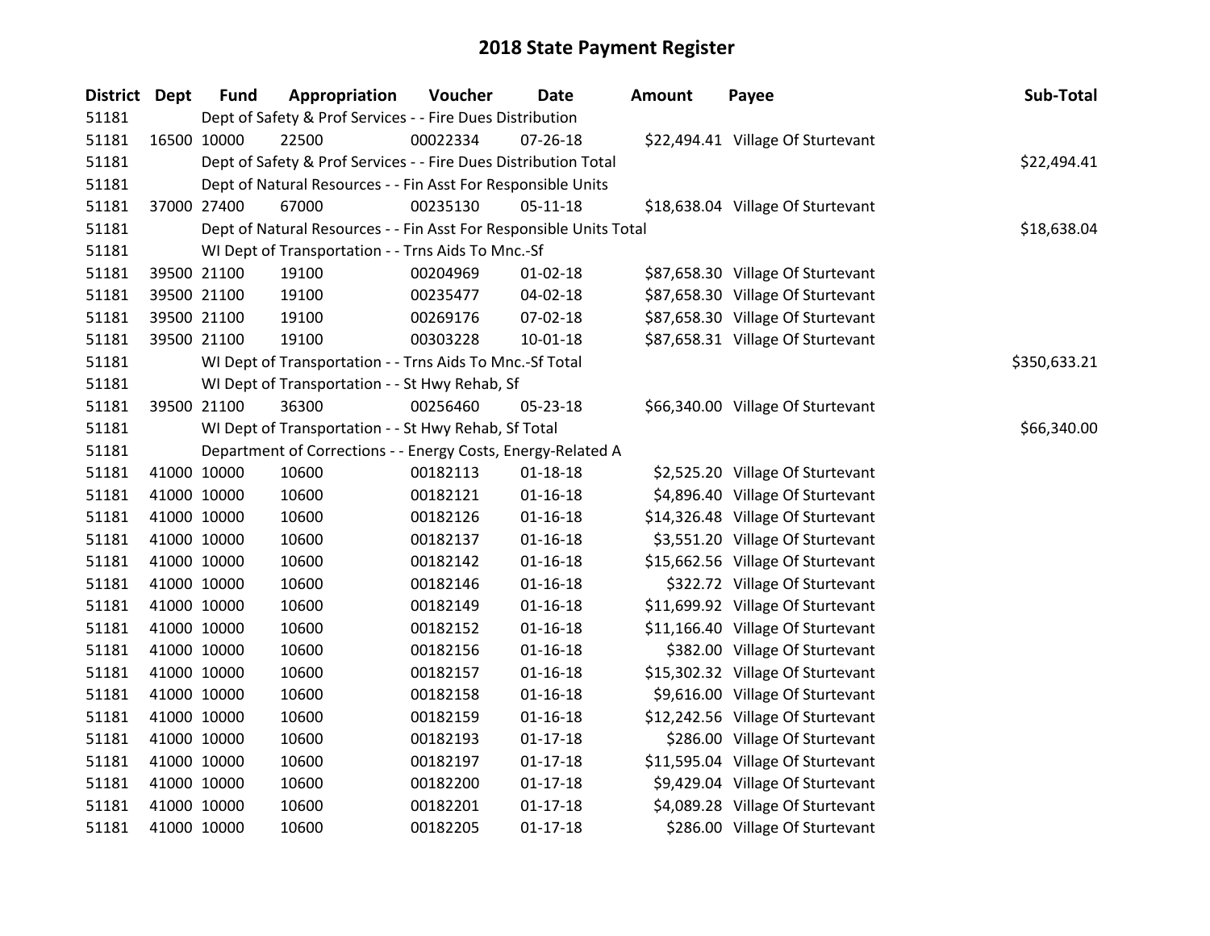# 2018 State Payment Register

| District | Dept | Fund | Appropriation | Voucher | Date | Amount | Payee | Sub-Total |
|---|---|---|---|---|---|---|---|---|
| 51181 | | Dept of Safety & Prof Services - - Fire Dues Distribution | | | | | | |
| 51181 | 16500 | 10000 | 22500 | 00022334 | 07-26-18 | $22,494.41 | Village Of Sturtevant | |
| 51181 | | Dept of Safety & Prof Services - - Fire Dues Distribution Total | | | | | | $22,494.41 |
| 51181 | | Dept of Natural Resources - - Fin Asst For Responsible Units | | | | | | |
| 51181 | 37000 | 27400 | 67000 | 00235130 | 05-11-18 | $18,638.04 | Village Of Sturtevant | |
| 51181 | | Dept of Natural Resources - - Fin Asst For Responsible Units Total | | | | | | $18,638.04 |
| 51181 | | WI Dept of Transportation - - Trns Aids To Mnc.-Sf | | | | | | |
| 51181 | 39500 | 21100 | 19100 | 00204969 | 01-02-18 | $87,658.30 | Village Of Sturtevant | |
| 51181 | 39500 | 21100 | 19100 | 00235477 | 04-02-18 | $87,658.30 | Village Of Sturtevant | |
| 51181 | 39500 | 21100 | 19100 | 00269176 | 07-02-18 | $87,658.30 | Village Of Sturtevant | |
| 51181 | 39500 | 21100 | 19100 | 00303228 | 10-01-18 | $87,658.31 | Village Of Sturtevant | |
| 51181 | | WI Dept of Transportation - - Trns Aids To Mnc.-Sf Total | | | | | | $350,633.21 |
| 51181 | | WI Dept of Transportation - - St Hwy Rehab, Sf | | | | | | |
| 51181 | 39500 | 21100 | 36300 | 00256460 | 05-23-18 | $66,340.00 | Village Of Sturtevant | |
| 51181 | | WI Dept of Transportation - - St Hwy Rehab, Sf Total | | | | | | $66,340.00 |
| 51181 | | Department of Corrections - - Energy Costs, Energy-Related A | | | | | | |
| 51181 | 41000 | 10000 | 10600 | 00182113 | 01-18-18 | $2,525.20 | Village Of Sturtevant | |
| 51181 | 41000 | 10000 | 10600 | 00182121 | 01-16-18 | $4,896.40 | Village Of Sturtevant | |
| 51181 | 41000 | 10000 | 10600 | 00182126 | 01-16-18 | $14,326.48 | Village Of Sturtevant | |
| 51181 | 41000 | 10000 | 10600 | 00182137 | 01-16-18 | $3,551.20 | Village Of Sturtevant | |
| 51181 | 41000 | 10000 | 10600 | 00182142 | 01-16-18 | $15,662.56 | Village Of Sturtevant | |
| 51181 | 41000 | 10000 | 10600 | 00182146 | 01-16-18 | $322.72 | Village Of Sturtevant | |
| 51181 | 41000 | 10000 | 10600 | 00182149 | 01-16-18 | $11,699.92 | Village Of Sturtevant | |
| 51181 | 41000 | 10000 | 10600 | 00182152 | 01-16-18 | $11,166.40 | Village Of Sturtevant | |
| 51181 | 41000 | 10000 | 10600 | 00182156 | 01-16-18 | $382.00 | Village Of Sturtevant | |
| 51181 | 41000 | 10000 | 10600 | 00182157 | 01-16-18 | $15,302.32 | Village Of Sturtevant | |
| 51181 | 41000 | 10000 | 10600 | 00182158 | 01-16-18 | $9,616.00 | Village Of Sturtevant | |
| 51181 | 41000 | 10000 | 10600 | 00182159 | 01-16-18 | $12,242.56 | Village Of Sturtevant | |
| 51181 | 41000 | 10000 | 10600 | 00182193 | 01-17-18 | $286.00 | Village Of Sturtevant | |
| 51181 | 41000 | 10000 | 10600 | 00182197 | 01-17-18 | $11,595.04 | Village Of Sturtevant | |
| 51181 | 41000 | 10000 | 10600 | 00182200 | 01-17-18 | $9,429.04 | Village Of Sturtevant | |
| 51181 | 41000 | 10000 | 10600 | 00182201 | 01-17-18 | $4,089.28 | Village Of Sturtevant | |
| 51181 | 41000 | 10000 | 10600 | 00182205 | 01-17-18 | $286.00 | Village Of Sturtevant | |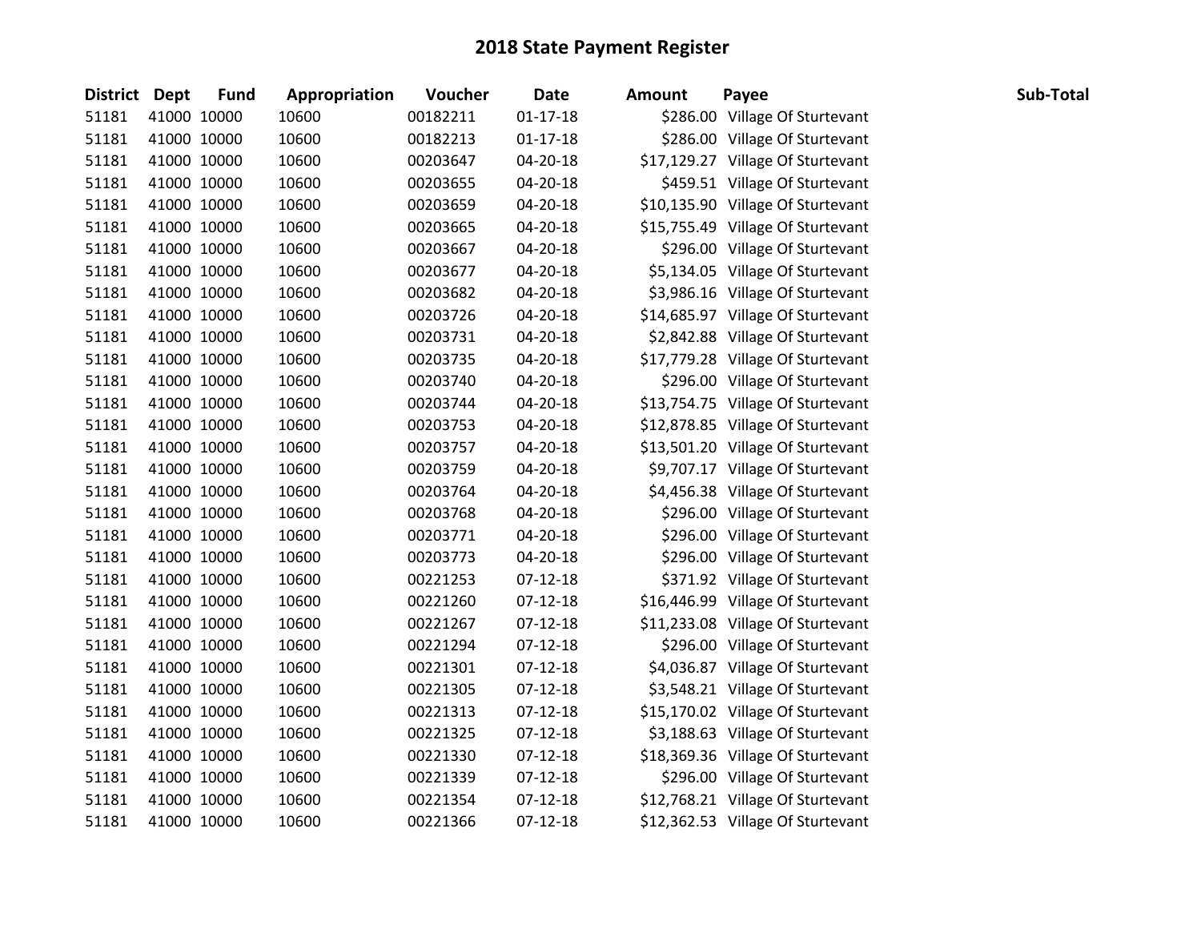# 2018 State Payment Register

| District | Dept | Fund | Appropriation | Voucher | Date | Amount | Payee | Sub-Total |
|---|---|---|---|---|---|---|---|---|
| 51181 | 41000 | 10000 | 10600 | 00182211 | 01-17-18 | $286.00 | Village Of Sturtevant | |
| 51181 | 41000 | 10000 | 10600 | 00182213 | 01-17-18 | $286.00 | Village Of Sturtevant | |
| 51181 | 41000 | 10000 | 10600 | 00203647 | 04-20-18 | $17,129.27 | Village Of Sturtevant | |
| 51181 | 41000 | 10000 | 10600 | 00203655 | 04-20-18 | $459.51 | Village Of Sturtevant | |
| 51181 | 41000 | 10000 | 10600 | 00203659 | 04-20-18 | $10,135.90 | Village Of Sturtevant | |
| 51181 | 41000 | 10000 | 10600 | 00203665 | 04-20-18 | $15,755.49 | Village Of Sturtevant | |
| 51181 | 41000 | 10000 | 10600 | 00203667 | 04-20-18 | $296.00 | Village Of Sturtevant | |
| 51181 | 41000 | 10000 | 10600 | 00203677 | 04-20-18 | $5,134.05 | Village Of Sturtevant | |
| 51181 | 41000 | 10000 | 10600 | 00203682 | 04-20-18 | $3,986.16 | Village Of Sturtevant | |
| 51181 | 41000 | 10000 | 10600 | 00203726 | 04-20-18 | $14,685.97 | Village Of Sturtevant | |
| 51181 | 41000 | 10000 | 10600 | 00203731 | 04-20-18 | $2,842.88 | Village Of Sturtevant | |
| 51181 | 41000 | 10000 | 10600 | 00203735 | 04-20-18 | $17,779.28 | Village Of Sturtevant | |
| 51181 | 41000 | 10000 | 10600 | 00203740 | 04-20-18 | $296.00 | Village Of Sturtevant | |
| 51181 | 41000 | 10000 | 10600 | 00203744 | 04-20-18 | $13,754.75 | Village Of Sturtevant | |
| 51181 | 41000 | 10000 | 10600 | 00203753 | 04-20-18 | $12,878.85 | Village Of Sturtevant | |
| 51181 | 41000 | 10000 | 10600 | 00203757 | 04-20-18 | $13,501.20 | Village Of Sturtevant | |
| 51181 | 41000 | 10000 | 10600 | 00203759 | 04-20-18 | $9,707.17 | Village Of Sturtevant | |
| 51181 | 41000 | 10000 | 10600 | 00203764 | 04-20-18 | $4,456.38 | Village Of Sturtevant | |
| 51181 | 41000 | 10000 | 10600 | 00203768 | 04-20-18 | $296.00 | Village Of Sturtevant | |
| 51181 | 41000 | 10000 | 10600 | 00203771 | 04-20-18 | $296.00 | Village Of Sturtevant | |
| 51181 | 41000 | 10000 | 10600 | 00203773 | 04-20-18 | $296.00 | Village Of Sturtevant | |
| 51181 | 41000 | 10000 | 10600 | 00221253 | 07-12-18 | $371.92 | Village Of Sturtevant | |
| 51181 | 41000 | 10000 | 10600 | 00221260 | 07-12-18 | $16,446.99 | Village Of Sturtevant | |
| 51181 | 41000 | 10000 | 10600 | 00221267 | 07-12-18 | $11,233.08 | Village Of Sturtevant | |
| 51181 | 41000 | 10000 | 10600 | 00221294 | 07-12-18 | $296.00 | Village Of Sturtevant | |
| 51181 | 41000 | 10000 | 10600 | 00221301 | 07-12-18 | $4,036.87 | Village Of Sturtevant | |
| 51181 | 41000 | 10000 | 10600 | 00221305 | 07-12-18 | $3,548.21 | Village Of Sturtevant | |
| 51181 | 41000 | 10000 | 10600 | 00221313 | 07-12-18 | $15,170.02 | Village Of Sturtevant | |
| 51181 | 41000 | 10000 | 10600 | 00221325 | 07-12-18 | $3,188.63 | Village Of Sturtevant | |
| 51181 | 41000 | 10000 | 10600 | 00221330 | 07-12-18 | $18,369.36 | Village Of Sturtevant | |
| 51181 | 41000 | 10000 | 10600 | 00221339 | 07-12-18 | $296.00 | Village Of Sturtevant | |
| 51181 | 41000 | 10000 | 10600 | 00221354 | 07-12-18 | $12,768.21 | Village Of Sturtevant | |
| 51181 | 41000 | 10000 | 10600 | 00221366 | 07-12-18 | $12,362.53 | Village Of Sturtevant | |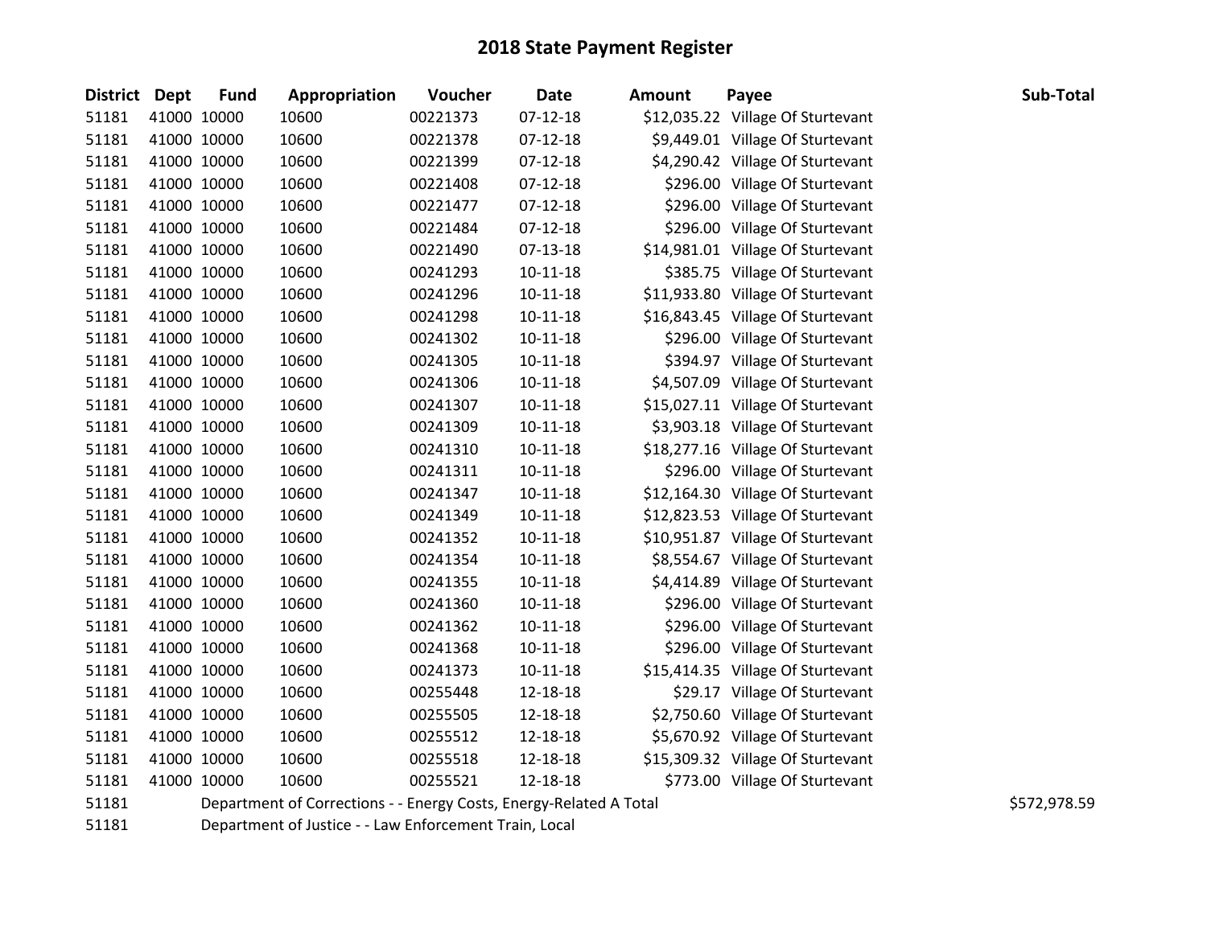# 2018 State Payment Register

| District | Dept | Fund | Appropriation | Voucher | Date | Amount | Payee | Sub-Total |
|---|---|---|---|---|---|---|---|---|
| 51181 | 41000 | 10000 | 10600 | 00221373 | 07-12-18 | $12,035.22 | Village Of Sturtevant | |
| 51181 | 41000 | 10000 | 10600 | 00221378 | 07-12-18 | $9,449.01 | Village Of Sturtevant | |
| 51181 | 41000 | 10000 | 10600 | 00221399 | 07-12-18 | $4,290.42 | Village Of Sturtevant | |
| 51181 | 41000 | 10000 | 10600 | 00221408 | 07-12-18 | $296.00 | Village Of Sturtevant | |
| 51181 | 41000 | 10000 | 10600 | 00221477 | 07-12-18 | $296.00 | Village Of Sturtevant | |
| 51181 | 41000 | 10000 | 10600 | 00221484 | 07-12-18 | $296.00 | Village Of Sturtevant | |
| 51181 | 41000 | 10000 | 10600 | 00221490 | 07-13-18 | $14,981.01 | Village Of Sturtevant | |
| 51181 | 41000 | 10000 | 10600 | 00241293 | 10-11-18 | $385.75 | Village Of Sturtevant | |
| 51181 | 41000 | 10000 | 10600 | 00241296 | 10-11-18 | $11,933.80 | Village Of Sturtevant | |
| 51181 | 41000 | 10000 | 10600 | 00241298 | 10-11-18 | $16,843.45 | Village Of Sturtevant | |
| 51181 | 41000 | 10000 | 10600 | 00241302 | 10-11-18 | $296.00 | Village Of Sturtevant | |
| 51181 | 41000 | 10000 | 10600 | 00241305 | 10-11-18 | $394.97 | Village Of Sturtevant | |
| 51181 | 41000 | 10000 | 10600 | 00241306 | 10-11-18 | $4,507.09 | Village Of Sturtevant | |
| 51181 | 41000 | 10000 | 10600 | 00241307 | 10-11-18 | $15,027.11 | Village Of Sturtevant | |
| 51181 | 41000 | 10000 | 10600 | 00241309 | 10-11-18 | $3,903.18 | Village Of Sturtevant | |
| 51181 | 41000 | 10000 | 10600 | 00241310 | 10-11-18 | $18,277.16 | Village Of Sturtevant | |
| 51181 | 41000 | 10000 | 10600 | 00241311 | 10-11-18 | $296.00 | Village Of Sturtevant | |
| 51181 | 41000 | 10000 | 10600 | 00241347 | 10-11-18 | $12,164.30 | Village Of Sturtevant | |
| 51181 | 41000 | 10000 | 10600 | 00241349 | 10-11-18 | $12,823.53 | Village Of Sturtevant | |
| 51181 | 41000 | 10000 | 10600 | 00241352 | 10-11-18 | $10,951.87 | Village Of Sturtevant | |
| 51181 | 41000 | 10000 | 10600 | 00241354 | 10-11-18 | $8,554.67 | Village Of Sturtevant | |
| 51181 | 41000 | 10000 | 10600 | 00241355 | 10-11-18 | $4,414.89 | Village Of Sturtevant | |
| 51181 | 41000 | 10000 | 10600 | 00241360 | 10-11-18 | $296.00 | Village Of Sturtevant | |
| 51181 | 41000 | 10000 | 10600 | 00241362 | 10-11-18 | $296.00 | Village Of Sturtevant | |
| 51181 | 41000 | 10000 | 10600 | 00241368 | 10-11-18 | $296.00 | Village Of Sturtevant | |
| 51181 | 41000 | 10000 | 10600 | 00241373 | 10-11-18 | $15,414.35 | Village Of Sturtevant | |
| 51181 | 41000 | 10000 | 10600 | 00255448 | 12-18-18 | $29.17 | Village Of Sturtevant | |
| 51181 | 41000 | 10000 | 10600 | 00255505 | 12-18-18 | $2,750.60 | Village Of Sturtevant | |
| 51181 | 41000 | 10000 | 10600 | 00255512 | 12-18-18 | $5,670.92 | Village Of Sturtevant | |
| 51181 | 41000 | 10000 | 10600 | 00255518 | 12-18-18 | $15,309.32 | Village Of Sturtevant | |
| 51181 | 41000 | 10000 | 10600 | 00255521 | 12-18-18 | $773.00 | Village Of Sturtevant | |
| 51181 | Department of Corrections - - Energy Costs, Energy-Related A Total | | | | | | | $572,978.59 |
| 51181 | Department of Justice - - Law Enforcement Train, Local | | | | | | | |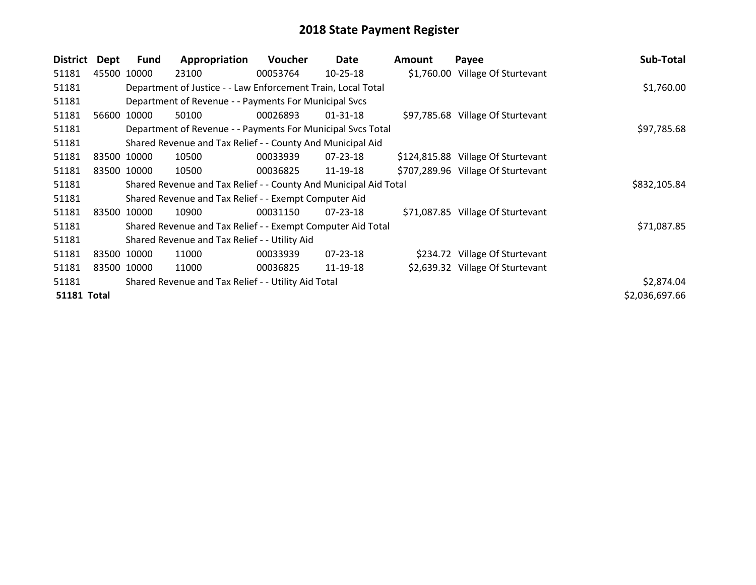# 2018 State Payment Register

| District | Dept | Fund | Appropriation | Voucher | Date | Amount | Payee | Sub-Total |
|---|---|---|---|---|---|---|---|---|
| 51181 | 45500 | 10000 | 23100 | 00053764 | 10-25-18 | $1,760.00 | Village Of Sturtevant | |
| 51181 | | Department of Justice - - Law Enforcement Train, Local Total | | | | | | $1,760.00 |
| 51181 | | Department of Revenue - - Payments For Municipal Svcs | | | | | | |
| 51181 | 56600 | 10000 | 50100 | 00026893 | 01-31-18 | $97,785.68 | Village Of Sturtevant | |
| 51181 | | Department of Revenue - - Payments For Municipal Svcs Total | | | | | | $97,785.68 |
| 51181 | | Shared Revenue and Tax Relief - - County And Municipal Aid | | | | | | |
| 51181 | 83500 | 10000 | 10500 | 00033939 | 07-23-18 | $124,815.88 | Village Of Sturtevant | |
| 51181 | 83500 | 10000 | 10500 | 00036825 | 11-19-18 | $707,289.96 | Village Of Sturtevant | |
| 51181 | | Shared Revenue and Tax Relief - - County And Municipal Aid Total | | | | | | $832,105.84 |
| 51181 | | Shared Revenue and Tax Relief - - Exempt Computer Aid | | | | | | |
| 51181 | 83500 | 10000 | 10900 | 00031150 | 07-23-18 | $71,087.85 | Village Of Sturtevant | |
| 51181 | | Shared Revenue and Tax Relief - - Exempt Computer Aid Total | | | | | | $71,087.85 |
| 51181 | | Shared Revenue and Tax Relief - - Utility Aid | | | | | | |
| 51181 | 83500 | 10000 | 11000 | 00033939 | 07-23-18 | $234.72 | Village Of Sturtevant | |
| 51181 | 83500 | 10000 | 11000 | 00036825 | 11-19-18 | $2,639.32 | Village Of Sturtevant | |
| 51181 | | Shared Revenue and Tax Relief - - Utility Aid Total | | | | | | $2,874.04 |
| **51181 Total** | | | | | | | | $2,036,697.66 |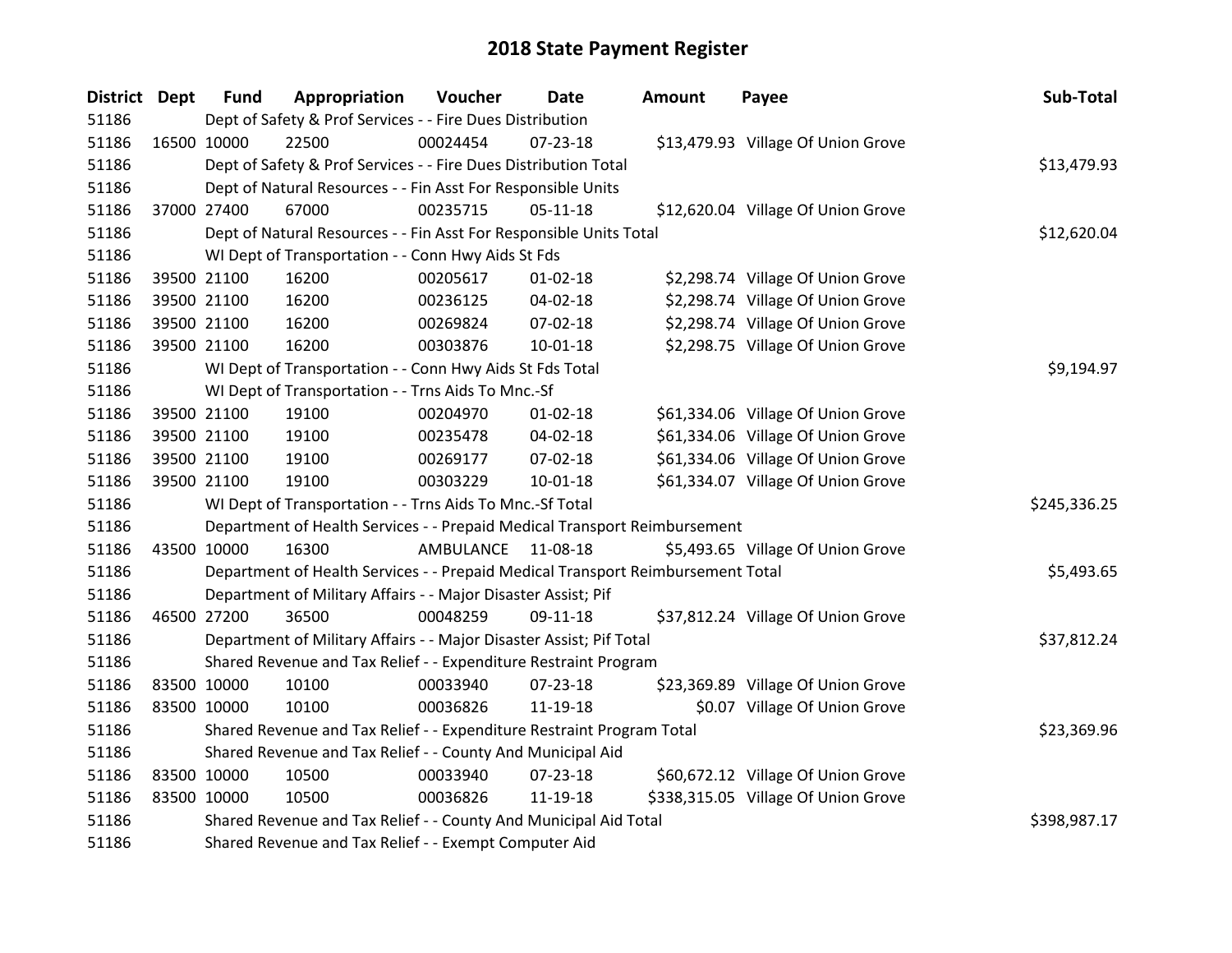# 2018 State Payment Register

| District | Dept | Fund | Appropriation | Voucher | Date | Amount | Payee | Sub-Total |
|---|---|---|---|---|---|---|---|---|
| 51186 | | Dept of Safety & Prof Services - - Fire Dues Distribution | | | | | | |
| 51186 | 16500 | 10000 | 22500 | 00024454 | 07-23-18 | $13,479.93 | Village Of Union Grove | |
| 51186 | | Dept of Safety & Prof Services - - Fire Dues Distribution Total | | | | | | $13,479.93 |
| 51186 | | Dept of Natural Resources - - Fin Asst For Responsible Units | | | | | | |
| 51186 | 37000 | 27400 | 67000 | 00235715 | 05-11-18 | $12,620.04 | Village Of Union Grove | |
| 51186 | | Dept of Natural Resources - - Fin Asst For Responsible Units Total | | | | | | $12,620.04 |
| 51186 | | WI Dept of Transportation - - Conn Hwy Aids St Fds | | | | | | |
| 51186 | 39500 | 21100 | 16200 | 00205617 | 01-02-18 | $2,298.74 | Village Of Union Grove | |
| 51186 | 39500 | 21100 | 16200 | 00236125 | 04-02-18 | $2,298.74 | Village Of Union Grove | |
| 51186 | 39500 | 21100 | 16200 | 00269824 | 07-02-18 | $2,298.74 | Village Of Union Grove | |
| 51186 | 39500 | 21100 | 16200 | 00303876 | 10-01-18 | $2,298.75 | Village Of Union Grove | |
| 51186 | | WI Dept of Transportation - - Conn Hwy Aids St Fds Total | | | | | | $9,194.97 |
| 51186 | | WI Dept of Transportation - - Trns Aids To Mnc.-Sf | | | | | | |
| 51186 | 39500 | 21100 | 19100 | 00204970 | 01-02-18 | $61,334.06 | Village Of Union Grove | |
| 51186 | 39500 | 21100 | 19100 | 00235478 | 04-02-18 | $61,334.06 | Village Of Union Grove | |
| 51186 | 39500 | 21100 | 19100 | 00269177 | 07-02-18 | $61,334.06 | Village Of Union Grove | |
| 51186 | 39500 | 21100 | 19100 | 00303229 | 10-01-18 | $61,334.07 | Village Of Union Grove | |
| 51186 | | WI Dept of Transportation - - Trns Aids To Mnc.-Sf Total | | | | | | $245,336.25 |
| 51186 | | Department of Health Services - - Prepaid Medical Transport Reimbursement | | | | | | |
| 51186 | 43500 | 10000 | 16300 | AMBULANCE | 11-08-18 | $5,493.65 | Village Of Union Grove | |
| 51186 | | Department of Health Services - - Prepaid Medical Transport Reimbursement Total | | | | | | $5,493.65 |
| 51186 | | Department of Military Affairs - - Major Disaster Assist; Pif | | | | | | |
| 51186 | 46500 | 27200 | 36500 | 00048259 | 09-11-18 | $37,812.24 | Village Of Union Grove | |
| 51186 | | Department of Military Affairs - - Major Disaster Assist; Pif Total | | | | | | $37,812.24 |
| 51186 | | Shared Revenue and Tax Relief - - Expenditure Restraint Program | | | | | | |
| 51186 | 83500 | 10000 | 10100 | 00033940 | 07-23-18 | $23,369.89 | Village Of Union Grove | |
| 51186 | 83500 | 10000 | 10100 | 00036826 | 11-19-18 | $0.07 | Village Of Union Grove | |
| 51186 | | Shared Revenue and Tax Relief - - Expenditure Restraint Program Total | | | | | | $23,369.96 |
| 51186 | | Shared Revenue and Tax Relief - - County And Municipal Aid | | | | | | |
| 51186 | 83500 | 10000 | 10500 | 00033940 | 07-23-18 | $60,672.12 | Village Of Union Grove | |
| 51186 | 83500 | 10000 | 10500 | 00036826 | 11-19-18 | $338,315.05 | Village Of Union Grove | |
| 51186 | | Shared Revenue and Tax Relief - - County And Municipal Aid Total | | | | | | $398,987.17 |
| 51186 | | Shared Revenue and Tax Relief - - Exempt Computer Aid | | | | | | |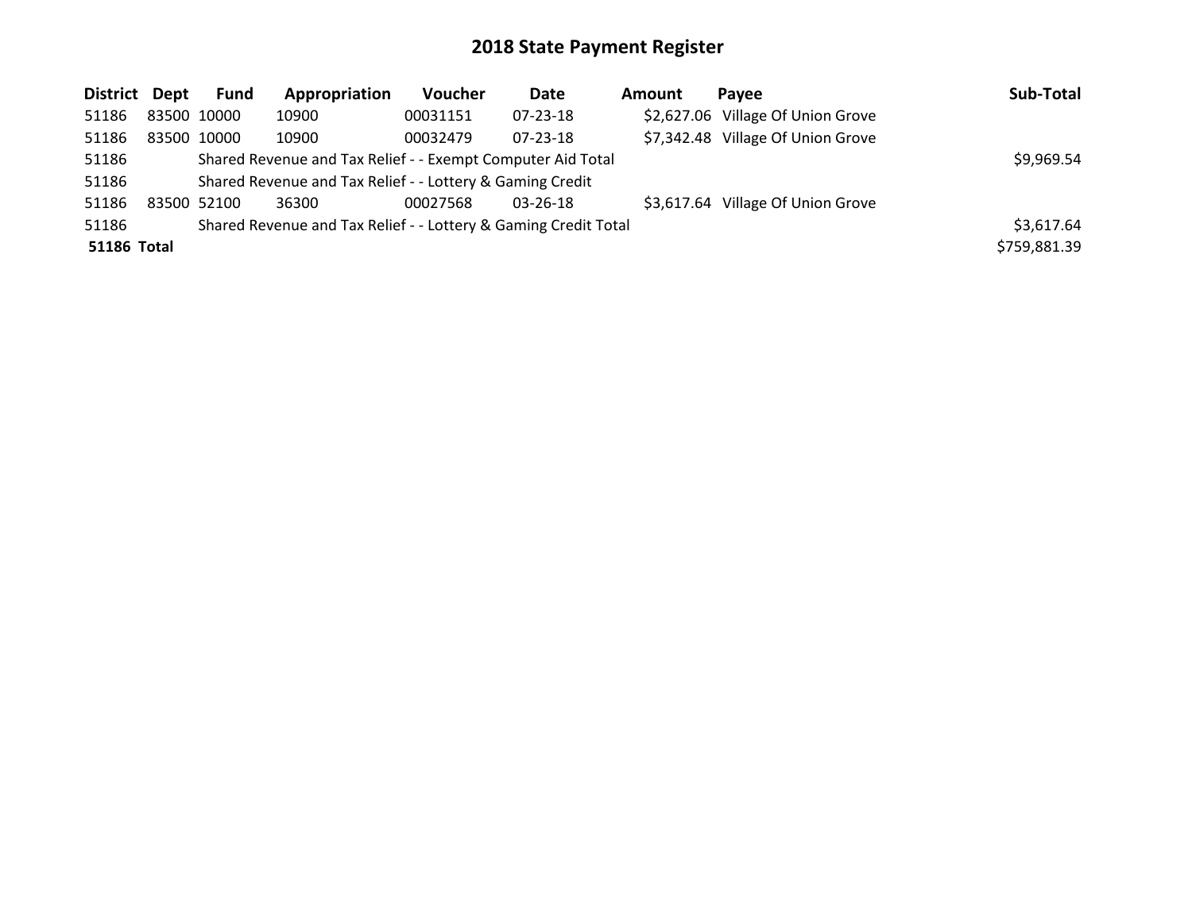## 2018 State Payment Register

| District | Dept | Fund | Appropriation | Voucher | Date | Amount | Payee | Sub-Total |
|---|---|---|---|---|---|---|---|---|
| 51186 | 83500 | 10000 | 10900 | 00031151 | 07-23-18 | $2,627.06 | Village Of Union Grove | |
| 51186 | 83500 | 10000 | 10900 | 00032479 | 07-23-18 | $7,342.48 | Village Of Union Grove | |
| 51186 | | Shared Revenue and Tax Relief - - Exempt Computer Aid Total | | | | | | $9,969.54 |
| 51186 | | Shared Revenue and Tax Relief - - Lottery & Gaming Credit | | | | | | |
| 51186 | 83500 | 52100 | 36300 | 00027568 | 03-26-18 | $3,617.64 | Village Of Union Grove | |
| 51186 | | Shared Revenue and Tax Relief - - Lottery & Gaming Credit Total | | | | | | $3,617.64 |
| **51186 Total** | | | | | | | | $759,881.39 |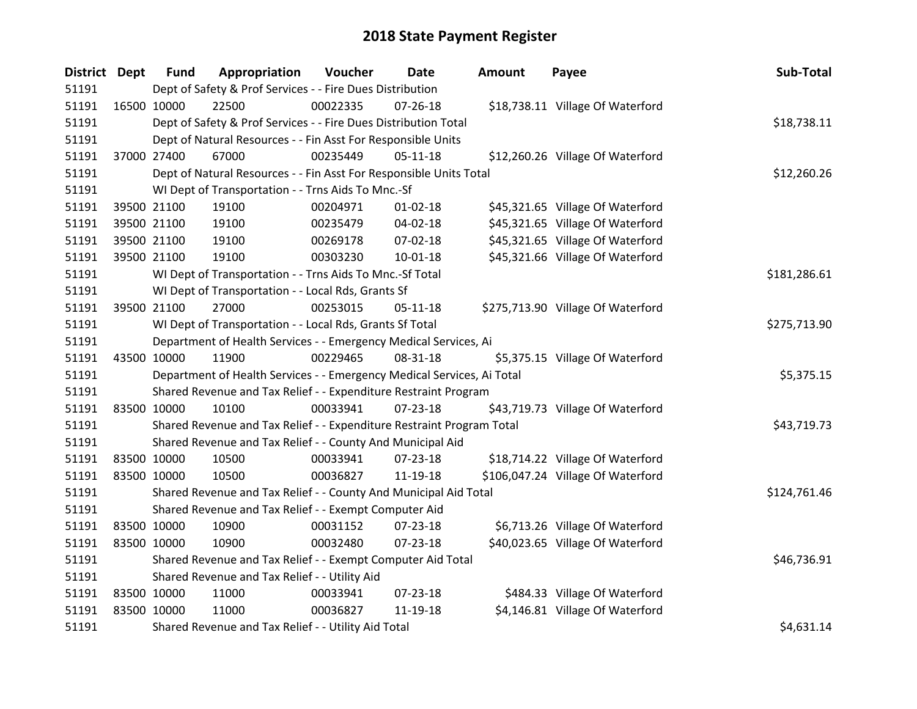# 2018 State Payment Register

| District | Dept | Fund | Appropriation | Voucher | Date | Amount | Payee | Sub-Total |
|---|---|---|---|---|---|---|---|---|
| 51191 | | Dept of Safety & Prof Services - - Fire Dues Distribution | | | | | | |
| 51191 | 16500 | 10000 | 22500 | 00022335 | 07-26-18 | $18,738.11 | Village Of Waterford | |
| 51191 | | Dept of Safety & Prof Services - - Fire Dues Distribution Total | | | | | | $18,738.11 |
| 51191 | | Dept of Natural Resources - - Fin Asst For Responsible Units | | | | | | |
| 51191 | 37000 | 27400 | 67000 | 00235449 | 05-11-18 | $12,260.26 | Village Of Waterford | |
| 51191 | | Dept of Natural Resources - - Fin Asst For Responsible Units Total | | | | | | $12,260.26 |
| 51191 | | WI Dept of Transportation - - Trns Aids To Mnc.-Sf | | | | | | |
| 51191 | 39500 | 21100 | 19100 | 00204971 | 01-02-18 | $45,321.65 | Village Of Waterford | |
| 51191 | 39500 | 21100 | 19100 | 00235479 | 04-02-18 | $45,321.65 | Village Of Waterford | |
| 51191 | 39500 | 21100 | 19100 | 00269178 | 07-02-18 | $45,321.65 | Village Of Waterford | |
| 51191 | 39500 | 21100 | 19100 | 00303230 | 10-01-18 | $45,321.66 | Village Of Waterford | |
| 51191 | | WI Dept of Transportation - - Trns Aids To Mnc.-Sf Total | | | | | | $181,286.61 |
| 51191 | | WI Dept of Transportation - - Local Rds, Grants Sf | | | | | | |
| 51191 | 39500 | 21100 | 27000 | 00253015 | 05-11-18 | $275,713.90 | Village Of Waterford | |
| 51191 | | WI Dept of Transportation - - Local Rds, Grants Sf Total | | | | | | $275,713.90 |
| 51191 | | Department of Health Services - - Emergency Medical Services, Ai | | | | | | |
| 51191 | 43500 | 10000 | 11900 | 00229465 | 08-31-18 | $5,375.15 | Village Of Waterford | |
| 51191 | | Department of Health Services - - Emergency Medical Services, Ai Total | | | | | | $5,375.15 |
| 51191 | | Shared Revenue and Tax Relief - - Expenditure Restraint Program | | | | | | |
| 51191 | 83500 | 10000 | 10100 | 00033941 | 07-23-18 | $43,719.73 | Village Of Waterford | |
| 51191 | | Shared Revenue and Tax Relief - - Expenditure Restraint Program Total | | | | | | $43,719.73 |
| 51191 | | Shared Revenue and Tax Relief - - County And Municipal Aid | | | | | | |
| 51191 | 83500 | 10000 | 10500 | 00033941 | 07-23-18 | $18,714.22 | Village Of Waterford | |
| 51191 | 83500 | 10000 | 10500 | 00036827 | 11-19-18 | $106,047.24 | Village Of Waterford | |
| 51191 | | Shared Revenue and Tax Relief - - County And Municipal Aid Total | | | | | | $124,761.46 |
| 51191 | | Shared Revenue and Tax Relief - - Exempt Computer Aid | | | | | | |
| 51191 | 83500 | 10000 | 10900 | 00031152 | 07-23-18 | $6,713.26 | Village Of Waterford | |
| 51191 | 83500 | 10000 | 10900 | 00032480 | 07-23-18 | $40,023.65 | Village Of Waterford | |
| 51191 | | Shared Revenue and Tax Relief - - Exempt Computer Aid Total | | | | | | $46,736.91 |
| 51191 | | Shared Revenue and Tax Relief - - Utility Aid | | | | | | |
| 51191 | 83500 | 10000 | 11000 | 00033941 | 07-23-18 | $484.33 | Village Of Waterford | |
| 51191 | 83500 | 10000 | 11000 | 00036827 | 11-19-18 | $4,146.81 | Village Of Waterford | |
| 51191 | | Shared Revenue and Tax Relief - - Utility Aid Total | | | | | | $4,631.14 |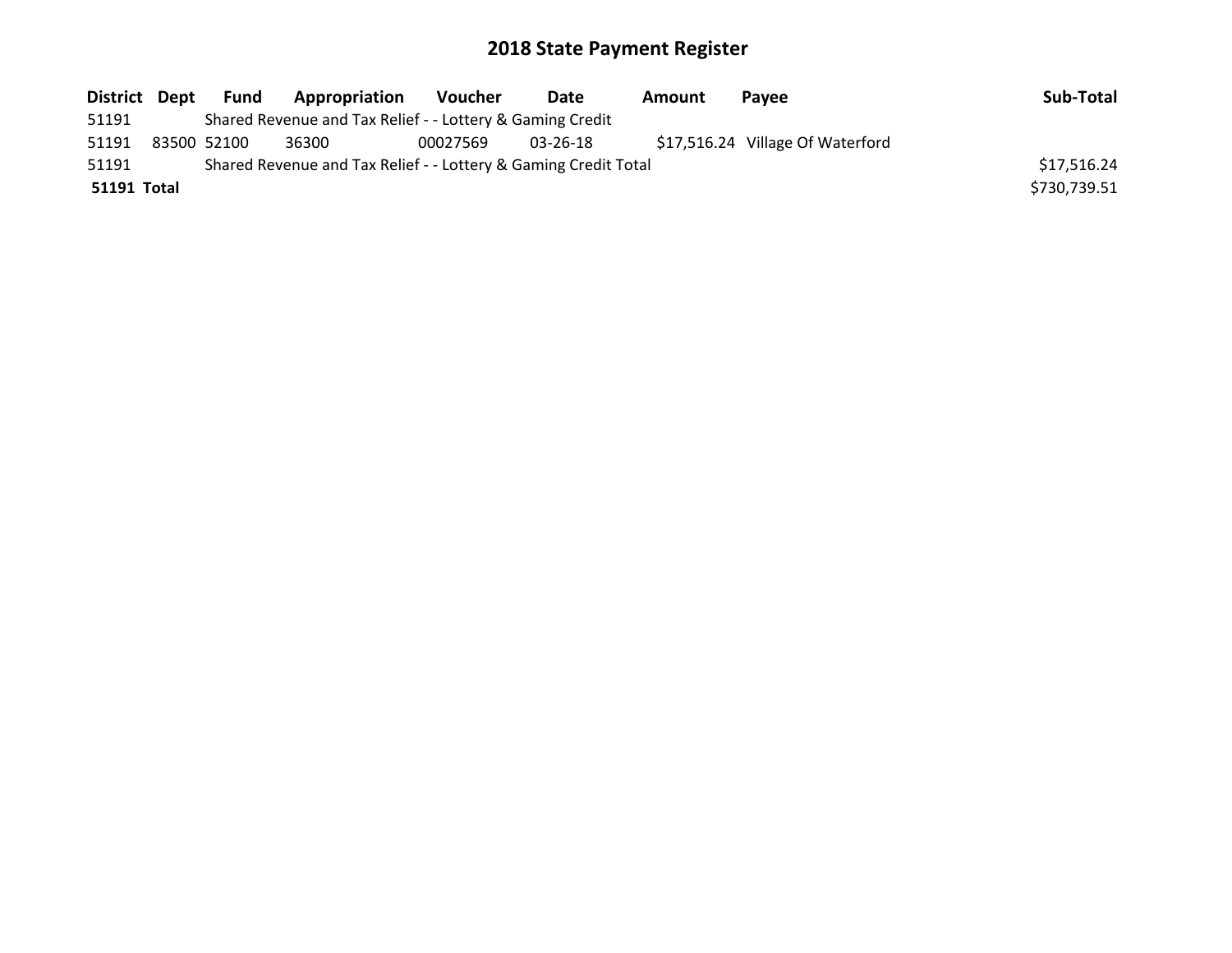# 2018 State Payment Register

| District | Dept | Fund | Appropriation | Voucher | Date | Amount | Payee | Sub-Total |
|---|---|---|---|---|---|---|---|---|
| 51191 | | Shared Revenue and Tax Relief - - Lottery & Gaming Credit | | | | | | |
| 51191 | 83500 | 52100 | 36300 | 00027569 | 03-26-18 | $17,516.24 | Village Of Waterford | |
| 51191 | | Shared Revenue and Tax Relief - - Lottery & Gaming Credit Total | | | | | | $17,516.24 |
| **51191 Total** | | | | | | | | $730,739.51 |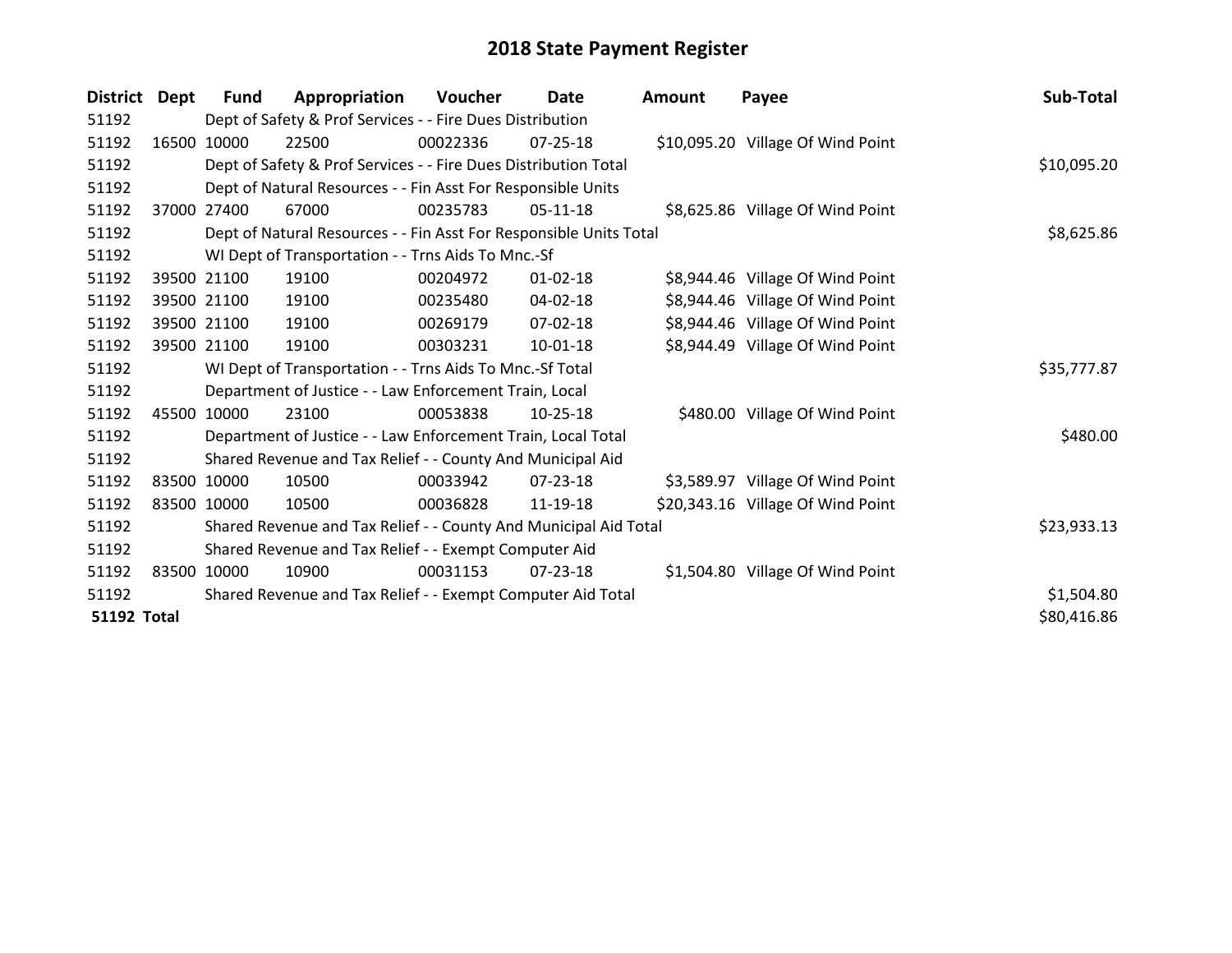# 2018 State Payment Register

| District | Dept | Fund | Appropriation | Voucher | Date | Amount | Payee | Sub-Total |
|---|---|---|---|---|---|---|---|---|
| 51192 | | Dept of Safety & Prof Services - - Fire Dues Distribution | | | | | | |
| 51192 | 16500 | 10000 | 22500 | 00022336 | 07-25-18 | $10,095.20 | Village Of Wind Point | |
| 51192 | | Dept of Safety & Prof Services - - Fire Dues Distribution Total | | | | | | $10,095.20 |
| 51192 | | Dept of Natural Resources - - Fin Asst For Responsible Units | | | | | | |
| 51192 | 37000 | 27400 | 67000 | 00235783 | 05-11-18 | $8,625.86 | Village Of Wind Point | |
| 51192 | | Dept of Natural Resources - - Fin Asst For Responsible Units Total | | | | | | $8,625.86 |
| 51192 | | WI Dept of Transportation - - Trns Aids To Mnc.-Sf | | | | | | |
| 51192 | 39500 | 21100 | 19100 | 00204972 | 01-02-18 | $8,944.46 | Village Of Wind Point | |
| 51192 | 39500 | 21100 | 19100 | 00235480 | 04-02-18 | $8,944.46 | Village Of Wind Point | |
| 51192 | 39500 | 21100 | 19100 | 00269179 | 07-02-18 | $8,944.46 | Village Of Wind Point | |
| 51192 | 39500 | 21100 | 19100 | 00303231 | 10-01-18 | $8,944.49 | Village Of Wind Point | |
| 51192 | | WI Dept of Transportation - - Trns Aids To Mnc.-Sf Total | | | | | | $35,777.87 |
| 51192 | | Department of Justice - - Law Enforcement Train, Local | | | | | | |
| 51192 | 45500 | 10000 | 23100 | 00053838 | 10-25-18 | $480.00 | Village Of Wind Point | |
| 51192 | | Department of Justice - - Law Enforcement Train, Local Total | | | | | | $480.00 |
| 51192 | | Shared Revenue and Tax Relief - - County And Municipal Aid | | | | | | |
| 51192 | 83500 | 10000 | 10500 | 00033942 | 07-23-18 | $3,589.97 | Village Of Wind Point | |
| 51192 | 83500 | 10000 | 10500 | 00036828 | 11-19-18 | $20,343.16 | Village Of Wind Point | |
| 51192 | | Shared Revenue and Tax Relief - - County And Municipal Aid Total | | | | | | $23,933.13 |
| 51192 | | Shared Revenue and Tax Relief - - Exempt Computer Aid | | | | | | |
| 51192 | 83500 | 10000 | 10900 | 00031153 | 07-23-18 | $1,504.80 | Village Of Wind Point | |
| 51192 | | Shared Revenue and Tax Relief - - Exempt Computer Aid Total | | | | | | $1,504.80 |
| **51192 Total** | | | | | | | | $80,416.86 |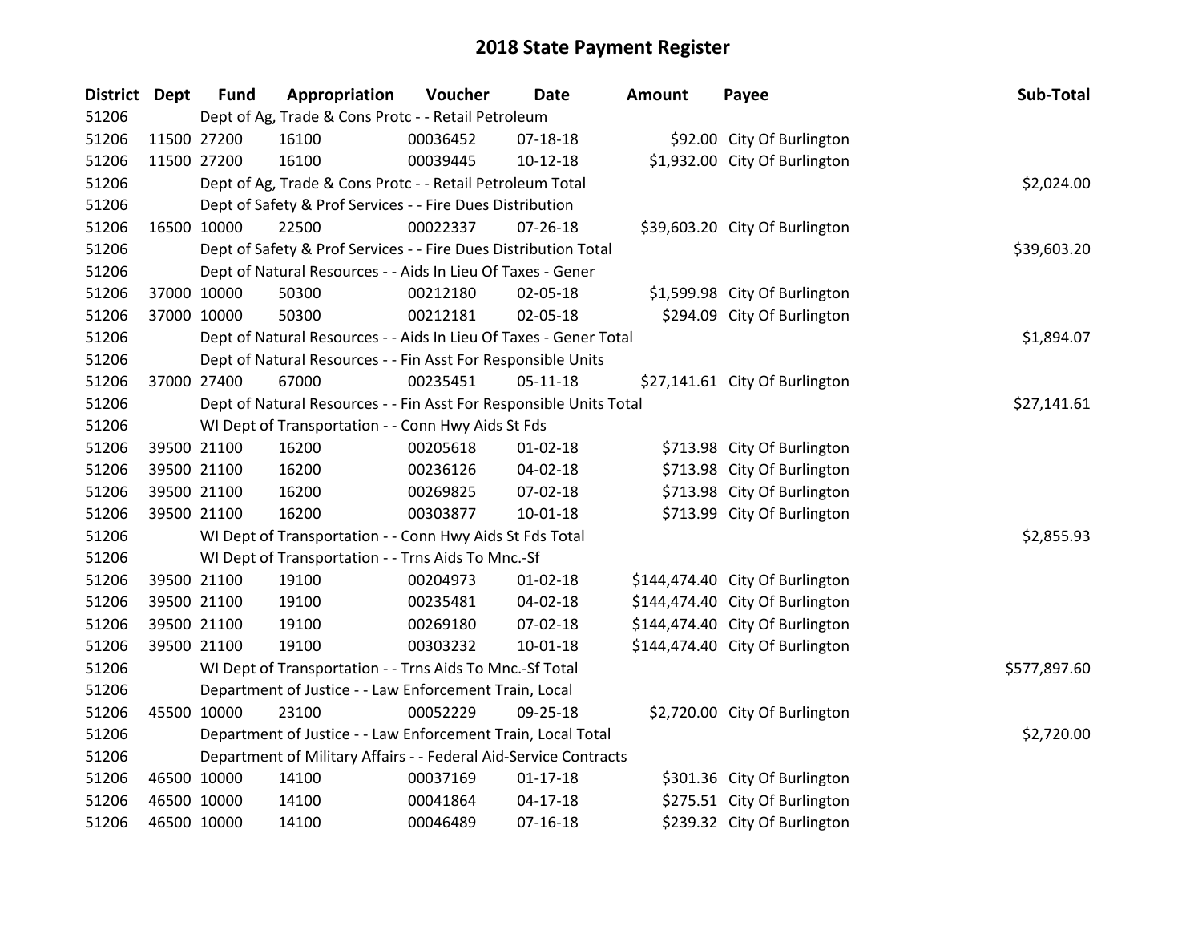# 2018 State Payment Register

| District | Dept | Fund | Appropriation | Voucher | Date | Amount | Payee | Sub-Total |
|---|---|---|---|---|---|---|---|---|
| 51206 | Dept of Ag, Trade & Cons Protc - - Retail Petroleum | | | | | | | |
| 51206 | 11500 | 27200 | 16100 | 00036452 | 07-18-18 | $92.00 | City Of Burlington | |
| 51206 | 11500 | 27200 | 16100 | 00039445 | 10-12-18 | $1,932.00 | City Of Burlington | |
| 51206 | Dept of Ag, Trade & Cons Protc - - Retail Petroleum Total | | | | | | | $2,024.00 |
| 51206 | Dept of Safety & Prof Services - - Fire Dues Distribution | | | | | | | |
| 51206 | 16500 | 10000 | 22500 | 00022337 | 07-26-18 | $39,603.20 | City Of Burlington | |
| 51206 | Dept of Safety & Prof Services - - Fire Dues Distribution Total | | | | | | | $39,603.20 |
| 51206 | Dept of Natural Resources - - Aids In Lieu Of Taxes - Gener | | | | | | | |
| 51206 | 37000 | 10000 | 50300 | 00212180 | 02-05-18 | $1,599.98 | City Of Burlington | |
| 51206 | 37000 | 10000 | 50300 | 00212181 | 02-05-18 | $294.09 | City Of Burlington | |
| 51206 | Dept of Natural Resources - - Aids In Lieu Of Taxes - Gener Total | | | | | | | $1,894.07 |
| 51206 | Dept of Natural Resources - - Fin Asst For Responsible Units | | | | | | | |
| 51206 | 37000 | 27400 | 67000 | 00235451 | 05-11-18 | $27,141.61 | City Of Burlington | |
| 51206 | Dept of Natural Resources - - Fin Asst For Responsible Units Total | | | | | | | $27,141.61 |
| 51206 | WI Dept of Transportation - - Conn Hwy Aids St Fds | | | | | | | |
| 51206 | 39500 | 21100 | 16200 | 00205618 | 01-02-18 | $713.98 | City Of Burlington | |
| 51206 | 39500 | 21100 | 16200 | 00236126 | 04-02-18 | $713.98 | City Of Burlington | |
| 51206 | 39500 | 21100 | 16200 | 00269825 | 07-02-18 | $713.98 | City Of Burlington | |
| 51206 | 39500 | 21100 | 16200 | 00303877 | 10-01-18 | $713.99 | City Of Burlington | |
| 51206 | WI Dept of Transportation - - Conn Hwy Aids St Fds Total | | | | | | | $2,855.93 |
| 51206 | WI Dept of Transportation - - Trns Aids To Mnc.-Sf | | | | | | | |
| 51206 | 39500 | 21100 | 19100 | 00204973 | 01-02-18 | $144,474.40 | City Of Burlington | |
| 51206 | 39500 | 21100 | 19100 | 00235481 | 04-02-18 | $144,474.40 | City Of Burlington | |
| 51206 | 39500 | 21100 | 19100 | 00269180 | 07-02-18 | $144,474.40 | City Of Burlington | |
| 51206 | 39500 | 21100 | 19100 | 00303232 | 10-01-18 | $144,474.40 | City Of Burlington | |
| 51206 | WI Dept of Transportation - - Trns Aids To Mnc.-Sf Total | | | | | | | $577,897.60 |
| 51206 | Department of Justice - - Law Enforcement Train, Local | | | | | | | |
| 51206 | 45500 | 10000 | 23100 | 00052229 | 09-25-18 | $2,720.00 | City Of Burlington | |
| 51206 | Department of Justice - - Law Enforcement Train, Local Total | | | | | | | $2,720.00 |
| 51206 | Department of Military Affairs - - Federal Aid-Service Contracts | | | | | | | |
| 51206 | 46500 | 10000 | 14100 | 00037169 | 01-17-18 | $301.36 | City Of Burlington | |
| 51206 | 46500 | 10000 | 14100 | 00041864 | 04-17-18 | $275.51 | City Of Burlington | |
| 51206 | 46500 | 10000 | 14100 | 00046489 | 07-16-18 | $239.32 | City Of Burlington | |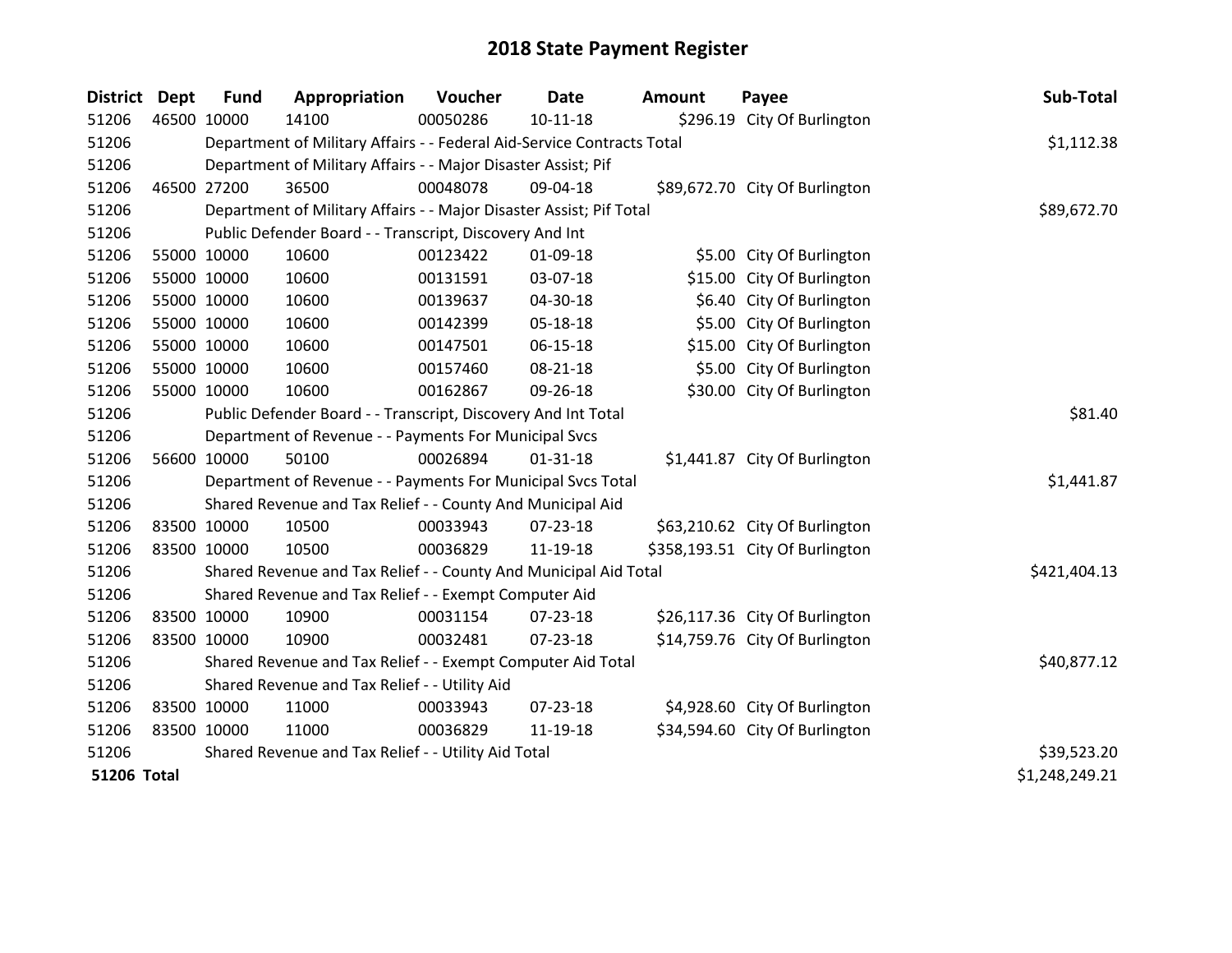# 2018 State Payment Register

| District | Dept | Fund | Appropriation | Voucher | Date | Amount | Payee | Sub-Total |
|---|---|---|---|---|---|---|---|---|
| 51206 | 46500 | 10000 | 14100 | 00050286 | 10-11-18 | $296.19 | City Of Burlington | |
| 51206 | | Department of Military Affairs - - Federal Aid-Service Contracts Total | | | | | | $1,112.38 |
| 51206 | | Department of Military Affairs - - Major Disaster Assist; Pif | | | | | | |
| 51206 | 46500 | 27200 | 36500 | 00048078 | 09-04-18 | $89,672.70 | City Of Burlington | |
| 51206 | | Department of Military Affairs - - Major Disaster Assist; Pif Total | | | | | | $89,672.70 |
| 51206 | | Public Defender Board - - Transcript, Discovery And Int | | | | | | |
| 51206 | 55000 | 10000 | 10600 | 00123422 | 01-09-18 | $5.00 | City Of Burlington | |
| 51206 | 55000 | 10000 | 10600 | 00131591 | 03-07-18 | $15.00 | City Of Burlington | |
| 51206 | 55000 | 10000 | 10600 | 00139637 | 04-30-18 | $6.40 | City Of Burlington | |
| 51206 | 55000 | 10000 | 10600 | 00142399 | 05-18-18 | $5.00 | City Of Burlington | |
| 51206 | 55000 | 10000 | 10600 | 00147501 | 06-15-18 | $15.00 | City Of Burlington | |
| 51206 | 55000 | 10000 | 10600 | 00157460 | 08-21-18 | $5.00 | City Of Burlington | |
| 51206 | 55000 | 10000 | 10600 | 00162867 | 09-26-18 | $30.00 | City Of Burlington | |
| 51206 | | Public Defender Board - - Transcript, Discovery And Int Total | | | | | | $81.40 |
| 51206 | | Department of Revenue - - Payments For Municipal Svcs | | | | | | |
| 51206 | 56600 | 10000 | 50100 | 00026894 | 01-31-18 | $1,441.87 | City Of Burlington | |
| 51206 | | Department of Revenue - - Payments For Municipal Svcs Total | | | | | | $1,441.87 |
| 51206 | | Shared Revenue and Tax Relief - - County And Municipal Aid | | | | | | |
| 51206 | 83500 | 10000 | 10500 | 00033943 | 07-23-18 | $63,210.62 | City Of Burlington | |
| 51206 | 83500 | 10000 | 10500 | 00036829 | 11-19-18 | $358,193.51 | City Of Burlington | |
| 51206 | | Shared Revenue and Tax Relief - - County And Municipal Aid Total | | | | | | $421,404.13 |
| 51206 | | Shared Revenue and Tax Relief - - Exempt Computer Aid | | | | | | |
| 51206 | 83500 | 10000 | 10900 | 00031154 | 07-23-18 | $26,117.36 | City Of Burlington | |
| 51206 | 83500 | 10000 | 10900 | 00032481 | 07-23-18 | $14,759.76 | City Of Burlington | |
| 51206 | | Shared Revenue and Tax Relief - - Exempt Computer Aid Total | | | | | | $40,877.12 |
| 51206 | | Shared Revenue and Tax Relief - - Utility Aid | | | | | | |
| 51206 | 83500 | 10000 | 11000 | 00033943 | 07-23-18 | $4,928.60 | City Of Burlington | |
| 51206 | 83500 | 10000 | 11000 | 00036829 | 11-19-18 | $34,594.60 | City Of Burlington | |
| 51206 | | Shared Revenue and Tax Relief - - Utility Aid Total | | | | | | $39,523.20 |
| **51206 Total** | | | | | | | | $1,248,249.21 |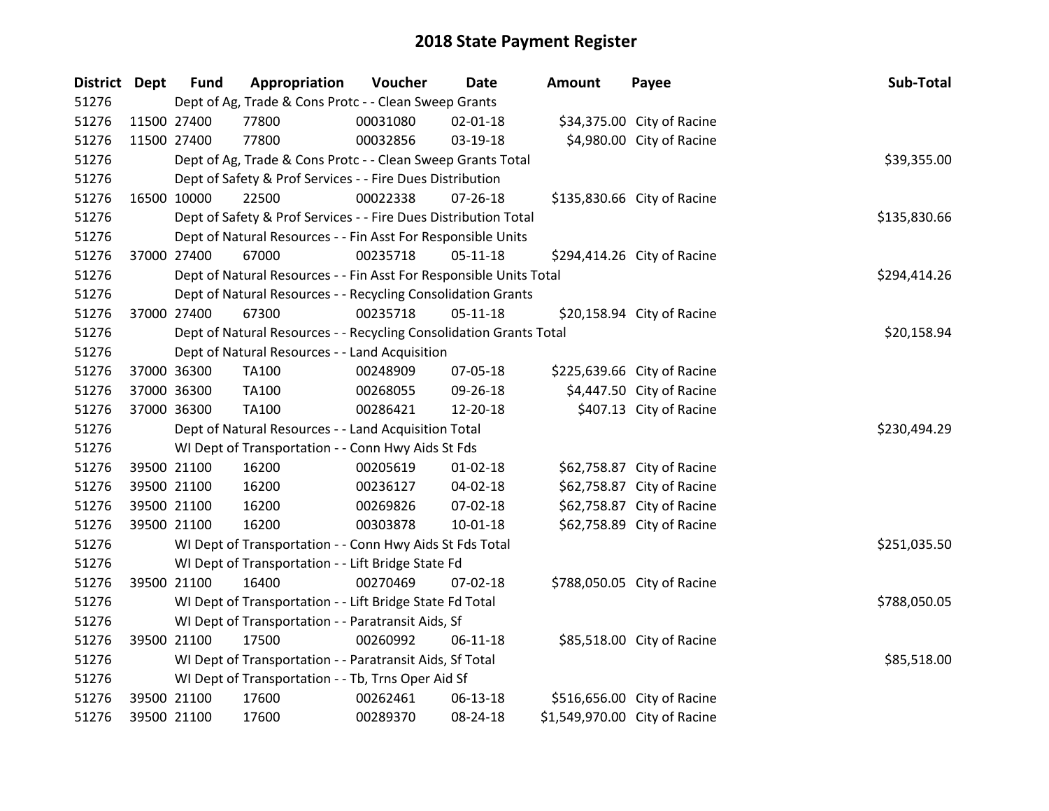# 2018 State Payment Register

| District | Dept | Fund | Appropriation | Voucher | Date | Amount | Payee | Sub-Total |
|---|---|---|---|---|---|---|---|---|
| 51276 | | Dept of Ag, Trade & Cons Protc - - Clean Sweep Grants | | | | | | |
| 51276 | 11500 | 27400 | 77800 | 00031080 | 02-01-18 | $34,375.00 | City of Racine | |
| 51276 | 11500 | 27400 | 77800 | 00032856 | 03-19-18 | $4,980.00 | City of Racine | |
| 51276 | | Dept of Ag, Trade & Cons Protc - - Clean Sweep Grants Total | | | | | | $39,355.00 |
| 51276 | | Dept of Safety & Prof Services - - Fire Dues Distribution | | | | | | |
| 51276 | 16500 | 10000 | 22500 | 00022338 | 07-26-18 | $135,830.66 | City of Racine | |
| 51276 | | Dept of Safety & Prof Services - - Fire Dues Distribution Total | | | | | | $135,830.66 |
| 51276 | | Dept of Natural Resources - - Fin Asst For Responsible Units | | | | | | |
| 51276 | 37000 | 27400 | 67000 | 00235718 | 05-11-18 | $294,414.26 | City of Racine | |
| 51276 | | Dept of Natural Resources - - Fin Asst For Responsible Units Total | | | | | | $294,414.26 |
| 51276 | | Dept of Natural Resources - - Recycling Consolidation Grants | | | | | | |
| 51276 | 37000 | 27400 | 67300 | 00235718 | 05-11-18 | $20,158.94 | City of Racine | |
| 51276 | | Dept of Natural Resources - - Recycling Consolidation Grants Total | | | | | | $20,158.94 |
| 51276 | | Dept of Natural Resources - - Land Acquisition | | | | | | |
| 51276 | 37000 | 36300 | TA100 | 00248909 | 07-05-18 | $225,639.66 | City of Racine | |
| 51276 | 37000 | 36300 | TA100 | 00268055 | 09-26-18 | $4,447.50 | City of Racine | |
| 51276 | 37000 | 36300 | TA100 | 00286421 | 12-20-18 | $407.13 | City of Racine | |
| 51276 | | Dept of Natural Resources - - Land Acquisition Total | | | | | | $230,494.29 |
| 51276 | | WI Dept of Transportation - - Conn Hwy Aids St Fds | | | | | | |
| 51276 | 39500 | 21100 | 16200 | 00205619 | 01-02-18 | $62,758.87 | City of Racine | |
| 51276 | 39500 | 21100 | 16200 | 00236127 | 04-02-18 | $62,758.87 | City of Racine | |
| 51276 | 39500 | 21100 | 16200 | 00269826 | 07-02-18 | $62,758.87 | City of Racine | |
| 51276 | 39500 | 21100 | 16200 | 00303878 | 10-01-18 | $62,758.89 | City of Racine | |
| 51276 | | WI Dept of Transportation - - Conn Hwy Aids St Fds Total | | | | | | $251,035.50 |
| 51276 | | WI Dept of Transportation - - Lift Bridge State Fd | | | | | | |
| 51276 | 39500 | 21100 | 16400 | 00270469 | 07-02-18 | $788,050.05 | City of Racine | |
| 51276 | | WI Dept of Transportation - - Lift Bridge State Fd Total | | | | | | $788,050.05 |
| 51276 | | WI Dept of Transportation - - Paratransit Aids, Sf | | | | | | |
| 51276 | 39500 | 21100 | 17500 | 00260992 | 06-11-18 | $85,518.00 | City of Racine | |
| 51276 | | WI Dept of Transportation - - Paratransit Aids, Sf Total | | | | | | $85,518.00 |
| 51276 | | WI Dept of Transportation - - Tb, Trns Oper Aid Sf | | | | | | |
| 51276 | 39500 | 21100 | 17600 | 00262461 | 06-13-18 | $516,656.00 | City of Racine | |
| 51276 | 39500 | 21100 | 17600 | 00289370 | 08-24-18 | $1,549,970.00 | City of Racine | |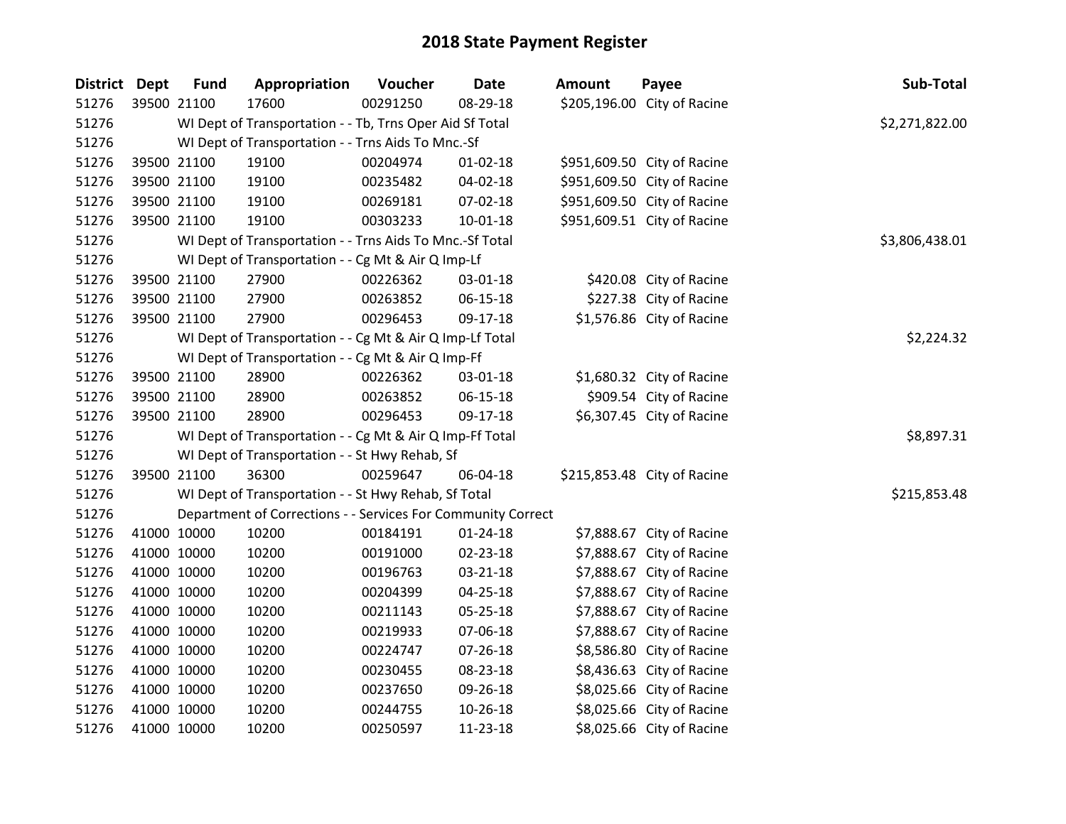# 2018 State Payment Register

| District | Dept | Fund | Appropriation | Voucher | Date | Amount | Payee | Sub-Total |
|---|---|---|---|---|---|---|---|---|
| 51276 | 39500 | 21100 | 17600 | 00291250 | 08-29-18 | $205,196.00 | City of Racine | |
| 51276 | | WI Dept of Transportation - - Tb, Trns Oper Aid Sf Total | | | | | | $2,271,822.00 |
| 51276 | | WI Dept of Transportation - - Trns Aids To Mnc.-Sf | | | | | | |
| 51276 | 39500 | 21100 | 19100 | 00204974 | 01-02-18 | $951,609.50 | City of Racine | |
| 51276 | 39500 | 21100 | 19100 | 00235482 | 04-02-18 | $951,609.50 | City of Racine | |
| 51276 | 39500 | 21100 | 19100 | 00269181 | 07-02-18 | $951,609.50 | City of Racine | |
| 51276 | 39500 | 21100 | 19100 | 00303233 | 10-01-18 | $951,609.51 | City of Racine | |
| 51276 | | WI Dept of Transportation - - Trns Aids To Mnc.-Sf Total | | | | | | $3,806,438.01 |
| 51276 | | WI Dept of Transportation - - Cg Mt & Air Q Imp-Lf | | | | | | |
| 51276 | 39500 | 21100 | 27900 | 00226362 | 03-01-18 | $420.08 | City of Racine | |
| 51276 | 39500 | 21100 | 27900 | 00263852 | 06-15-18 | $227.38 | City of Racine | |
| 51276 | 39500 | 21100 | 27900 | 00296453 | 09-17-18 | $1,576.86 | City of Racine | |
| 51276 | | WI Dept of Transportation - - Cg Mt & Air Q Imp-Lf Total | | | | | | $2,224.32 |
| 51276 | | WI Dept of Transportation - - Cg Mt & Air Q Imp-Ff | | | | | | |
| 51276 | 39500 | 21100 | 28900 | 00226362 | 03-01-18 | $1,680.32 | City of Racine | |
| 51276 | 39500 | 21100 | 28900 | 00263852 | 06-15-18 | $909.54 | City of Racine | |
| 51276 | 39500 | 21100 | 28900 | 00296453 | 09-17-18 | $6,307.45 | City of Racine | |
| 51276 | | WI Dept of Transportation - - Cg Mt & Air Q Imp-Ff Total | | | | | | $8,897.31 |
| 51276 | | WI Dept of Transportation - - St Hwy Rehab, Sf | | | | | | |
| 51276 | 39500 | 21100 | 36300 | 00259647 | 06-04-18 | $215,853.48 | City of Racine | |
| 51276 | | WI Dept of Transportation - - St Hwy Rehab, Sf Total | | | | | | $215,853.48 |
| 51276 | | Department of Corrections - - Services For Community Correct | | | | | | |
| 51276 | 41000 | 10000 | 10200 | 00184191 | 01-24-18 | $7,888.67 | City of Racine | |
| 51276 | 41000 | 10000 | 10200 | 00191000 | 02-23-18 | $7,888.67 | City of Racine | |
| 51276 | 41000 | 10000 | 10200 | 00196763 | 03-21-18 | $7,888.67 | City of Racine | |
| 51276 | 41000 | 10000 | 10200 | 00204399 | 04-25-18 | $7,888.67 | City of Racine | |
| 51276 | 41000 | 10000 | 10200 | 00211143 | 05-25-18 | $7,888.67 | City of Racine | |
| 51276 | 41000 | 10000 | 10200 | 00219933 | 07-06-18 | $7,888.67 | City of Racine | |
| 51276 | 41000 | 10000 | 10200 | 00224747 | 07-26-18 | $8,586.80 | City of Racine | |
| 51276 | 41000 | 10000 | 10200 | 00230455 | 08-23-18 | $8,436.63 | City of Racine | |
| 51276 | 41000 | 10000 | 10200 | 00237650 | 09-26-18 | $8,025.66 | City of Racine | |
| 51276 | 41000 | 10000 | 10200 | 00244755 | 10-26-18 | $8,025.66 | City of Racine | |
| 51276 | 41000 | 10000 | 10200 | 00250597 | 11-23-18 | $8,025.66 | City of Racine | |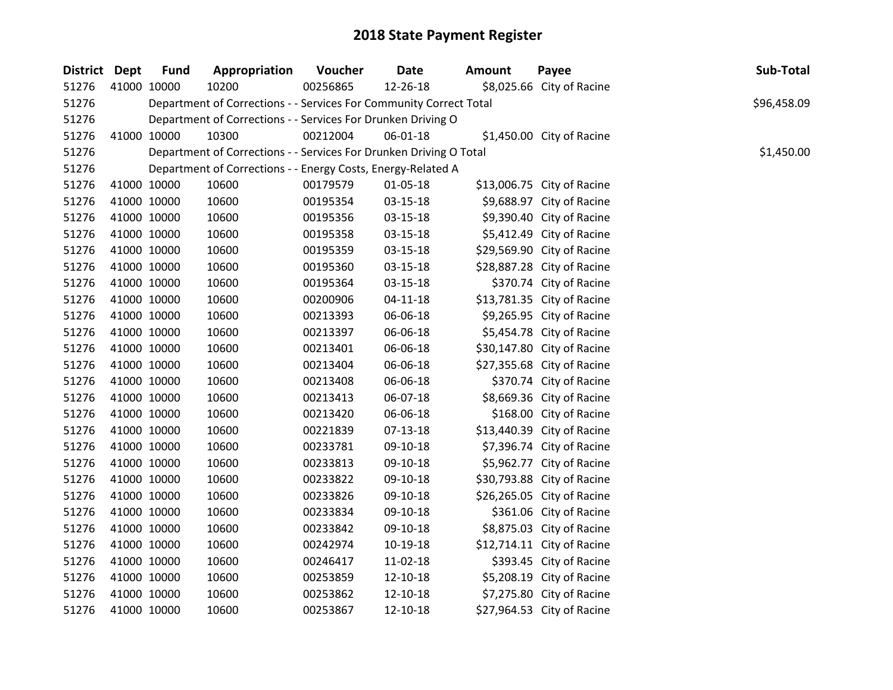# 2018 State Payment Register

| District | Dept | Fund | Appropriation | Voucher | Date | Amount | Payee | Sub-Total |
|---|---|---|---|---|---|---|---|---|
| 51276 | 41000 | 10000 | 10200 | 00256865 | 12-26-18 | $8,025.66 | City of Racine | |
| 51276 | | Department of Corrections - - Services For Community Correct Total | | | | | | $96,458.09 |
| 51276 | | Department of Corrections - - Services For Drunken Driving O | | | | | | |
| 51276 | 41000 | 10000 | 10300 | 00212004 | 06-01-18 | $1,450.00 | City of Racine | |
| 51276 | | Department of Corrections - - Services For Drunken Driving O Total | | | | | | $1,450.00 |
| 51276 | | Department of Corrections - - Energy Costs, Energy-Related A | | | | | | |
| 51276 | 41000 | 10000 | 10600 | 00179579 | 01-05-18 | $13,006.75 | City of Racine | |
| 51276 | 41000 | 10000 | 10600 | 00195354 | 03-15-18 | $9,688.97 | City of Racine | |
| 51276 | 41000 | 10000 | 10600 | 00195356 | 03-15-18 | $9,390.40 | City of Racine | |
| 51276 | 41000 | 10000 | 10600 | 00195358 | 03-15-18 | $5,412.49 | City of Racine | |
| 51276 | 41000 | 10000 | 10600 | 00195359 | 03-15-18 | $29,569.90 | City of Racine | |
| 51276 | 41000 | 10000 | 10600 | 00195360 | 03-15-18 | $28,887.28 | City of Racine | |
| 51276 | 41000 | 10000 | 10600 | 00195364 | 03-15-18 | $370.74 | City of Racine | |
| 51276 | 41000 | 10000 | 10600 | 00200906 | 04-11-18 | $13,781.35 | City of Racine | |
| 51276 | 41000 | 10000 | 10600 | 00213393 | 06-06-18 | $9,265.95 | City of Racine | |
| 51276 | 41000 | 10000 | 10600 | 00213397 | 06-06-18 | $5,454.78 | City of Racine | |
| 51276 | 41000 | 10000 | 10600 | 00213401 | 06-06-18 | $30,147.80 | City of Racine | |
| 51276 | 41000 | 10000 | 10600 | 00213404 | 06-06-18 | $27,355.68 | City of Racine | |
| 51276 | 41000 | 10000 | 10600 | 00213408 | 06-06-18 | $370.74 | City of Racine | |
| 51276 | 41000 | 10000 | 10600 | 00213413 | 06-07-18 | $8,669.36 | City of Racine | |
| 51276 | 41000 | 10000 | 10600 | 00213420 | 06-06-18 | $168.00 | City of Racine | |
| 51276 | 41000 | 10000 | 10600 | 00221839 | 07-13-18 | $13,440.39 | City of Racine | |
| 51276 | 41000 | 10000 | 10600 | 00233781 | 09-10-18 | $7,396.74 | City of Racine | |
| 51276 | 41000 | 10000 | 10600 | 00233813 | 09-10-18 | $5,962.77 | City of Racine | |
| 51276 | 41000 | 10000 | 10600 | 00233822 | 09-10-18 | $30,793.88 | City of Racine | |
| 51276 | 41000 | 10000 | 10600 | 00233826 | 09-10-18 | $26,265.05 | City of Racine | |
| 51276 | 41000 | 10000 | 10600 | 00233834 | 09-10-18 | $361.06 | City of Racine | |
| 51276 | 41000 | 10000 | 10600 | 00233842 | 09-10-18 | $8,875.03 | City of Racine | |
| 51276 | 41000 | 10000 | 10600 | 00242974 | 10-19-18 | $12,714.11 | City of Racine | |
| 51276 | 41000 | 10000 | 10600 | 00246417 | 11-02-18 | $393.45 | City of Racine | |
| 51276 | 41000 | 10000 | 10600 | 00253859 | 12-10-18 | $5,208.19 | City of Racine | |
| 51276 | 41000 | 10000 | 10600 | 00253862 | 12-10-18 | $7,275.80 | City of Racine | |
| 51276 | 41000 | 10000 | 10600 | 00253867 | 12-10-18 | $27,964.53 | City of Racine | |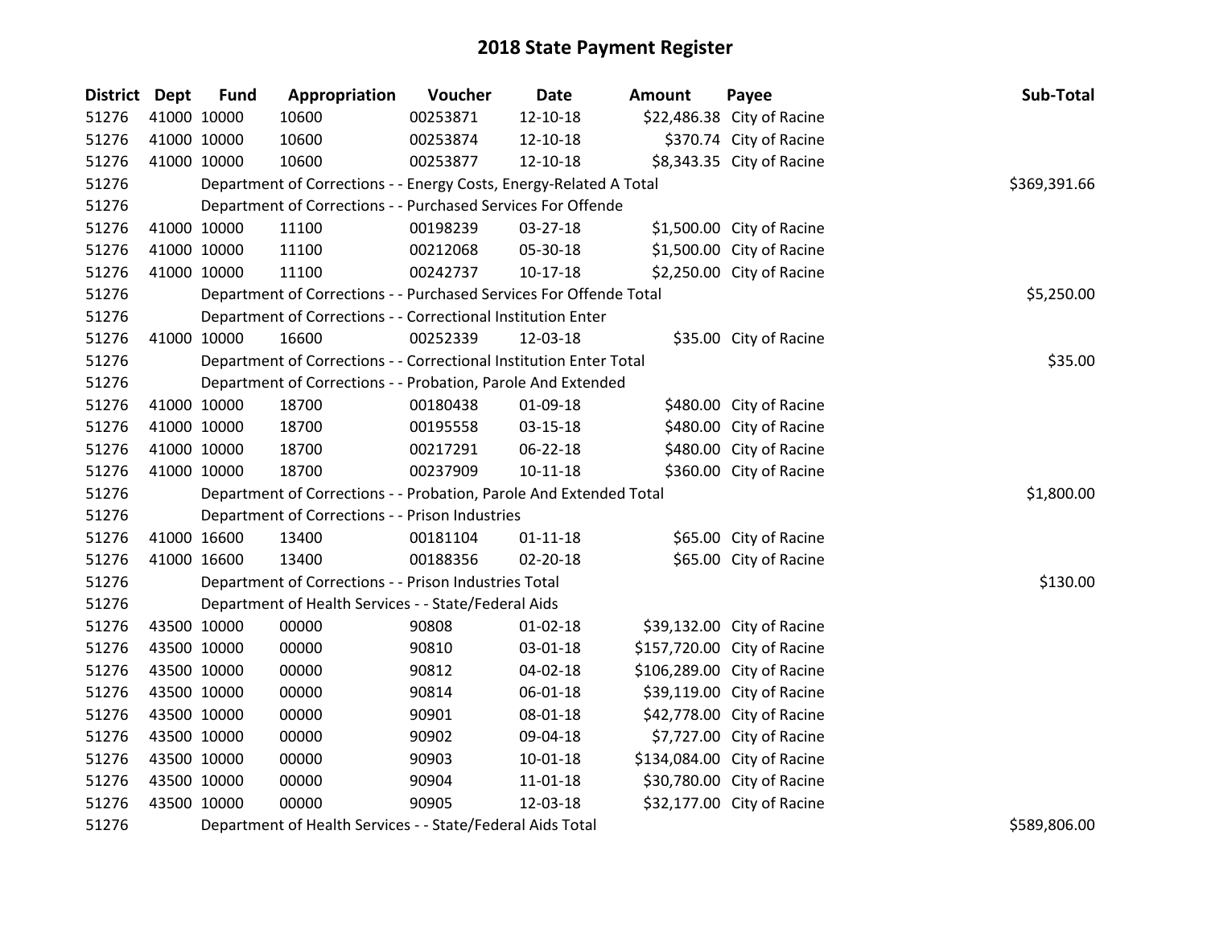# 2018 State Payment Register

| District | Dept | Fund | Appropriation | Voucher | Date | Amount | Payee | Sub-Total |
|---|---|---|---|---|---|---|---|---|
| 51276 | 41000 | 10000 | 10600 | 00253871 | 12-10-18 | $22,486.38 | City of Racine | |
| 51276 | 41000 | 10000 | 10600 | 00253874 | 12-10-18 | $370.74 | City of Racine | |
| 51276 | 41000 | 10000 | 10600 | 00253877 | 12-10-18 | $8,343.35 | City of Racine | |
| 51276 | | | Department of Corrections - - Energy Costs, Energy-Related A Total | | | | | $369,391.66 |
| 51276 | | | Department of Corrections - - Purchased Services For Offende | | | | | |
| 51276 | 41000 | 10000 | 11100 | 00198239 | 03-27-18 | $1,500.00 | City of Racine | |
| 51276 | 41000 | 10000 | 11100 | 00212068 | 05-30-18 | $1,500.00 | City of Racine | |
| 51276 | 41000 | 10000 | 11100 | 00242737 | 10-17-18 | $2,250.00 | City of Racine | |
| 51276 | | | Department of Corrections - - Purchased Services For Offende Total | | | | | $5,250.00 |
| 51276 | | | Department of Corrections - - Correctional Institution Enter | | | | | |
| 51276 | 41000 | 10000 | 16600 | 00252339 | 12-03-18 | $35.00 | City of Racine | |
| 51276 | | | Department of Corrections - - Correctional Institution Enter Total | | | | | $35.00 |
| 51276 | | | Department of Corrections - - Probation, Parole And Extended | | | | | |
| 51276 | 41000 | 10000 | 18700 | 00180438 | 01-09-18 | $480.00 | City of Racine | |
| 51276 | 41000 | 10000 | 18700 | 00195558 | 03-15-18 | $480.00 | City of Racine | |
| 51276 | 41000 | 10000 | 18700 | 00217291 | 06-22-18 | $480.00 | City of Racine | |
| 51276 | 41000 | 10000 | 18700 | 00237909 | 10-11-18 | $360.00 | City of Racine | |
| 51276 | | | Department of Corrections - - Probation, Parole And Extended Total | | | | | $1,800.00 |
| 51276 | | | Department of Corrections - - Prison Industries | | | | | |
| 51276 | 41000 | 16600 | 13400 | 00181104 | 01-11-18 | $65.00 | City of Racine | |
| 51276 | 41000 | 16600 | 13400 | 00188356 | 02-20-18 | $65.00 | City of Racine | |
| 51276 | | | Department of Corrections - - Prison Industries Total | | | | | $130.00 |
| 51276 | | | Department of Health Services - - State/Federal Aids | | | | | |
| 51276 | 43500 | 10000 | 00000 | 90808 | 01-02-18 | $39,132.00 | City of Racine | |
| 51276 | 43500 | 10000 | 00000 | 90810 | 03-01-18 | $157,720.00 | City of Racine | |
| 51276 | 43500 | 10000 | 00000 | 90812 | 04-02-18 | $106,289.00 | City of Racine | |
| 51276 | 43500 | 10000 | 00000 | 90814 | 06-01-18 | $39,119.00 | City of Racine | |
| 51276 | 43500 | 10000 | 00000 | 90901 | 08-01-18 | $42,778.00 | City of Racine | |
| 51276 | 43500 | 10000 | 00000 | 90902 | 09-04-18 | $7,727.00 | City of Racine | |
| 51276 | 43500 | 10000 | 00000 | 90903 | 10-01-18 | $134,084.00 | City of Racine | |
| 51276 | 43500 | 10000 | 00000 | 90904 | 11-01-18 | $30,780.00 | City of Racine | |
| 51276 | 43500 | 10000 | 00000 | 90905 | 12-03-18 | $32,177.00 | City of Racine | |
| 51276 | | | Department of Health Services - - State/Federal Aids Total | | | | | $589,806.00 |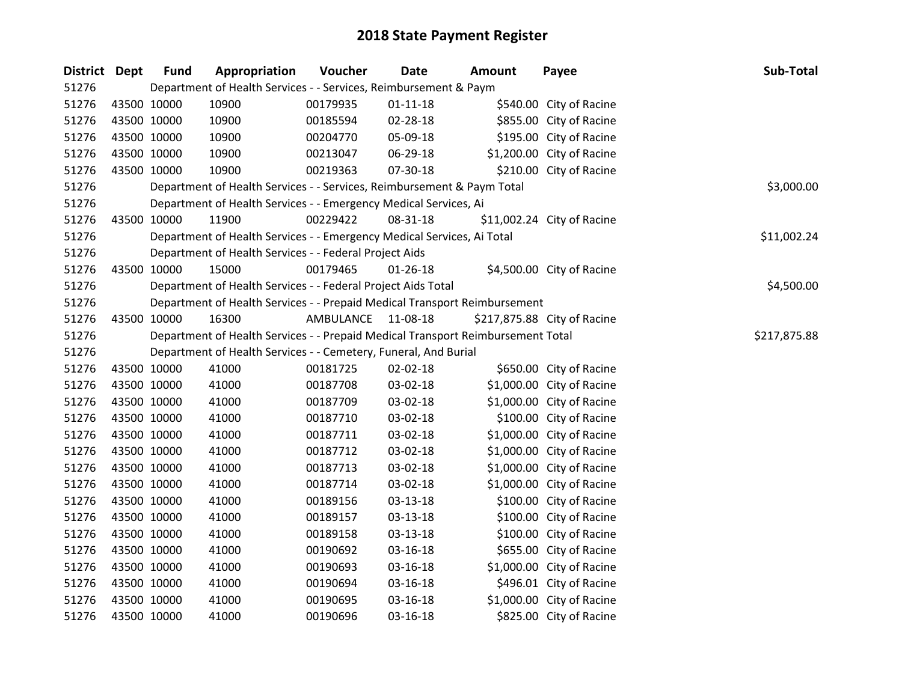# 2018 State Payment Register

| District | Dept | Fund | Appropriation | Voucher | Date | Amount | Payee | Sub-Total |
|---|---|---|---|---|---|---|---|---|
| 51276 | | | Department of Health Services - - Services, Reimbursement & Paym | | | | | |
| 51276 | 43500 | 10000 | 10900 | 00179935 | 01-11-18 | $540.00 | City of Racine | |
| 51276 | 43500 | 10000 | 10900 | 00185594 | 02-28-18 | $855.00 | City of Racine | |
| 51276 | 43500 | 10000 | 10900 | 00204770 | 05-09-18 | $195.00 | City of Racine | |
| 51276 | 43500 | 10000 | 10900 | 00213047 | 06-29-18 | $1,200.00 | City of Racine | |
| 51276 | 43500 | 10000 | 10900 | 00219363 | 07-30-18 | $210.00 | City of Racine | |
| 51276 | | | Department of Health Services - - Services, Reimbursement & Paym Total | | | | | $3,000.00 |
| 51276 | | | Department of Health Services - - Emergency Medical Services, Ai | | | | | |
| 51276 | 43500 | 10000 | 11900 | 00229422 | 08-31-18 | $11,002.24 | City of Racine | |
| 51276 | | | Department of Health Services - - Emergency Medical Services, Ai Total | | | | | $11,002.24 |
| 51276 | | | Department of Health Services - - Federal Project Aids | | | | | |
| 51276 | 43500 | 10000 | 15000 | 00179465 | 01-26-18 | $4,500.00 | City of Racine | |
| 51276 | | | Department of Health Services - - Federal Project Aids Total | | | | | $4,500.00 |
| 51276 | | | Department of Health Services - - Prepaid Medical Transport Reimbursement | | | | | |
| 51276 | 43500 | 10000 | 16300 | AMBULANCE | 11-08-18 | $217,875.88 | City of Racine | |
| 51276 | | | Department of Health Services - - Prepaid Medical Transport Reimbursement Total | | | | | $217,875.88 |
| 51276 | | | Department of Health Services - - Cemetery, Funeral, And Burial | | | | | |
| 51276 | 43500 | 10000 | 41000 | 00181725 | 02-02-18 | $650.00 | City of Racine | |
| 51276 | 43500 | 10000 | 41000 | 00187708 | 03-02-18 | $1,000.00 | City of Racine | |
| 51276 | 43500 | 10000 | 41000 | 00187709 | 03-02-18 | $1,000.00 | City of Racine | |
| 51276 | 43500 | 10000 | 41000 | 00187710 | 03-02-18 | $100.00 | City of Racine | |
| 51276 | 43500 | 10000 | 41000 | 00187711 | 03-02-18 | $1,000.00 | City of Racine | |
| 51276 | 43500 | 10000 | 41000 | 00187712 | 03-02-18 | $1,000.00 | City of Racine | |
| 51276 | 43500 | 10000 | 41000 | 00187713 | 03-02-18 | $1,000.00 | City of Racine | |
| 51276 | 43500 | 10000 | 41000 | 00187714 | 03-02-18 | $1,000.00 | City of Racine | |
| 51276 | 43500 | 10000 | 41000 | 00189156 | 03-13-18 | $100.00 | City of Racine | |
| 51276 | 43500 | 10000 | 41000 | 00189157 | 03-13-18 | $100.00 | City of Racine | |
| 51276 | 43500 | 10000 | 41000 | 00189158 | 03-13-18 | $100.00 | City of Racine | |
| 51276 | 43500 | 10000 | 41000 | 00190692 | 03-16-18 | $655.00 | City of Racine | |
| 51276 | 43500 | 10000 | 41000 | 00190693 | 03-16-18 | $1,000.00 | City of Racine | |
| 51276 | 43500 | 10000 | 41000 | 00190694 | 03-16-18 | $496.01 | City of Racine | |
| 51276 | 43500 | 10000 | 41000 | 00190695 | 03-16-18 | $1,000.00 | City of Racine | |
| 51276 | 43500 | 10000 | 41000 | 00190696 | 03-16-18 | $825.00 | City of Racine | |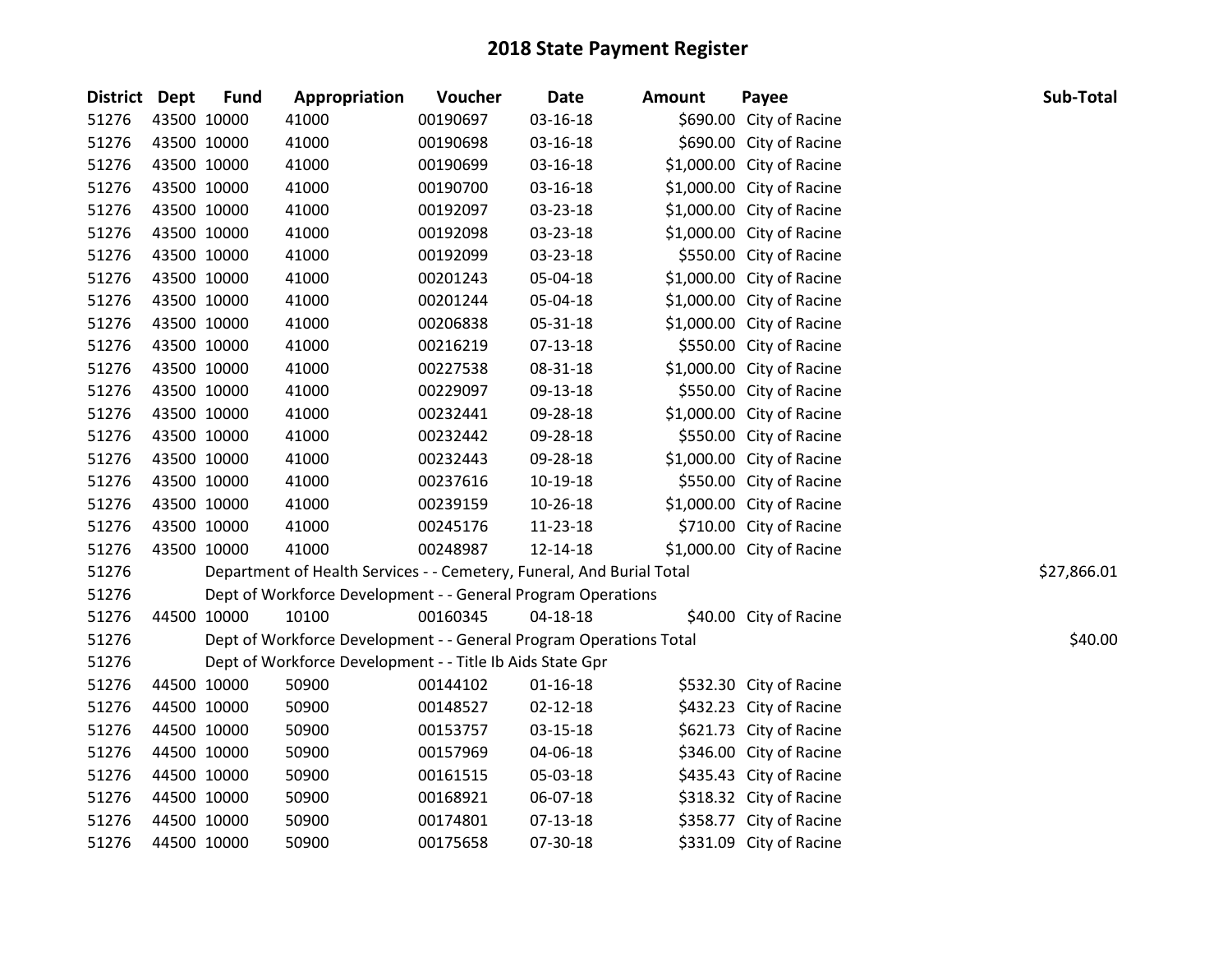# 2018 State Payment Register

| District | Dept | Fund | Appropriation | Voucher | Date | Amount | Payee | Sub-Total |
|---|---|---|---|---|---|---|---|---|
| 51276 | 43500 | 10000 | 41000 | 00190697 | 03-16-18 | $690.00 | City of Racine | |
| 51276 | 43500 | 10000 | 41000 | 00190698 | 03-16-18 | $690.00 | City of Racine | |
| 51276 | 43500 | 10000 | 41000 | 00190699 | 03-16-18 | $1,000.00 | City of Racine | |
| 51276 | 43500 | 10000 | 41000 | 00190700 | 03-16-18 | $1,000.00 | City of Racine | |
| 51276 | 43500 | 10000 | 41000 | 00192097 | 03-23-18 | $1,000.00 | City of Racine | |
| 51276 | 43500 | 10000 | 41000 | 00192098 | 03-23-18 | $1,000.00 | City of Racine | |
| 51276 | 43500 | 10000 | 41000 | 00192099 | 03-23-18 | $550.00 | City of Racine | |
| 51276 | 43500 | 10000 | 41000 | 00201243 | 05-04-18 | $1,000.00 | City of Racine | |
| 51276 | 43500 | 10000 | 41000 | 00201244 | 05-04-18 | $1,000.00 | City of Racine | |
| 51276 | 43500 | 10000 | 41000 | 00206838 | 05-31-18 | $1,000.00 | City of Racine | |
| 51276 | 43500 | 10000 | 41000 | 00216219 | 07-13-18 | $550.00 | City of Racine | |
| 51276 | 43500 | 10000 | 41000 | 00227538 | 08-31-18 | $1,000.00 | City of Racine | |
| 51276 | 43500 | 10000 | 41000 | 00229097 | 09-13-18 | $550.00 | City of Racine | |
| 51276 | 43500 | 10000 | 41000 | 00232441 | 09-28-18 | $1,000.00 | City of Racine | |
| 51276 | 43500 | 10000 | 41000 | 00232442 | 09-28-18 | $550.00 | City of Racine | |
| 51276 | 43500 | 10000 | 41000 | 00232443 | 09-28-18 | $1,000.00 | City of Racine | |
| 51276 | 43500 | 10000 | 41000 | 00237616 | 10-19-18 | $550.00 | City of Racine | |
| 51276 | 43500 | 10000 | 41000 | 00239159 | 10-26-18 | $1,000.00 | City of Racine | |
| 51276 | 43500 | 10000 | 41000 | 00245176 | 11-23-18 | $710.00 | City of Racine | |
| 51276 | 43500 | 10000 | 41000 | 00248987 | 12-14-18 | $1,000.00 | City of Racine | |
| 51276 | | Department of Health Services - - Cemetery, Funeral, And Burial Total | | | | | | $27,866.01 |
| 51276 | | Dept of Workforce Development - - General Program Operations | | | | | | |
| 51276 | 44500 | 10000 | 10100 | 00160345 | 04-18-18 | $40.00 | City of Racine | |
| 51276 | | Dept of Workforce Development - - General Program Operations Total | | | | | | $40.00 |
| 51276 | | Dept of Workforce Development - - Title Ib Aids State Gpr | | | | | | |
| 51276 | 44500 | 10000 | 50900 | 00144102 | 01-16-18 | $532.30 | City of Racine | |
| 51276 | 44500 | 10000 | 50900 | 00148527 | 02-12-18 | $432.23 | City of Racine | |
| 51276 | 44500 | 10000 | 50900 | 00153757 | 03-15-18 | $621.73 | City of Racine | |
| 51276 | 44500 | 10000 | 50900 | 00157969 | 04-06-18 | $346.00 | City of Racine | |
| 51276 | 44500 | 10000 | 50900 | 00161515 | 05-03-18 | $435.43 | City of Racine | |
| 51276 | 44500 | 10000 | 50900 | 00168921 | 06-07-18 | $318.32 | City of Racine | |
| 51276 | 44500 | 10000 | 50900 | 00174801 | 07-13-18 | $358.77 | City of Racine | |
| 51276 | 44500 | 10000 | 50900 | 00175658 | 07-30-18 | $331.09 | City of Racine | |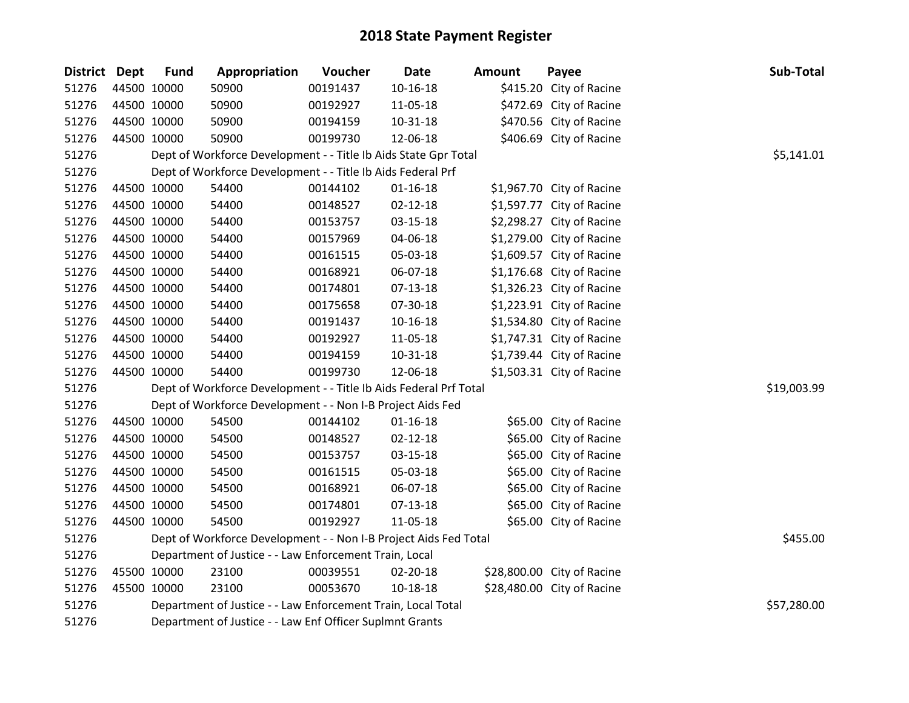# 2018 State Payment Register

| District | Dept | Fund | Appropriation | Voucher | Date | Amount | Payee | Sub-Total |
|---|---|---|---|---|---|---|---|---|
| 51276 | 44500 | 10000 | 50900 | 00191437 | 10-16-18 | $415.20 | City of Racine | |
| 51276 | 44500 | 10000 | 50900 | 00192927 | 11-05-18 | $472.69 | City of Racine | |
| 51276 | 44500 | 10000 | 50900 | 00194159 | 10-31-18 | $470.56 | City of Racine | |
| 51276 | 44500 | 10000 | 50900 | 00199730 | 12-06-18 | $406.69 | City of Racine | |
| 51276 | | Dept of Workforce Development - - Title Ib Aids State Gpr Total | | | | | | $5,141.01 |
| 51276 | | Dept of Workforce Development - - Title Ib Aids Federal Prf | | | | | | |
| 51276 | 44500 | 10000 | 54400 | 00144102 | 01-16-18 | $1,967.70 | City of Racine | |
| 51276 | 44500 | 10000 | 54400 | 00148527 | 02-12-18 | $1,597.77 | City of Racine | |
| 51276 | 44500 | 10000 | 54400 | 00153757 | 03-15-18 | $2,298.27 | City of Racine | |
| 51276 | 44500 | 10000 | 54400 | 00157969 | 04-06-18 | $1,279.00 | City of Racine | |
| 51276 | 44500 | 10000 | 54400 | 00161515 | 05-03-18 | $1,609.57 | City of Racine | |
| 51276 | 44500 | 10000 | 54400 | 00168921 | 06-07-18 | $1,176.68 | City of Racine | |
| 51276 | 44500 | 10000 | 54400 | 00174801 | 07-13-18 | $1,326.23 | City of Racine | |
| 51276 | 44500 | 10000 | 54400 | 00175658 | 07-30-18 | $1,223.91 | City of Racine | |
| 51276 | 44500 | 10000 | 54400 | 00191437 | 10-16-18 | $1,534.80 | City of Racine | |
| 51276 | 44500 | 10000 | 54400 | 00192927 | 11-05-18 | $1,747.31 | City of Racine | |
| 51276 | 44500 | 10000 | 54400 | 00194159 | 10-31-18 | $1,739.44 | City of Racine | |
| 51276 | 44500 | 10000 | 54400 | 00199730 | 12-06-18 | $1,503.31 | City of Racine | |
| 51276 | | Dept of Workforce Development - - Title Ib Aids Federal Prf Total | | | | | | $19,003.99 |
| 51276 | | Dept of Workforce Development - - Non I-B Project Aids Fed | | | | | | |
| 51276 | 44500 | 10000 | 54500 | 00144102 | 01-16-18 | $65.00 | City of Racine | |
| 51276 | 44500 | 10000 | 54500 | 00148527 | 02-12-18 | $65.00 | City of Racine | |
| 51276 | 44500 | 10000 | 54500 | 00153757 | 03-15-18 | $65.00 | City of Racine | |
| 51276 | 44500 | 10000 | 54500 | 00161515 | 05-03-18 | $65.00 | City of Racine | |
| 51276 | 44500 | 10000 | 54500 | 00168921 | 06-07-18 | $65.00 | City of Racine | |
| 51276 | 44500 | 10000 | 54500 | 00174801 | 07-13-18 | $65.00 | City of Racine | |
| 51276 | 44500 | 10000 | 54500 | 00192927 | 11-05-18 | $65.00 | City of Racine | |
| 51276 | | Dept of Workforce Development - - Non I-B Project Aids Fed Total | | | | | | $455.00 |
| 51276 | | Department of Justice - - Law Enforcement Train, Local | | | | | | |
| 51276 | 45500 | 10000 | 23100 | 00039551 | 02-20-18 | $28,800.00 | City of Racine | |
| 51276 | 45500 | 10000 | 23100 | 00053670 | 10-18-18 | $28,480.00 | City of Racine | |
| 51276 | | Department of Justice - - Law Enforcement Train, Local Total | | | | | | $57,280.00 |
| 51276 | | Department of Justice - - Law Enf Officer Suplmnt Grants | | | | | | |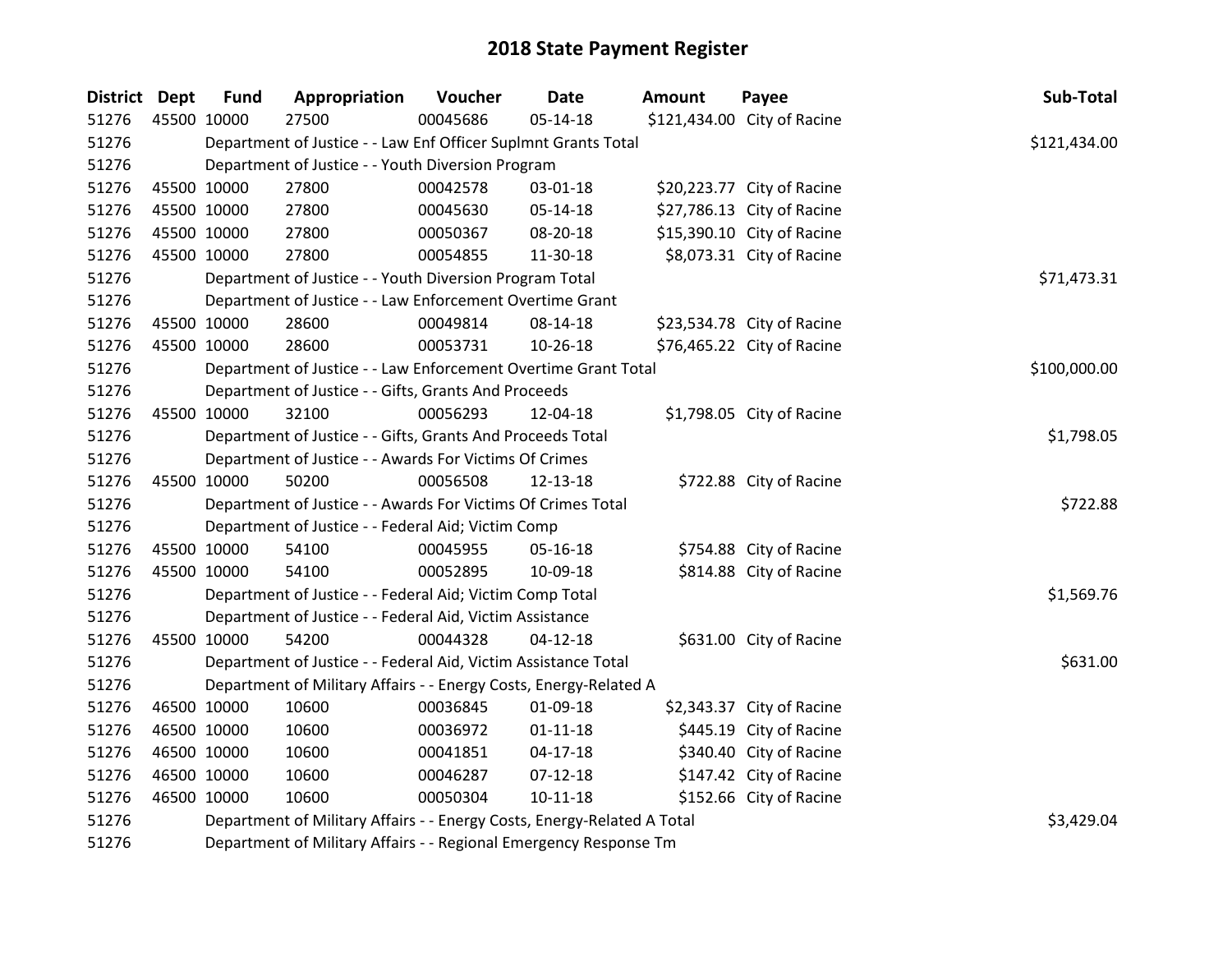# 2018 State Payment Register

| District | Dept | Fund | Appropriation | Voucher | Date | Amount | Payee | Sub-Total |
|---|---|---|---|---|---|---|---|---|
| 51276 | 45500 | 10000 | 27500 | 00045686 | 05-14-18 | $121,434.00 | City of Racine | |
| 51276 | | Department of Justice - - Law Enf Officer Suplmnt Grants Total | | | | | | $121,434.00 |
| 51276 | | Department of Justice - - Youth Diversion Program | | | | | | |
| 51276 | 45500 | 10000 | 27800 | 00042578 | 03-01-18 | $20,223.77 | City of Racine | |
| 51276 | 45500 | 10000 | 27800 | 00045630 | 05-14-18 | $27,786.13 | City of Racine | |
| 51276 | 45500 | 10000 | 27800 | 00050367 | 08-20-18 | $15,390.10 | City of Racine | |
| 51276 | 45500 | 10000 | 27800 | 00054855 | 11-30-18 | $8,073.31 | City of Racine | |
| 51276 | | Department of Justice - - Youth Diversion Program Total | | | | | | $71,473.31 |
| 51276 | | Department of Justice - - Law Enforcement Overtime Grant | | | | | | |
| 51276 | 45500 | 10000 | 28600 | 00049814 | 08-14-18 | $23,534.78 | City of Racine | |
| 51276 | 45500 | 10000 | 28600 | 00053731 | 10-26-18 | $76,465.22 | City of Racine | |
| 51276 | | Department of Justice - - Law Enforcement Overtime Grant Total | | | | | | $100,000.00 |
| 51276 | | Department of Justice - - Gifts, Grants And Proceeds | | | | | | |
| 51276 | 45500 | 10000 | 32100 | 00056293 | 12-04-18 | $1,798.05 | City of Racine | |
| 51276 | | Department of Justice - - Gifts, Grants And Proceeds Total | | | | | | $1,798.05 |
| 51276 | | Department of Justice - - Awards For Victims Of Crimes | | | | | | |
| 51276 | 45500 | 10000 | 50200 | 00056508 | 12-13-18 | $722.88 | City of Racine | |
| 51276 | | Department of Justice - - Awards For Victims Of Crimes Total | | | | | | $722.88 |
| 51276 | | Department of Justice - - Federal Aid; Victim Comp | | | | | | |
| 51276 | 45500 | 10000 | 54100 | 00045955 | 05-16-18 | $754.88 | City of Racine | |
| 51276 | 45500 | 10000 | 54100 | 00052895 | 10-09-18 | $814.88 | City of Racine | |
| 51276 | | Department of Justice - - Federal Aid; Victim Comp Total | | | | | | $1,569.76 |
| 51276 | | Department of Justice - - Federal Aid, Victim Assistance | | | | | | |
| 51276 | 45500 | 10000 | 54200 | 00044328 | 04-12-18 | $631.00 | City of Racine | |
| 51276 | | Department of Justice - - Federal Aid, Victim Assistance Total | | | | | | $631.00 |
| 51276 | | Department of Military Affairs - - Energy Costs, Energy-Related A | | | | | | |
| 51276 | 46500 | 10000 | 10600 | 00036845 | 01-09-18 | $2,343.37 | City of Racine | |
| 51276 | 46500 | 10000 | 10600 | 00036972 | 01-11-18 | $445.19 | City of Racine | |
| 51276 | 46500 | 10000 | 10600 | 00041851 | 04-17-18 | $340.40 | City of Racine | |
| 51276 | 46500 | 10000 | 10600 | 00046287 | 07-12-18 | $147.42 | City of Racine | |
| 51276 | 46500 | 10000 | 10600 | 00050304 | 10-11-18 | $152.66 | City of Racine | |
| 51276 | | Department of Military Affairs - - Energy Costs, Energy-Related A Total | | | | | | $3,429.04 |
| 51276 | | Department of Military Affairs - - Regional Emergency Response Tm | | | | | | |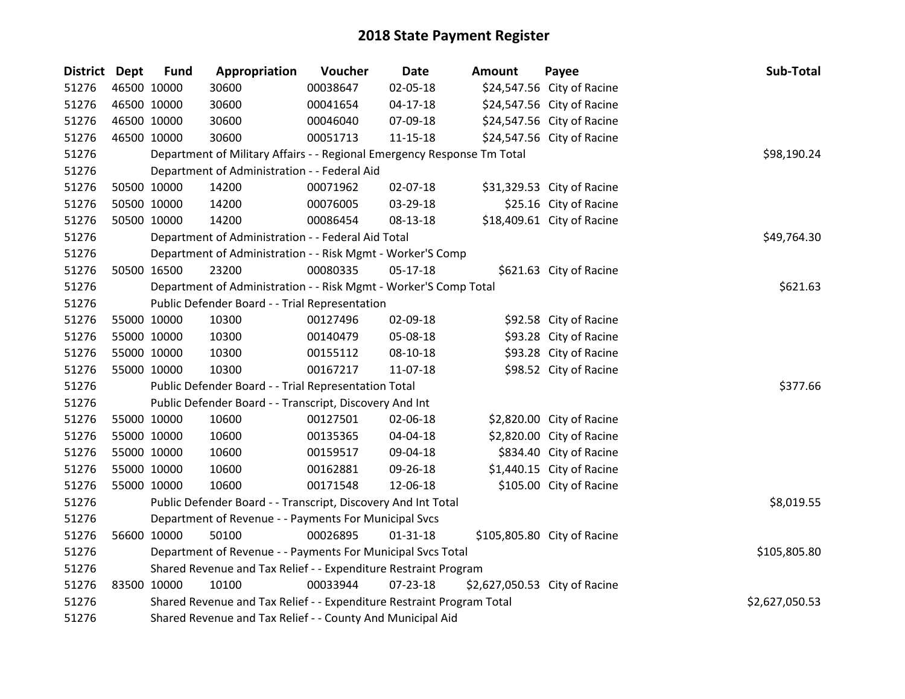# 2018 State Payment Register

| District | Dept | Fund | Appropriation | Voucher | Date | Amount | Payee | Sub-Total |
|---|---|---|---|---|---|---|---|---|
| 51276 | 46500 | 10000 | 30600 | 00038647 | 02-05-18 | $24,547.56 | City of Racine | |
| 51276 | 46500 | 10000 | 30600 | 00041654 | 04-17-18 | $24,547.56 | City of Racine | |
| 51276 | 46500 | 10000 | 30600 | 00046040 | 07-09-18 | $24,547.56 | City of Racine | |
| 51276 | 46500 | 10000 | 30600 | 00051713 | 11-15-18 | $24,547.56 | City of Racine | |
| 51276 | | | Department of Military Affairs - - Regional Emergency Response Tm Total | | | | | $98,190.24 |
| 51276 | | | Department of Administration - - Federal Aid | | | | | |
| 51276 | 50500 | 10000 | 14200 | 00071962 | 02-07-18 | $31,329.53 | City of Racine | |
| 51276 | 50500 | 10000 | 14200 | 00076005 | 03-29-18 | $25.16 | City of Racine | |
| 51276 | 50500 | 10000 | 14200 | 00086454 | 08-13-18 | $18,409.61 | City of Racine | |
| 51276 | | | Department of Administration - - Federal Aid Total | | | | | $49,764.30 |
| 51276 | | | Department of Administration - - Risk Mgmt - Worker'S Comp | | | | | |
| 51276 | 50500 | 16500 | 23200 | 00080335 | 05-17-18 | $621.63 | City of Racine | |
| 51276 | | | Department of Administration - - Risk Mgmt - Worker'S Comp Total | | | | | $621.63 |
| 51276 | | | Public Defender Board - - Trial Representation | | | | | |
| 51276 | 55000 | 10000 | 10300 | 00127496 | 02-09-18 | $92.58 | City of Racine | |
| 51276 | 55000 | 10000 | 10300 | 00140479 | 05-08-18 | $93.28 | City of Racine | |
| 51276 | 55000 | 10000 | 10300 | 00155112 | 08-10-18 | $93.28 | City of Racine | |
| 51276 | 55000 | 10000 | 10300 | 00167217 | 11-07-18 | $98.52 | City of Racine | |
| 51276 | | | Public Defender Board - - Trial Representation Total | | | | | $377.66 |
| 51276 | | | Public Defender Board - - Transcript, Discovery And Int | | | | | |
| 51276 | 55000 | 10000 | 10600 | 00127501 | 02-06-18 | $2,820.00 | City of Racine | |
| 51276 | 55000 | 10000 | 10600 | 00135365 | 04-04-18 | $2,820.00 | City of Racine | |
| 51276 | 55000 | 10000 | 10600 | 00159517 | 09-04-18 | $834.40 | City of Racine | |
| 51276 | 55000 | 10000 | 10600 | 00162881 | 09-26-18 | $1,440.15 | City of Racine | |
| 51276 | 55000 | 10000 | 10600 | 00171548 | 12-06-18 | $105.00 | City of Racine | |
| 51276 | | | Public Defender Board - - Transcript, Discovery And Int Total | | | | | $8,019.55 |
| 51276 | | | Department of Revenue - - Payments For Municipal Svcs | | | | | |
| 51276 | 56600 | 10000 | 50100 | 00026895 | 01-31-18 | $105,805.80 | City of Racine | |
| 51276 | | | Department of Revenue - - Payments For Municipal Svcs Total | | | | | $105,805.80 |
| 51276 | | | Shared Revenue and Tax Relief - - Expenditure Restraint Program | | | | | |
| 51276 | 83500 | 10000 | 10100 | 00033944 | 07-23-18 | $2,627,050.53 | City of Racine | |
| 51276 | | | Shared Revenue and Tax Relief - - Expenditure Restraint Program Total | | | | | $2,627,050.53 |
| 51276 | | | Shared Revenue and Tax Relief - - County And Municipal Aid | | | | | |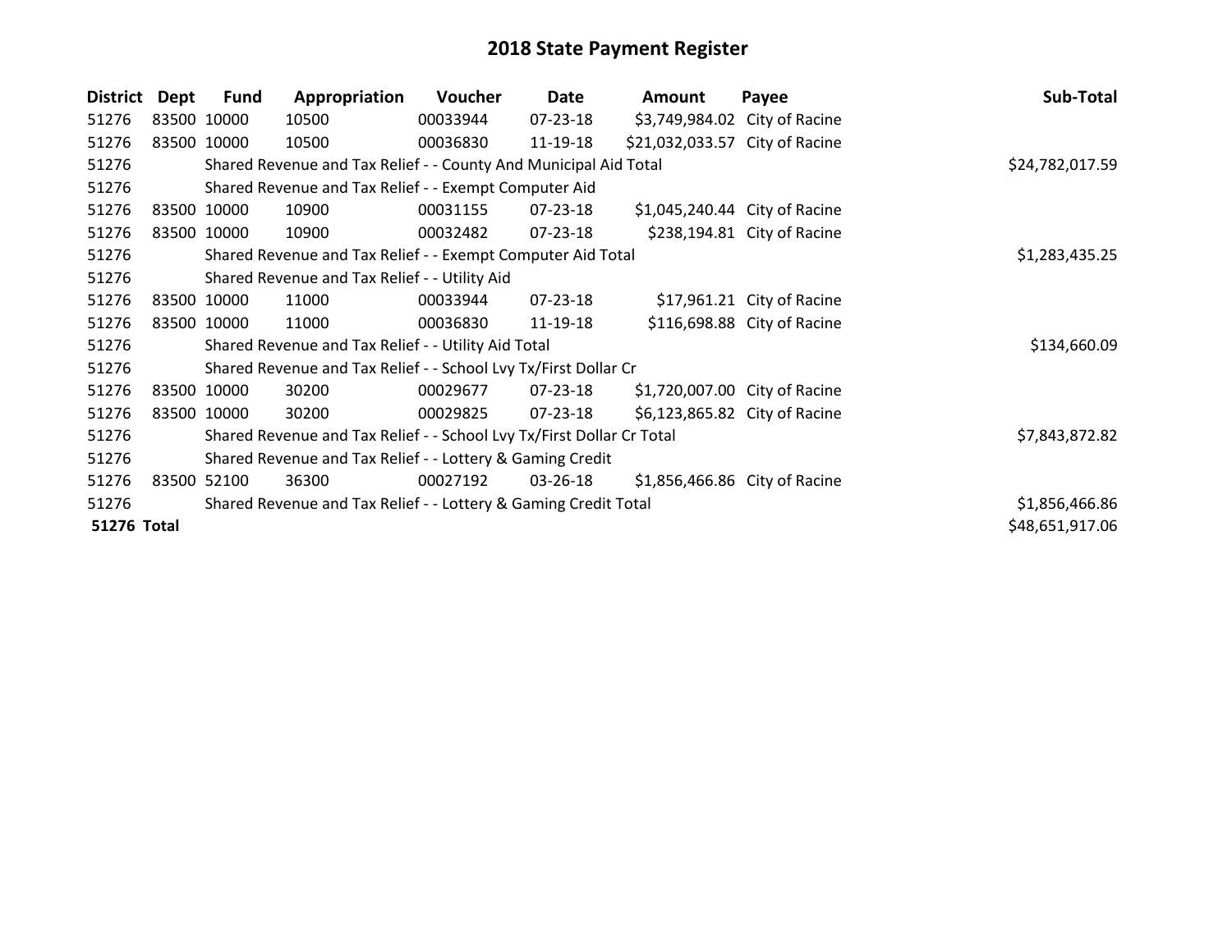# 2018 State Payment Register

| District | Dept | Fund | Appropriation | Voucher | Date | Amount | Payee | Sub-Total |
|---|---|---|---|---|---|---|---|---|
| 51276 | 83500 | 10000 | 10500 | 00033944 | 07-23-18 | $3,749,984.02 | City of Racine | |
| 51276 | 83500 | 10000 | 10500 | 00036830 | 11-19-18 | $21,032,033.57 | City of Racine | |
| 51276 | | Shared Revenue and Tax Relief - - County And Municipal Aid Total | | | | | | $24,782,017.59 |
| 51276 | | Shared Revenue and Tax Relief - - Exempt Computer Aid | | | | | | |
| 51276 | 83500 | 10000 | 10900 | 00031155 | 07-23-18 | $1,045,240.44 | City of Racine | |
| 51276 | 83500 | 10000 | 10900 | 00032482 | 07-23-18 | $238,194.81 | City of Racine | |
| 51276 | | Shared Revenue and Tax Relief - - Exempt Computer Aid Total | | | | | | $1,283,435.25 |
| 51276 | | Shared Revenue and Tax Relief - - Utility Aid | | | | | | |
| 51276 | 83500 | 10000 | 11000 | 00033944 | 07-23-18 | $17,961.21 | City of Racine | |
| 51276 | 83500 | 10000 | 11000 | 00036830 | 11-19-18 | $116,698.88 | City of Racine | |
| 51276 | | Shared Revenue and Tax Relief - - Utility Aid Total | | | | | | $134,660.09 |
| 51276 | | Shared Revenue and Tax Relief - - School Lvy Tx/First Dollar Cr | | | | | | |
| 51276 | 83500 | 10000 | 30200 | 00029677 | 07-23-18 | $1,720,007.00 | City of Racine | |
| 51276 | 83500 | 10000 | 30200 | 00029825 | 07-23-18 | $6,123,865.82 | City of Racine | |
| 51276 | | Shared Revenue and Tax Relief - - School Lvy Tx/First Dollar Cr Total | | | | | | $7,843,872.82 |
| 51276 | | Shared Revenue and Tax Relief - - Lottery & Gaming Credit | | | | | | |
| 51276 | 83500 | 52100 | 36300 | 00027192 | 03-26-18 | $1,856,466.86 | City of Racine | |
| 51276 | | Shared Revenue and Tax Relief - - Lottery & Gaming Credit Total | | | | | | $1,856,466.86 |
| **51276 Total** | | | | | | | | $48,651,917.06 |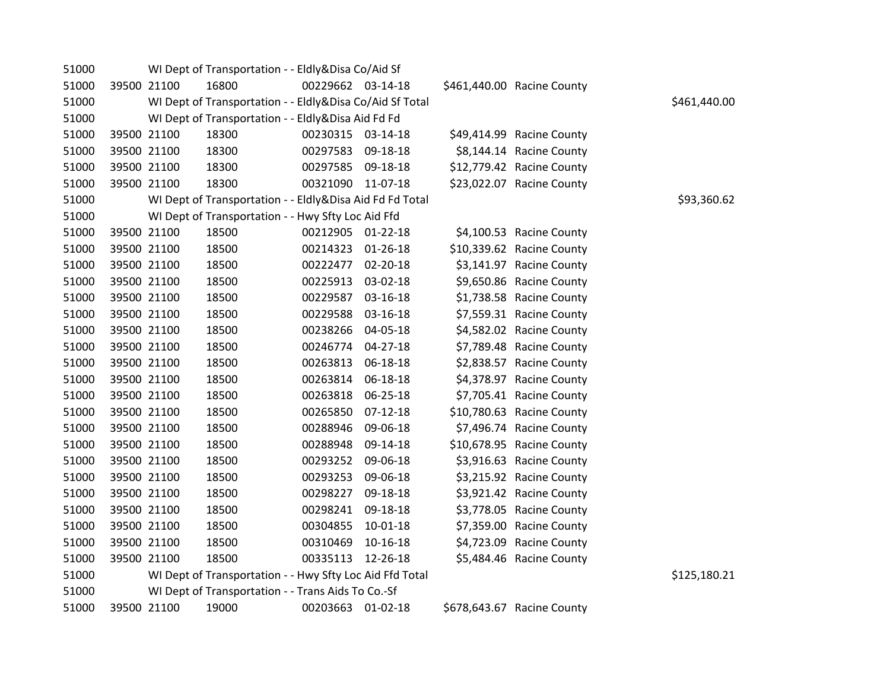| | | | | | | | | |
|---|---|---|---|---|---|---|---|---|
| 51000 | | WI Dept of Transportation - - Eldly&Disa Co/Aid Sf | | | | | | |
| 51000 | 39500 | 21100 | 16800 | 00229662 | 03-14-18 | $461,440.00 | Racine County | |
| 51000 | | WI Dept of Transportation - - Eldly&Disa Co/Aid Sf Total | | | | | | $461,440.00 |
| 51000 | | WI Dept of Transportation - - Eldly&Disa Aid Fd Fd | | | | | | |
| 51000 | 39500 | 21100 | 18300 | 00230315 | 03-14-18 | $49,414.99 | Racine County | |
| 51000 | 39500 | 21100 | 18300 | 00297583 | 09-18-18 | $8,144.14 | Racine County | |
| 51000 | 39500 | 21100 | 18300 | 00297585 | 09-18-18 | $12,779.42 | Racine County | |
| 51000 | 39500 | 21100 | 18300 | 00321090 | 11-07-18 | $23,022.07 | Racine County | |
| 51000 | | WI Dept of Transportation - - Eldly&Disa Aid Fd Fd Total | | | | | | $93,360.62 |
| 51000 | | WI Dept of Transportation - - Hwy Sfty Loc Aid Ffd | | | | | | |
| 51000 | 39500 | 21100 | 18500 | 00212905 | 01-22-18 | $4,100.53 | Racine County | |
| 51000 | 39500 | 21100 | 18500 | 00214323 | 01-26-18 | $10,339.62 | Racine County | |
| 51000 | 39500 | 21100 | 18500 | 00222477 | 02-20-18 | $3,141.97 | Racine County | |
| 51000 | 39500 | 21100 | 18500 | 00225913 | 03-02-18 | $9,650.86 | Racine County | |
| 51000 | 39500 | 21100 | 18500 | 00229587 | 03-16-18 | $1,738.58 | Racine County | |
| 51000 | 39500 | 21100 | 18500 | 00229588 | 03-16-18 | $7,559.31 | Racine County | |
| 51000 | 39500 | 21100 | 18500 | 00238266 | 04-05-18 | $4,582.02 | Racine County | |
| 51000 | 39500 | 21100 | 18500 | 00246774 | 04-27-18 | $7,789.48 | Racine County | |
| 51000 | 39500 | 21100 | 18500 | 00263813 | 06-18-18 | $2,838.57 | Racine County | |
| 51000 | 39500 | 21100 | 18500 | 00263814 | 06-18-18 | $4,378.97 | Racine County | |
| 51000 | 39500 | 21100 | 18500 | 00263818 | 06-25-18 | $7,705.41 | Racine County | |
| 51000 | 39500 | 21100 | 18500 | 00265850 | 07-12-18 | $10,780.63 | Racine County | |
| 51000 | 39500 | 21100 | 18500 | 00288946 | 09-06-18 | $7,496.74 | Racine County | |
| 51000 | 39500 | 21100 | 18500 | 00288948 | 09-14-18 | $10,678.95 | Racine County | |
| 51000 | 39500 | 21100 | 18500 | 00293252 | 09-06-18 | $3,916.63 | Racine County | |
| 51000 | 39500 | 21100 | 18500 | 00293253 | 09-06-18 | $3,215.92 | Racine County | |
| 51000 | 39500 | 21100 | 18500 | 00298227 | 09-18-18 | $3,921.42 | Racine County | |
| 51000 | 39500 | 21100 | 18500 | 00298241 | 09-18-18 | $3,778.05 | Racine County | |
| 51000 | 39500 | 21100 | 18500 | 00304855 | 10-01-18 | $7,359.00 | Racine County | |
| 51000 | 39500 | 21100 | 18500 | 00310469 | 10-16-18 | $4,723.09 | Racine County | |
| 51000 | 39500 | 21100 | 18500 | 00335113 | 12-26-18 | $5,484.46 | Racine County | |
| 51000 | | WI Dept of Transportation - - Hwy Sfty Loc Aid Ffd Total | | | | | | $125,180.21 |
| 51000 | | WI Dept of Transportation - - Trans Aids To Co.-Sf | | | | | | |
| 51000 | 39500 | 21100 | 19000 | 00203663 | 01-02-18 | $678,643.67 | Racine County | |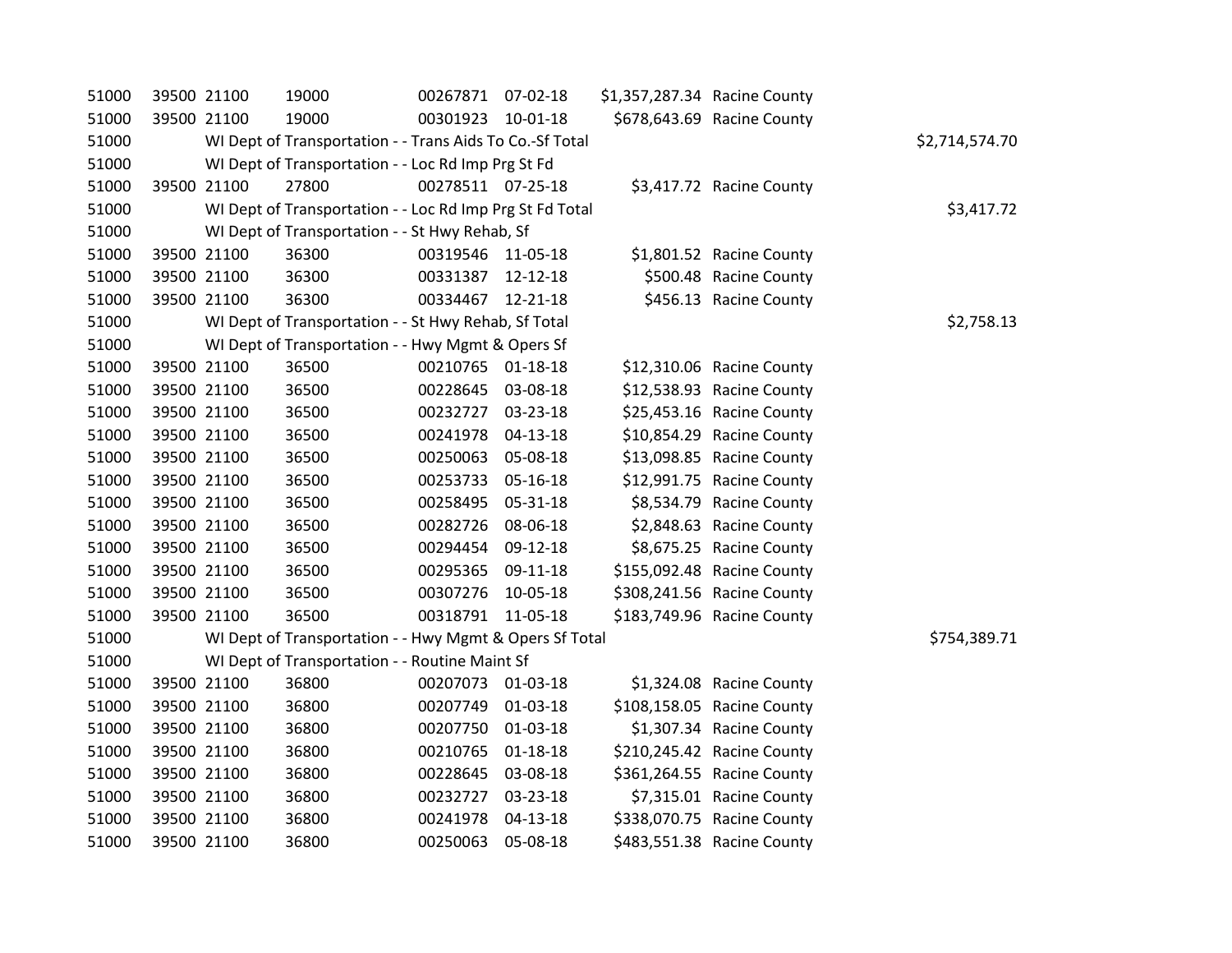| | | | | | | | | |
|---|---|---|---|---|---|---|---|---|
| 51000 | 39500 | 21100 | 19000 | 00267871 | 07-02-18 | $1,357,287.34 | Racine County | |
| 51000 | 39500 | 21100 | 19000 | 00301923 | 10-01-18 | $678,643.69 | Racine County | |
| 51000 | | WI Dept of Transportation - - Trans Aids To Co.-Sf Total | | | | | | $2,714,574.70 |
| 51000 | | WI Dept of Transportation - - Loc Rd Imp Prg St Fd | | | | | | |
| 51000 | 39500 | 21100 | 27800 | 00278511 | 07-25-18 | $3,417.72 | Racine County | |
| 51000 | | WI Dept of Transportation - - Loc Rd Imp Prg St Fd Total | | | | | | $3,417.72 |
| 51000 | | WI Dept of Transportation - - St Hwy Rehab, Sf | | | | | | |
| 51000 | 39500 | 21100 | 36300 | 00319546 | 11-05-18 | $1,801.52 | Racine County | |
| 51000 | 39500 | 21100 | 36300 | 00331387 | 12-12-18 | $500.48 | Racine County | |
| 51000 | 39500 | 21100 | 36300 | 00334467 | 12-21-18 | $456.13 | Racine County | |
| 51000 | | WI Dept of Transportation - - St Hwy Rehab, Sf Total | | | | | | $2,758.13 |
| 51000 | | WI Dept of Transportation - - Hwy Mgmt & Opers Sf | | | | | | |
| 51000 | 39500 | 21100 | 36500 | 00210765 | 01-18-18 | $12,310.06 | Racine County | |
| 51000 | 39500 | 21100 | 36500 | 00228645 | 03-08-18 | $12,538.93 | Racine County | |
| 51000 | 39500 | 21100 | 36500 | 00232727 | 03-23-18 | $25,453.16 | Racine County | |
| 51000 | 39500 | 21100 | 36500 | 00241978 | 04-13-18 | $10,854.29 | Racine County | |
| 51000 | 39500 | 21100 | 36500 | 00250063 | 05-08-18 | $13,098.85 | Racine County | |
| 51000 | 39500 | 21100 | 36500 | 00253733 | 05-16-18 | $12,991.75 | Racine County | |
| 51000 | 39500 | 21100 | 36500 | 00258495 | 05-31-18 | $8,534.79 | Racine County | |
| 51000 | 39500 | 21100 | 36500 | 00282726 | 08-06-18 | $2,848.63 | Racine County | |
| 51000 | 39500 | 21100 | 36500 | 00294454 | 09-12-18 | $8,675.25 | Racine County | |
| 51000 | 39500 | 21100 | 36500 | 00295365 | 09-11-18 | $155,092.48 | Racine County | |
| 51000 | 39500 | 21100 | 36500 | 00307276 | 10-05-18 | $308,241.56 | Racine County | |
| 51000 | 39500 | 21100 | 36500 | 00318791 | 11-05-18 | $183,749.96 | Racine County | |
| 51000 | | WI Dept of Transportation - - Hwy Mgmt & Opers Sf Total | | | | | | $754,389.71 |
| 51000 | | WI Dept of Transportation - - Routine Maint Sf | | | | | | |
| 51000 | 39500 | 21100 | 36800 | 00207073 | 01-03-18 | $1,324.08 | Racine County | |
| 51000 | 39500 | 21100 | 36800 | 00207749 | 01-03-18 | $108,158.05 | Racine County | |
| 51000 | 39500 | 21100 | 36800 | 00207750 | 01-03-18 | $1,307.34 | Racine County | |
| 51000 | 39500 | 21100 | 36800 | 00210765 | 01-18-18 | $210,245.42 | Racine County | |
| 51000 | 39500 | 21100 | 36800 | 00228645 | 03-08-18 | $361,264.55 | Racine County | |
| 51000 | 39500 | 21100 | 36800 | 00232727 | 03-23-18 | $7,315.01 | Racine County | |
| 51000 | 39500 | 21100 | 36800 | 00241978 | 04-13-18 | $338,070.75 | Racine County | |
| 51000 | 39500 | 21100 | 36800 | 00250063 | 05-08-18 | $483,551.38 | Racine County | |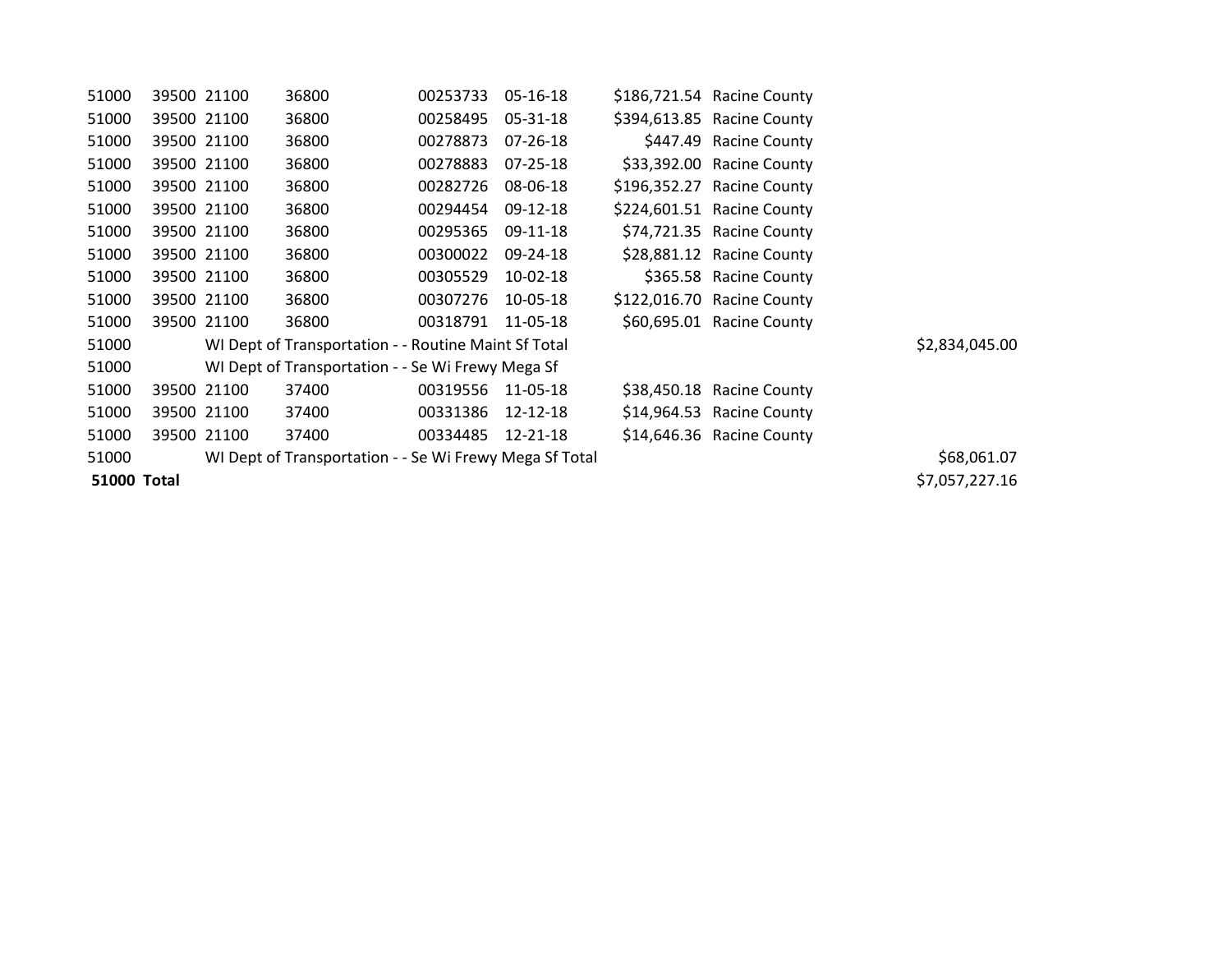| | | | | | | | | |
|---|---|---|---|---|---|---|---|---|
| 51000 | 39500 | 21100 | 36800 | 00253733 | 05-16-18 | $186,721.54 | Racine County | |
| 51000 | 39500 | 21100 | 36800 | 00258495 | 05-31-18 | $394,613.85 | Racine County | |
| 51000 | 39500 | 21100 | 36800 | 00278873 | 07-26-18 | $447.49 | Racine County | |
| 51000 | 39500 | 21100 | 36800 | 00278883 | 07-25-18 | $33,392.00 | Racine County | |
| 51000 | 39500 | 21100 | 36800 | 00282726 | 08-06-18 | $196,352.27 | Racine County | |
| 51000 | 39500 | 21100 | 36800 | 00294454 | 09-12-18 | $224,601.51 | Racine County | |
| 51000 | 39500 | 21100 | 36800 | 00295365 | 09-11-18 | $74,721.35 | Racine County | |
| 51000 | 39500 | 21100 | 36800 | 00300022 | 09-24-18 | $28,881.12 | Racine County | |
| 51000 | 39500 | 21100 | 36800 | 00305529 | 10-02-18 | $365.58 | Racine County | |
| 51000 | 39500 | 21100 | 36800 | 00307276 | 10-05-18 | $122,016.70 | Racine County | |
| 51000 | 39500 | 21100 | 36800 | 00318791 | 11-05-18 | $60,695.01 | Racine County | |
| 51000 | | WI Dept of Transportation - - Routine Maint Sf Total | | | | | | $2,834,045.00 |
| 51000 | | WI Dept of Transportation - - Se Wi Frewy Mega Sf | | | | | | |
| 51000 | 39500 | 21100 | 37400 | 00319556 | 11-05-18 | $38,450.18 | Racine County | |
| 51000 | 39500 | 21100 | 37400 | 00331386 | 12-12-18 | $14,964.53 | Racine County | |
| 51000 | 39500 | 21100 | 37400 | 00334485 | 12-21-18 | $14,646.36 | Racine County | |
| 51000 | | WI Dept of Transportation - - Se Wi Frewy Mega Sf Total | | | | | | $68,061.07 |
| **51000 Total** | | | | | | | | $7,057,227.16 |